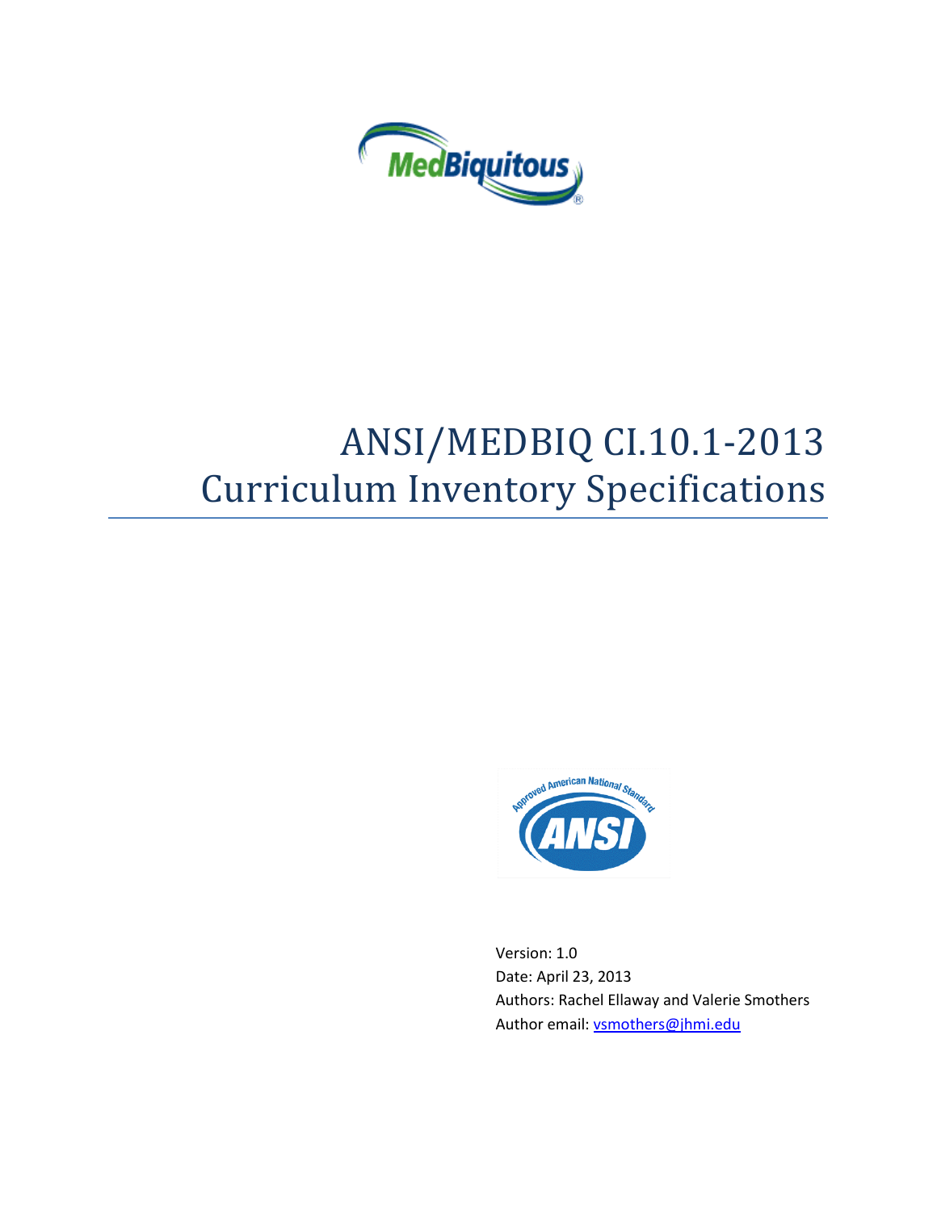MedBiquitous

# ANSI/MEDBIQ CI.10.1-2013
# Curriculum Inventory Specifications

Approved American National Standard

ANSI

Version: 1.0
Date: April 23, 2013
Authors: Rachel Ellaway and Valerie Smothers
Author email: vsmothers@jhmi.edu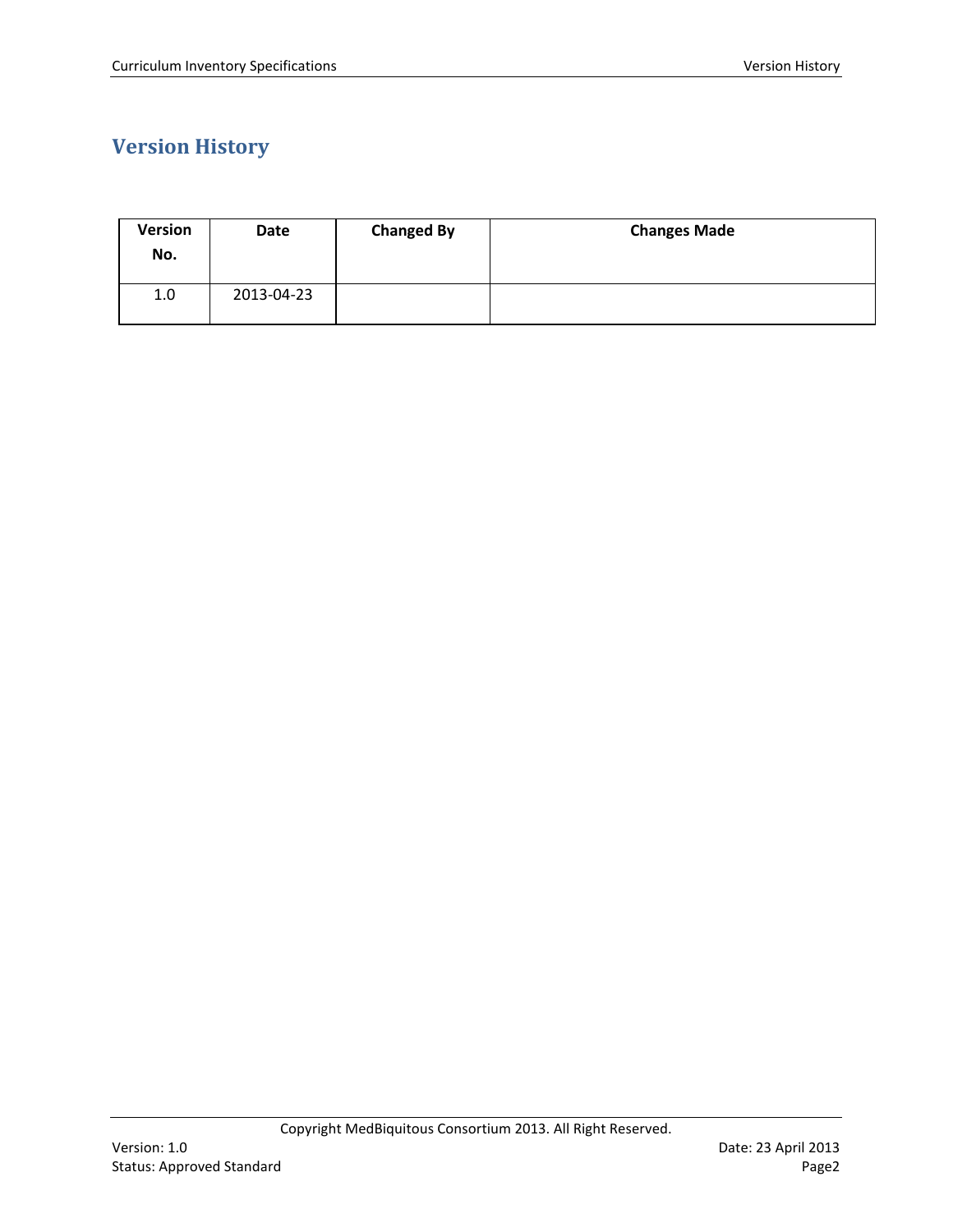# Version History

| Version No. | Date | Changed By | Changes Made |
|---|---|---|---|
| 1.0 | 2013-04-23 | | |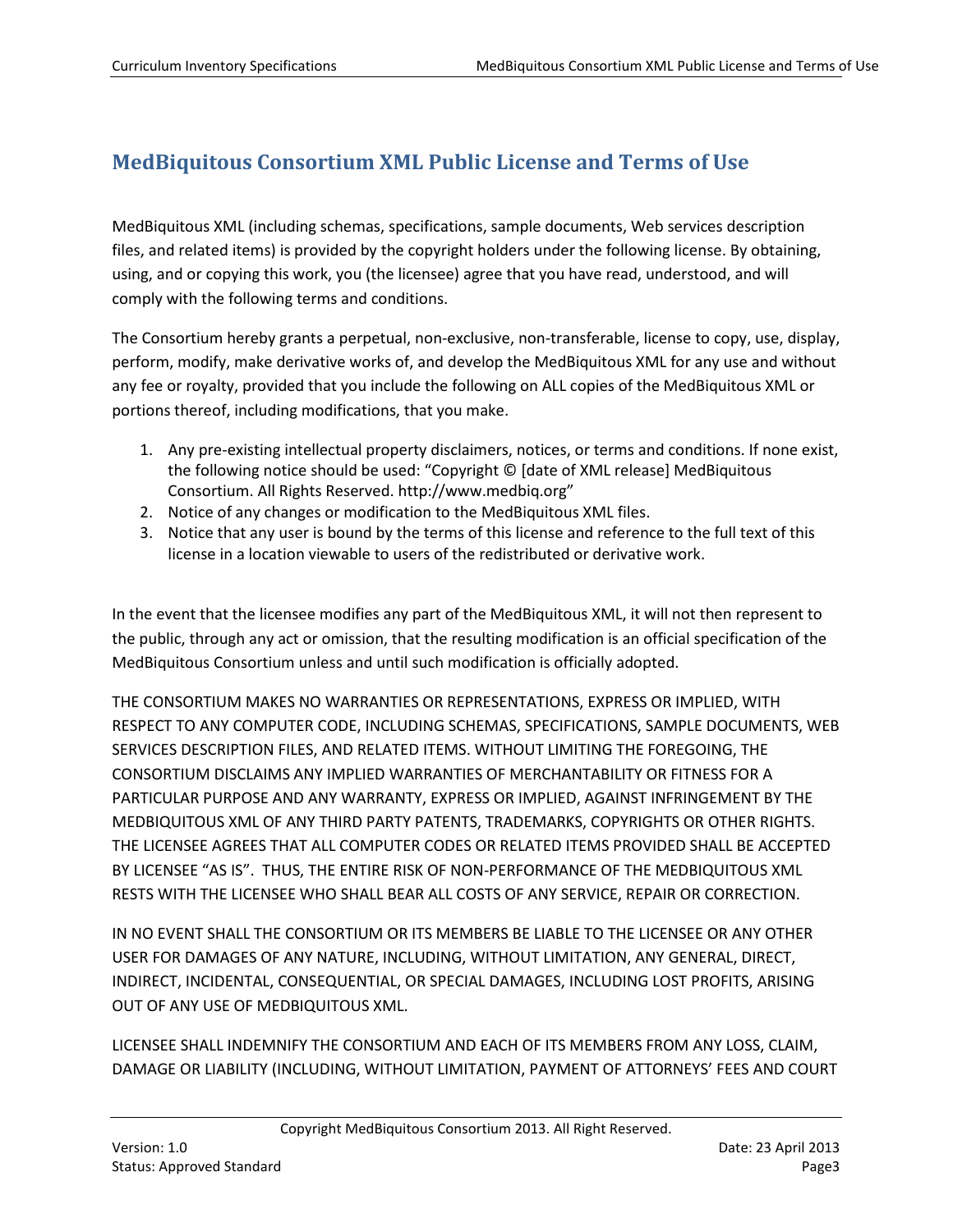## MedBiquitous Consortium XML Public License and Terms of Use

MedBiquitous XML (including schemas, specifications, sample documents, Web services description files, and related items) is provided by the copyright holders under the following license. By obtaining, using, and or copying this work, you (the licensee) agree that you have read, understood, and will comply with the following terms and conditions.

The Consortium hereby grants a perpetual, non-exclusive, non-transferable, license to copy, use, display, perform, modify, make derivative works of, and develop the MedBiquitous XML for any use and without any fee or royalty, provided that you include the following on ALL copies of the MedBiquitous XML or portions thereof, including modifications, that you make.

1. Any pre-existing intellectual property disclaimers, notices, or terms and conditions. If none exist, the following notice should be used: "Copyright © [date of XML release] MedBiquitous Consortium. All Rights Reserved. http://www.medbiq.org"
2. Notice of any changes or modification to the MedBiquitous XML files.
3. Notice that any user is bound by the terms of this license and reference to the full text of this license in a location viewable to users of the redistributed or derivative work.

In the event that the licensee modifies any part of the MedBiquitous XML, it will not then represent to the public, through any act or omission, that the resulting modification is an official specification of the MedBiquitous Consortium unless and until such modification is officially adopted.

THE CONSORTIUM MAKES NO WARRANTIES OR REPRESENTATIONS, EXPRESS OR IMPLIED, WITH RESPECT TO ANY COMPUTER CODE, INCLUDING SCHEMAS, SPECIFICATIONS, SAMPLE DOCUMENTS, WEB SERVICES DESCRIPTION FILES, AND RELATED ITEMS. WITHOUT LIMITING THE FOREGOING, THE CONSORTIUM DISCLAIMS ANY IMPLIED WARRANTIES OF MERCHANTABILITY OR FITNESS FOR A PARTICULAR PURPOSE AND ANY WARRANTY, EXPRESS OR IMPLIED, AGAINST INFRINGEMENT BY THE MEDBIQUITOUS XML OF ANY THIRD PARTY PATENTS, TRADEMARKS, COPYRIGHTS OR OTHER RIGHTS. THE LICENSEE AGREES THAT ALL COMPUTER CODES OR RELATED ITEMS PROVIDED SHALL BE ACCEPTED BY LICENSEE "AS IS". THUS, THE ENTIRE RISK OF NON-PERFORMANCE OF THE MEDBIQUITOUS XML RESTS WITH THE LICENSEE WHO SHALL BEAR ALL COSTS OF ANY SERVICE, REPAIR OR CORRECTION.

IN NO EVENT SHALL THE CONSORTIUM OR ITS MEMBERS BE LIABLE TO THE LICENSEE OR ANY OTHER USER FOR DAMAGES OF ANY NATURE, INCLUDING, WITHOUT LIMITATION, ANY GENERAL, DIRECT, INDIRECT, INCIDENTAL, CONSEQUENTIAL, OR SPECIAL DAMAGES, INCLUDING LOST PROFITS, ARISING OUT OF ANY USE OF MEDBIQUITOUS XML.

LICENSEE SHALL INDEMNIFY THE CONSORTIUM AND EACH OF ITS MEMBERS FROM ANY LOSS, CLAIM, DAMAGE OR LIABILITY (INCLUDING, WITHOUT LIMITATION, PAYMENT OF ATTORNEYS' FEES AND COURT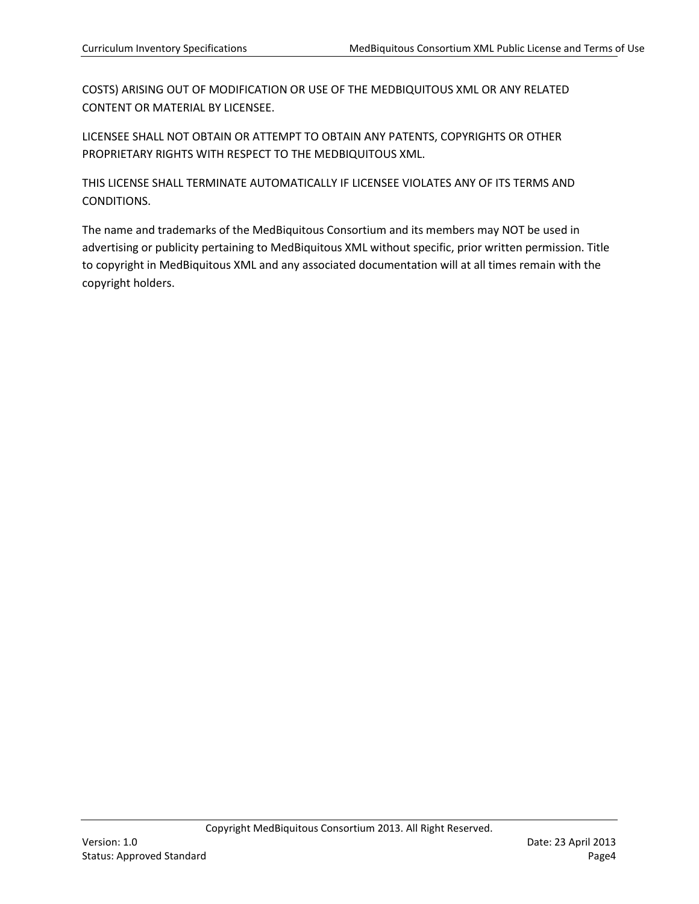COSTS) ARISING OUT OF MODIFICATION OR USE OF THE MEDBIQUITOUS XML OR ANY RELATED CONTENT OR MATERIAL BY LICENSEE.

LICENSEE SHALL NOT OBTAIN OR ATTEMPT TO OBTAIN ANY PATENTS, COPYRIGHTS OR OTHER PROPRIETARY RIGHTS WITH RESPECT TO THE MEDBIQUITOUS XML.

THIS LICENSE SHALL TERMINATE AUTOMATICALLY IF LICENSEE VIOLATES ANY OF ITS TERMS AND CONDITIONS.

The name and trademarks of the MedBiquitous Consortium and its members may NOT be used in advertising or publicity pertaining to MedBiquitous XML without specific, prior written permission. Title to copyright in MedBiquitous XML and any associated documentation will at all times remain with the copyright holders.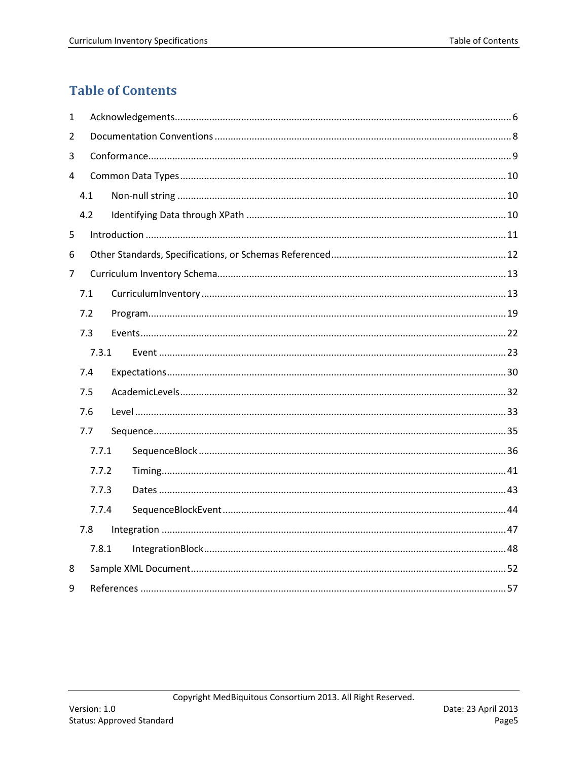# Table of Contents

1 Acknowledgements ............................................................ 6

2 Documentation Conventions ............................................................ 8

3 Conformance ............................................................ 9

4 Common Data Types ............................................................ 10

4.1 Non-null string ............................................................ 10

4.2 Identifying Data through XPath ............................................................ 10

5 Introduction ............................................................ 11

6 Other Standards, Specifications, or Schemas Referenced ............................................................ 12

7 Curriculum Inventory Schema ............................................................ 13

7.1 CurriculumInventory ............................................................ 13

7.2 Program ............................................................ 19

7.3 Events ............................................................ 22

7.3.1 Event ............................................................ 23

7.4 Expectations ............................................................ 30

7.5 AcademicLevels ............................................................ 32

7.6 Level ............................................................ 33

7.7 Sequence ............................................................ 35

7.7.1 SequenceBlock ............................................................ 36

7.7.2 Timing ............................................................ 41

7.7.3 Dates ............................................................ 43

7.7.4 SequenceBlockEvent ............................................................ 44

7.8 Integration ............................................................ 47

7.8.1 IntegrationBlock ............................................................ 48

8 Sample XML Document ............................................................ 52

9 References ............................................................ 57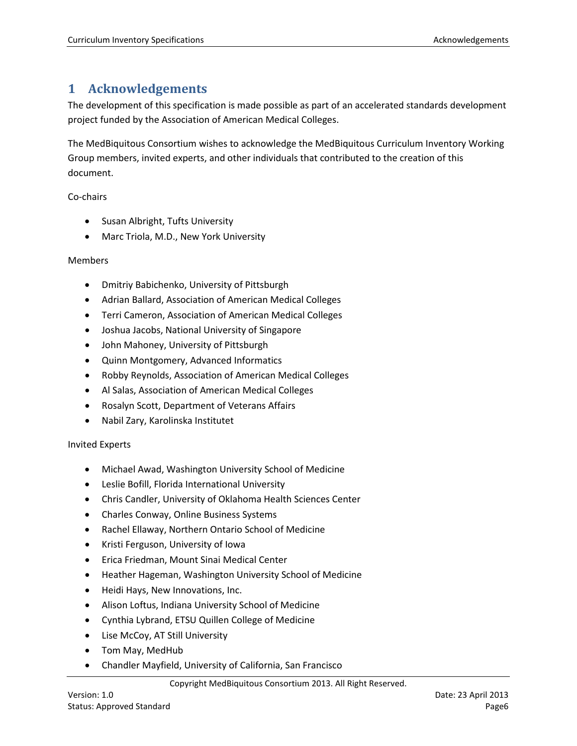# 1 Acknowledgements

The development of this specification is made possible as part of an accelerated standards development project funded by the Association of American Medical Colleges.

The MedBiquitous Consortium wishes to acknowledge the MedBiquitous Curriculum Inventory Working Group members, invited experts, and other individuals that contributed to the creation of this document.

Co-chairs

- Susan Albright, Tufts University
- Marc Triola, M.D., New York University

Members

- Dmitriy Babichenko, University of Pittsburgh
- Adrian Ballard, Association of American Medical Colleges
- Terri Cameron, Association of American Medical Colleges
- Joshua Jacobs, National University of Singapore
- John Mahoney, University of Pittsburgh
- Quinn Montgomery, Advanced Informatics
- Robby Reynolds, Association of American Medical Colleges
- Al Salas, Association of American Medical Colleges
- Rosalyn Scott, Department of Veterans Affairs
- Nabil Zary, Karolinska Institutet

Invited Experts

- Michael Awad, Washington University School of Medicine
- Leslie Bofill, Florida International University
- Chris Candler, University of Oklahoma Health Sciences Center
- Charles Conway, Online Business Systems
- Rachel Ellaway, Northern Ontario School of Medicine
- Kristi Ferguson, University of Iowa
- Erica Friedman, Mount Sinai Medical Center
- Heather Hageman, Washington University School of Medicine
- Heidi Hays, New Innovations, Inc.
- Alison Loftus, Indiana University School of Medicine
- Cynthia Lybrand, ETSU Quillen College of Medicine
- Lise McCoy, AT Still University
- Tom May, MedHub
- Chandler Mayfield, University of California, San Francisco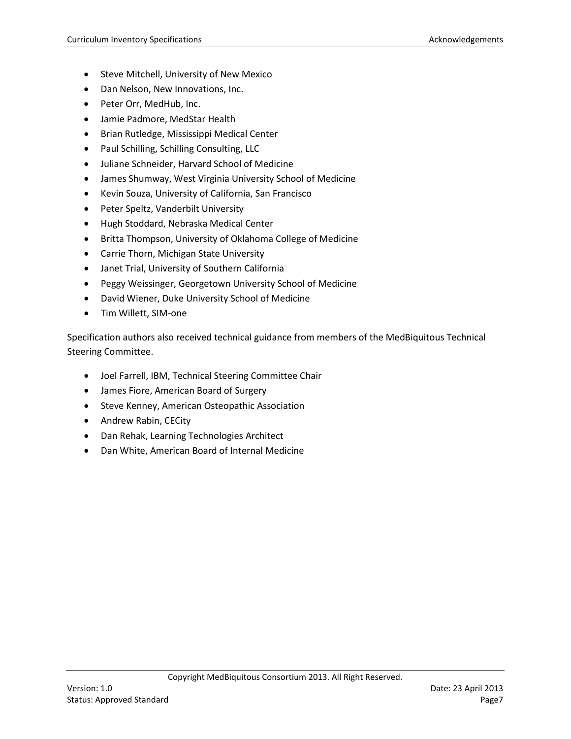- Steve Mitchell, University of New Mexico
- Dan Nelson, New Innovations, Inc.
- Peter Orr, MedHub, Inc.
- Jamie Padmore, MedStar Health
- Brian Rutledge, Mississippi Medical Center
- Paul Schilling, Schilling Consulting, LLC
- Juliane Schneider, Harvard School of Medicine
- James Shumway, West Virginia University School of Medicine
- Kevin Souza, University of California, San Francisco
- Peter Speltz, Vanderbilt University
- Hugh Stoddard, Nebraska Medical Center
- Britta Thompson, University of Oklahoma College of Medicine
- Carrie Thorn, Michigan State University
- Janet Trial, University of Southern California
- Peggy Weissinger, Georgetown University School of Medicine
- David Wiener, Duke University School of Medicine
- Tim Willett, SIM-one

Specification authors also received technical guidance from members of the MedBiquitous Technical Steering Committee.

- Joel Farrell, IBM, Technical Steering Committee Chair
- James Fiore, American Board of Surgery
- Steve Kenney, American Osteopathic Association
- Andrew Rabin, CECity
- Dan Rehak, Learning Technologies Architect
- Dan White, American Board of Internal Medicine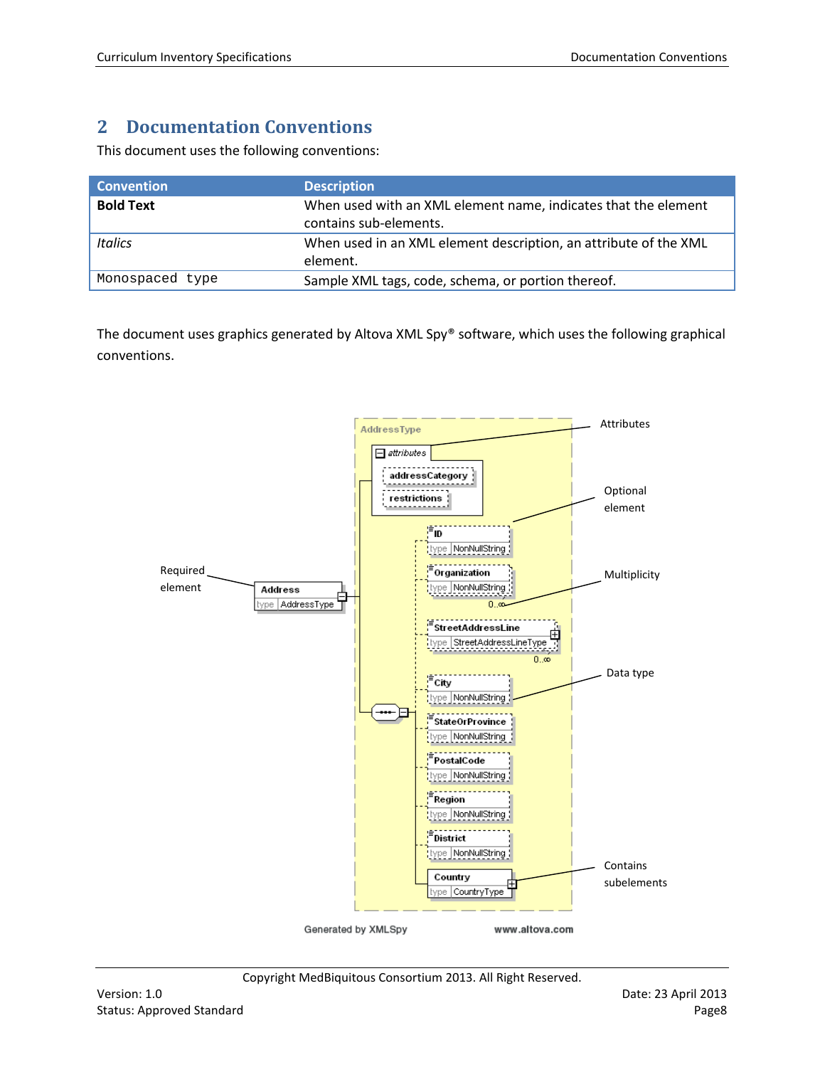# 2 Documentation Conventions

This document uses the following conventions:

| Convention | Description |
|---|---|
| **Bold Text** | When used with an XML element name, indicates that the element contains sub-elements. |
| *Italics* | When used in an XML element description, an attribute of the XML element. |
| `Monospaced type` | Sample XML tags, code, schema, or portion thereof. |

The document uses graphics generated by Altova XML Spy® software, which uses the following graphical conventions.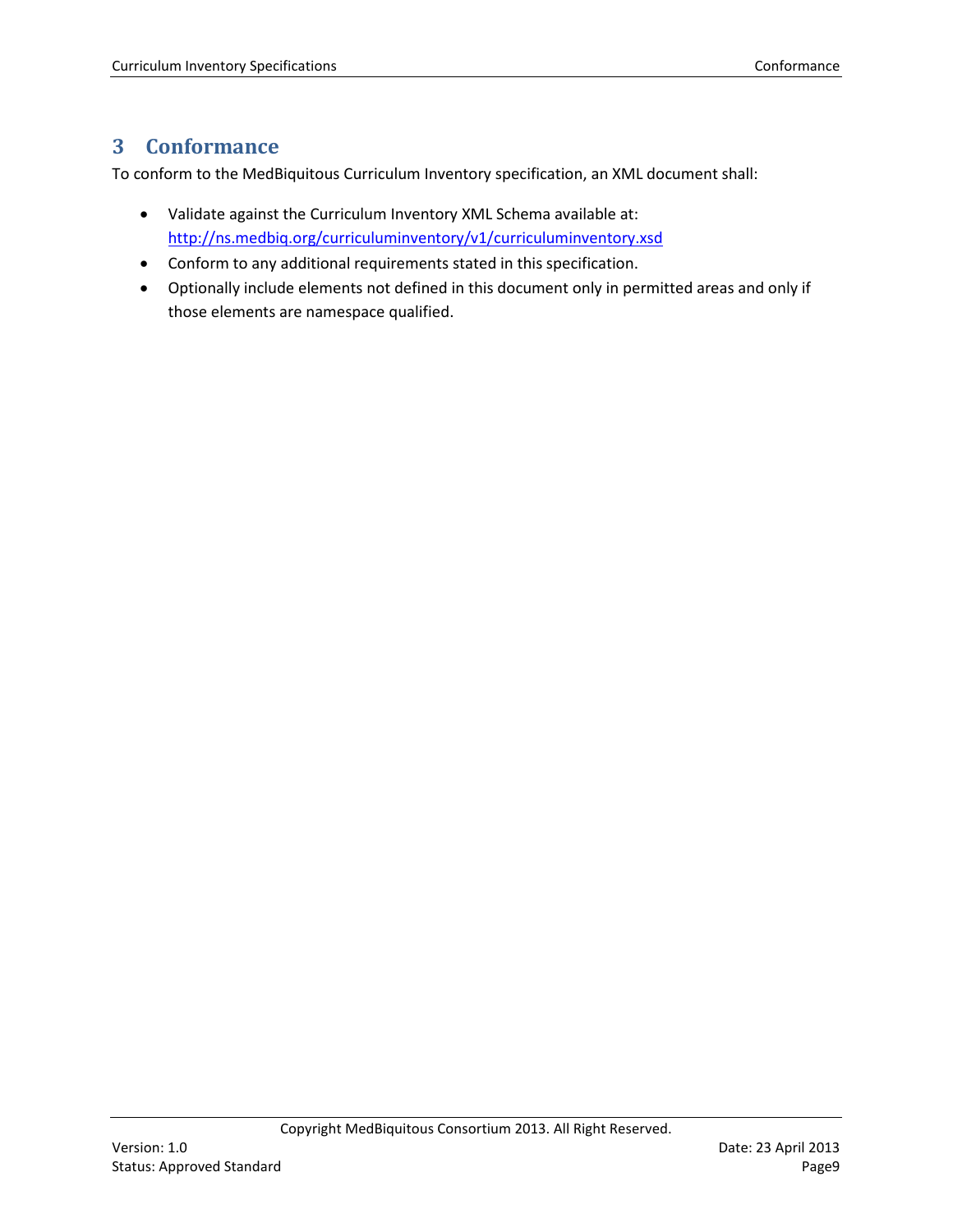# 3 Conformance

To conform to the MedBiquitous Curriculum Inventory specification, an XML document shall:

- Validate against the Curriculum Inventory XML Schema available at: http://ns.medbiq.org/curriculuminventory/v1/curriculuminventory.xsd
- Conform to any additional requirements stated in this specification.
- Optionally include elements not defined in this document only in permitted areas and only if those elements are namespace qualified.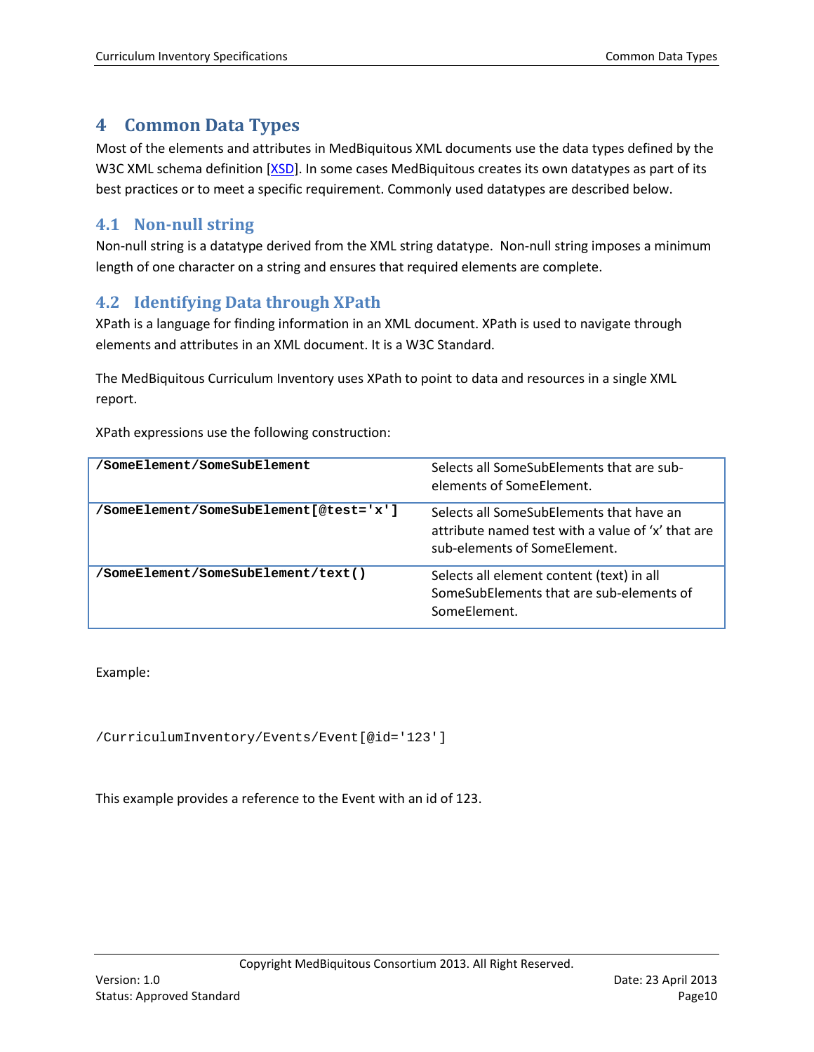# 4 Common Data Types

Most of the elements and attributes in MedBiquitous XML documents use the data types defined by the W3C XML schema definition [XSD]. In some cases MedBiquitous creates its own datatypes as part of its best practices or to meet a specific requirement. Commonly used datatypes are described below.

## 4.1 Non-null string

Non-null string is a datatype derived from the XML string datatype. Non-null string imposes a minimum length of one character on a string and ensures that required elements are complete.

## 4.2 Identifying Data through XPath

XPath is a language for finding information in an XML document. XPath is used to navigate through elements and attributes in an XML document. It is a W3C Standard.

The MedBiquitous Curriculum Inventory uses XPath to point to data and resources in a single XML report.

XPath expressions use the following construction:

| | |
|---|---|
| **`/SomeElement/SomeSubElement`** | Selects all SomeSubElements that are sub-elements of SomeElement. |
| **`/SomeElement/SomeSubElement[@test='x']`** | Selects all SomeSubElements that have an attribute named test with a value of 'x' that are sub-elements of SomeElement. |
| **`/SomeElement/SomeSubElement/text()`** | Selects all element content (text) in all SomeSubElements that are sub-elements of SomeElement. |

Example:

```
/CurriculumInventory/Events/Event[@id='123']
```

This example provides a reference to the Event with an id of 123.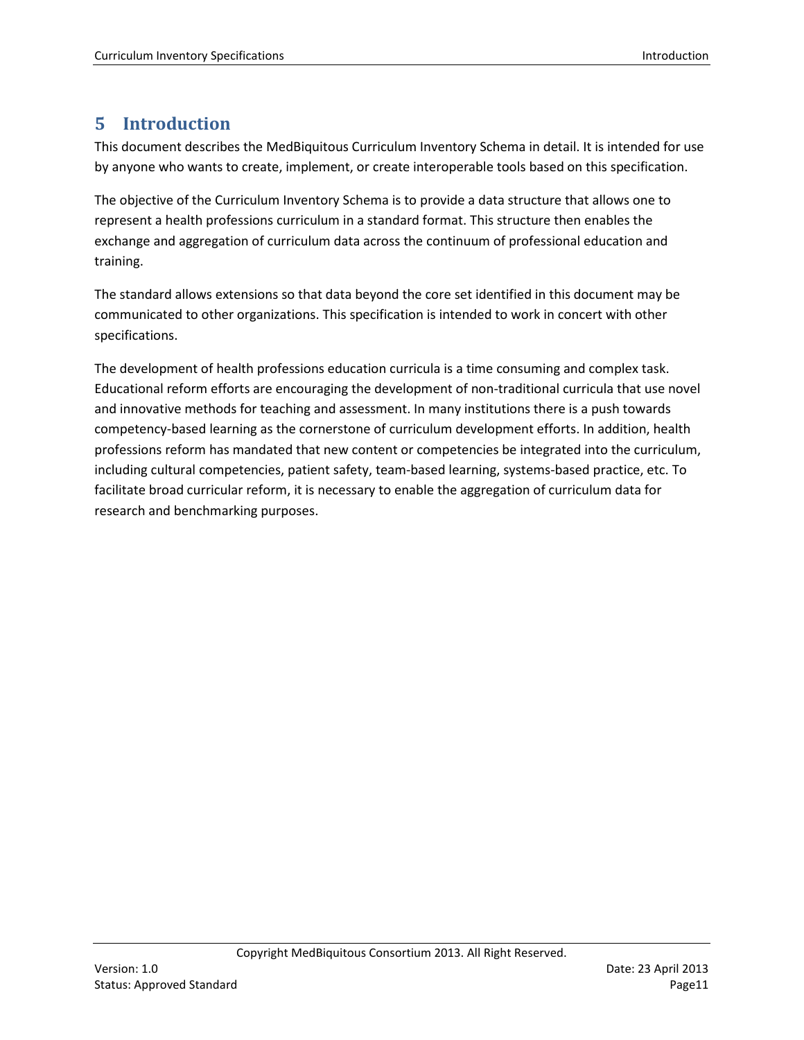# 5 Introduction

This document describes the MedBiquitous Curriculum Inventory Schema in detail. It is intended for use by anyone who wants to create, implement, or create interoperable tools based on this specification.

The objective of the Curriculum Inventory Schema is to provide a data structure that allows one to represent a health professions curriculum in a standard format. This structure then enables the exchange and aggregation of curriculum data across the continuum of professional education and training.

The standard allows extensions so that data beyond the core set identified in this document may be communicated to other organizations. This specification is intended to work in concert with other specifications.

The development of health professions education curricula is a time consuming and complex task. Educational reform efforts are encouraging the development of non-traditional curricula that use novel and innovative methods for teaching and assessment. In many institutions there is a push towards competency-based learning as the cornerstone of curriculum development efforts. In addition, health professions reform has mandated that new content or competencies be integrated into the curriculum, including cultural competencies, patient safety, team-based learning, systems-based practice, etc. To facilitate broad curricular reform, it is necessary to enable the aggregation of curriculum data for research and benchmarking purposes.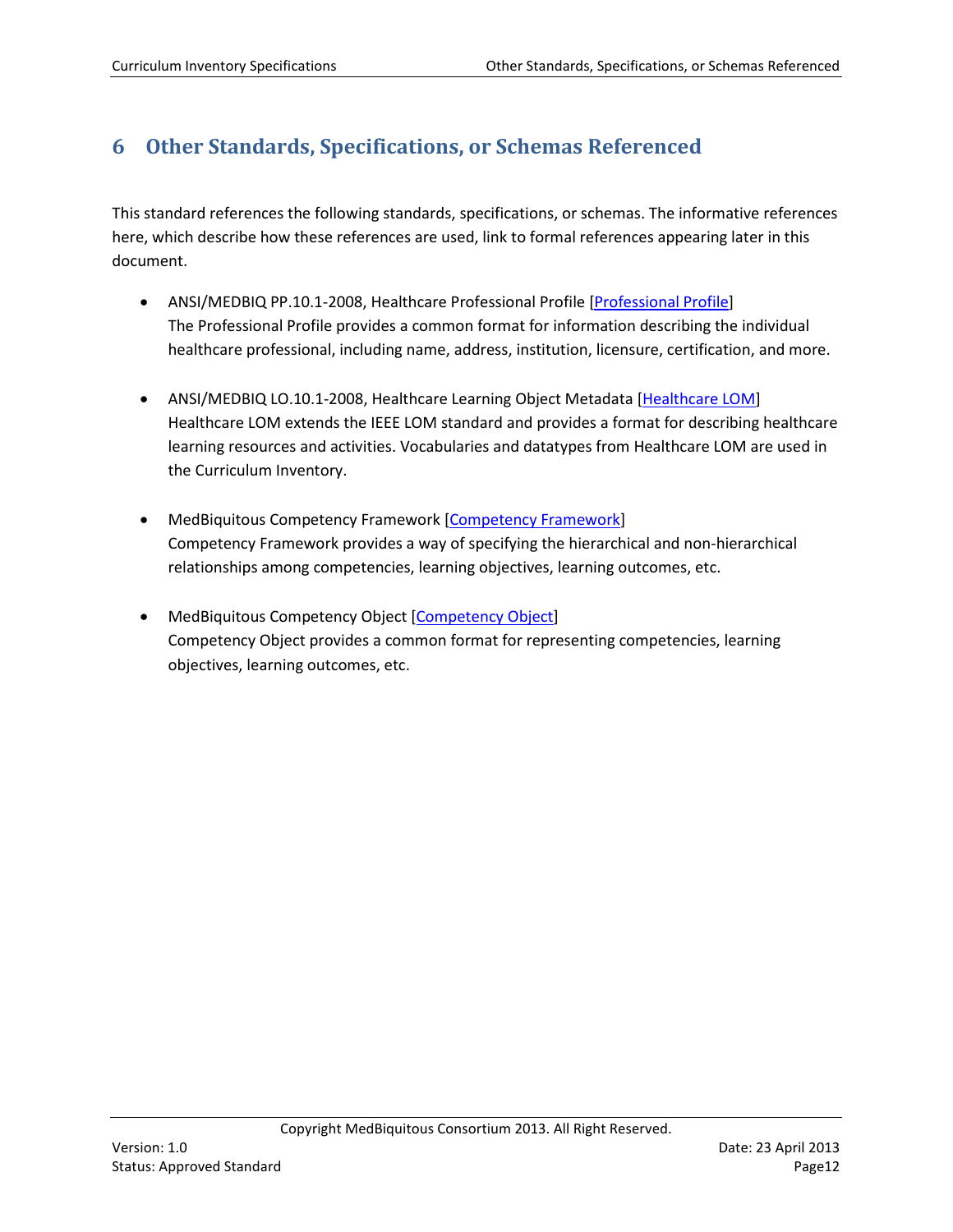# 6 Other Standards, Specifications, or Schemas Referenced

This standard references the following standards, specifications, or schemas. The informative references here, which describe how these references are used, link to formal references appearing later in this document.

- ANSI/MEDBIQ PP.10.1-2008, Healthcare Professional Profile [Professional Profile]
  The Professional Profile provides a common format for information describing the individual healthcare professional, including name, address, institution, licensure, certification, and more.

- ANSI/MEDBIQ LO.10.1-2008, Healthcare Learning Object Metadata [Healthcare LOM]
  Healthcare LOM extends the IEEE LOM standard and provides a format for describing healthcare learning resources and activities. Vocabularies and datatypes from Healthcare LOM are used in the Curriculum Inventory.

- MedBiquitous Competency Framework [Competency Framework]
  Competency Framework provides a way of specifying the hierarchical and non-hierarchical relationships among competencies, learning objectives, learning outcomes, etc.

- MedBiquitous Competency Object [Competency Object]
  Competency Object provides a common format for representing competencies, learning objectives, learning outcomes, etc.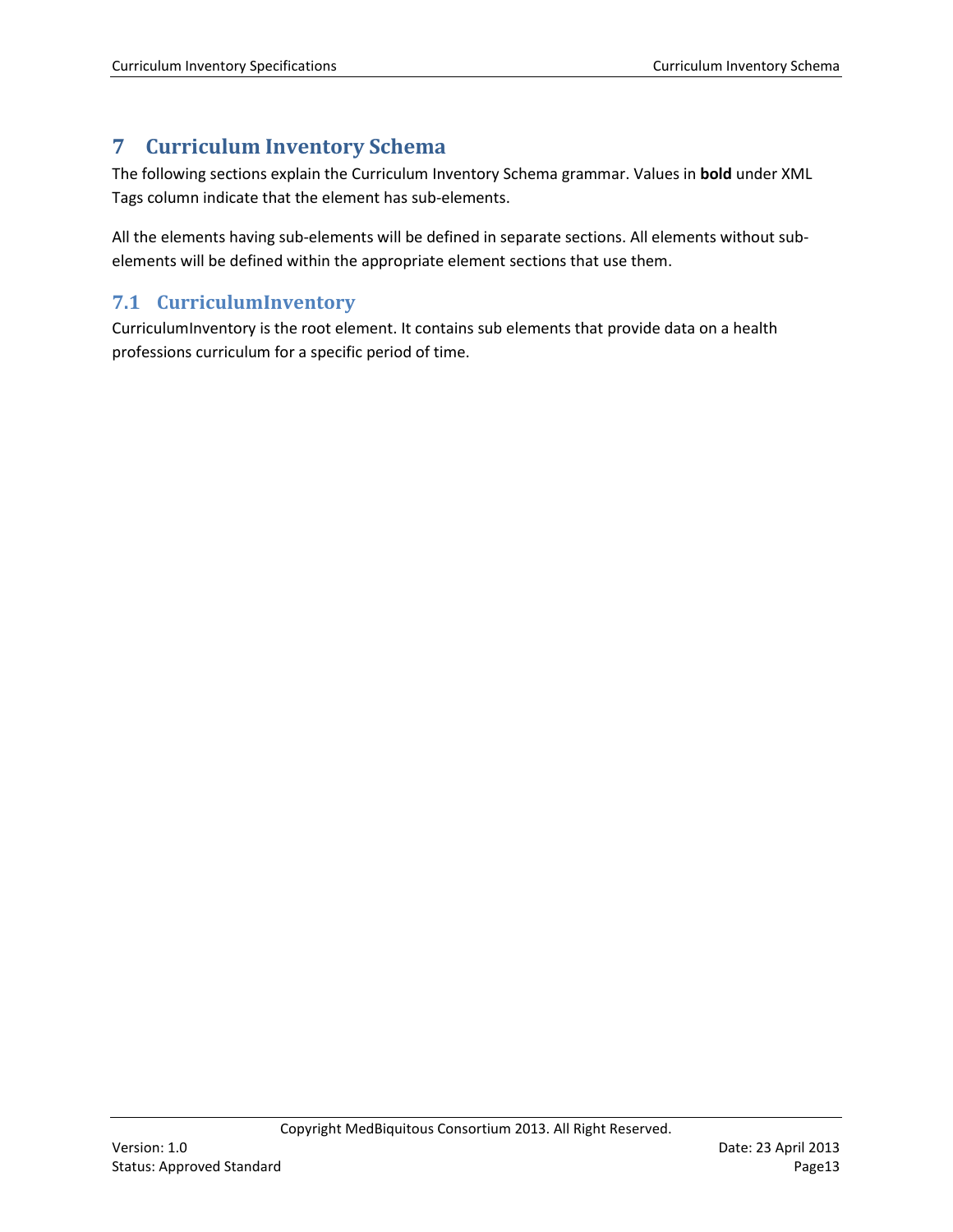# 7 Curriculum Inventory Schema

The following sections explain the Curriculum Inventory Schema grammar. Values in **bold** under XML Tags column indicate that the element has sub-elements.

All the elements having sub-elements will be defined in separate sections. All elements without sub-elements will be defined within the appropriate element sections that use them.

## 7.1 CurriculumInventory

CurriculumInventory is the root element. It contains sub elements that provide data on a health professions curriculum for a specific period of time.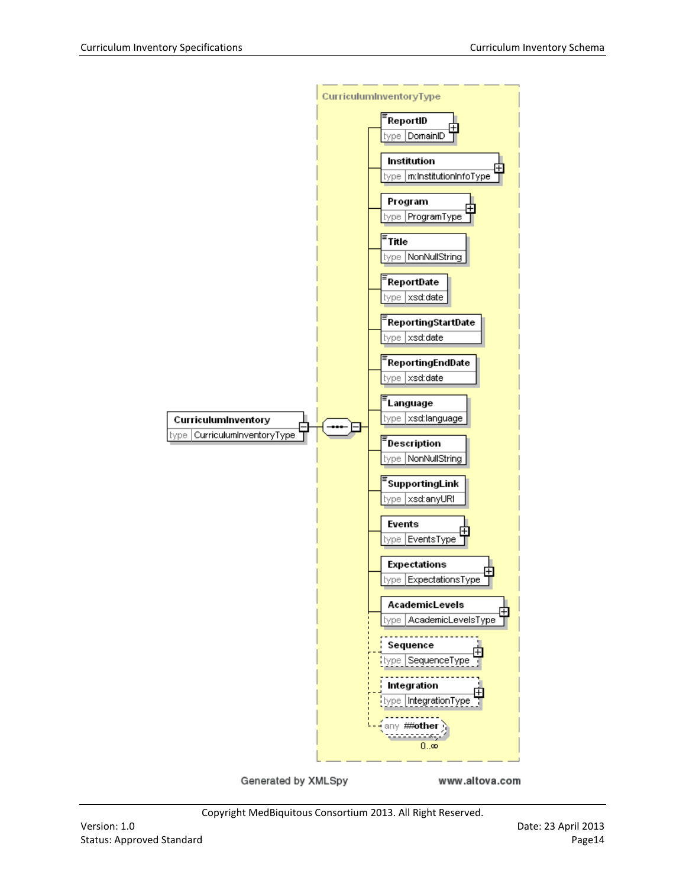CurriculumInventoryType

- **CurriculumInventory** — type: CurriculumInventoryType
  - **ReportID** — type: DomainID
  - **Institution** — type: m:InstitutionInfoType
  - **Program** — type: ProgramType
  - **Title** — type: NonNullString
  - **ReportDate** — type: xsd:date
  - **ReportingStartDate** — type: xsd:date
  - **ReportingEndDate** — type: xsd:date
  - **Language** — type: xsd:language
  - **Description** — type: NonNullString
  - **SupportingLink** — type: xsd:anyURI
  - **Events** — type: EventsType
  - **Expectations** — type: ExpectationsType
  - **AcademicLevels** — type: AcademicLevelsType
  - **Sequence** — type: SequenceType
  - **Integration** — type: IntegrationType
  - any ##other (0..∞)

Generated by XMLSpy www.altova.com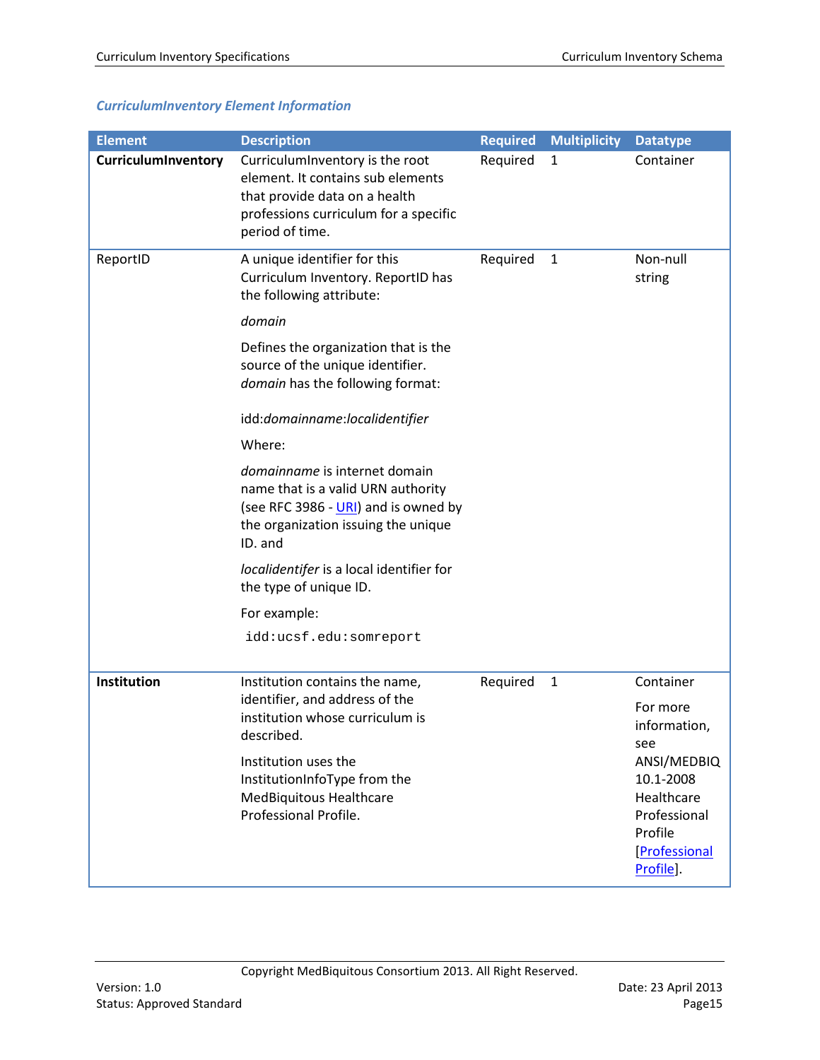### *CurriculumInventory Element Information*

| Element | Description | Required | Multiplicity | Datatype |
|---|---|---|---|---|
| **CurriculumInventory** | CurriculumInventory is the root element. It contains sub elements that provide data on a health professions curriculum for a specific period of time. | Required | 1 | Container |
| ReportID | A unique identifier for this Curriculum Inventory. ReportID has the following attribute:<br><br>*domain*<br><br>Defines the organization that is the source of the unique identifier. *domain* has the following format:<br><br>idd:*domainname*:*localidentifier*<br><br>Where:<br><br>*domainname* is internet domain name that is a valid URN authority (see RFC 3986 - URI) and is owned by the organization issuing the unique ID. and<br><br>*localidentifer* is a local identifier for the type of unique ID.<br><br>For example:<br><br>`idd:ucsf.edu:somreport` | Required | 1 | Non-null string |
| **Institution** | Institution contains the name, identifier, and address of the institution whose curriculum is described.<br><br>Institution uses the InstitutionInfoType from the MedBiquitous Healthcare Professional Profile. | Required | 1 | Container<br><br>For more information, see ANSI/MEDBIQ 10.1-2008 Healthcare Professional Profile [Professional Profile]. |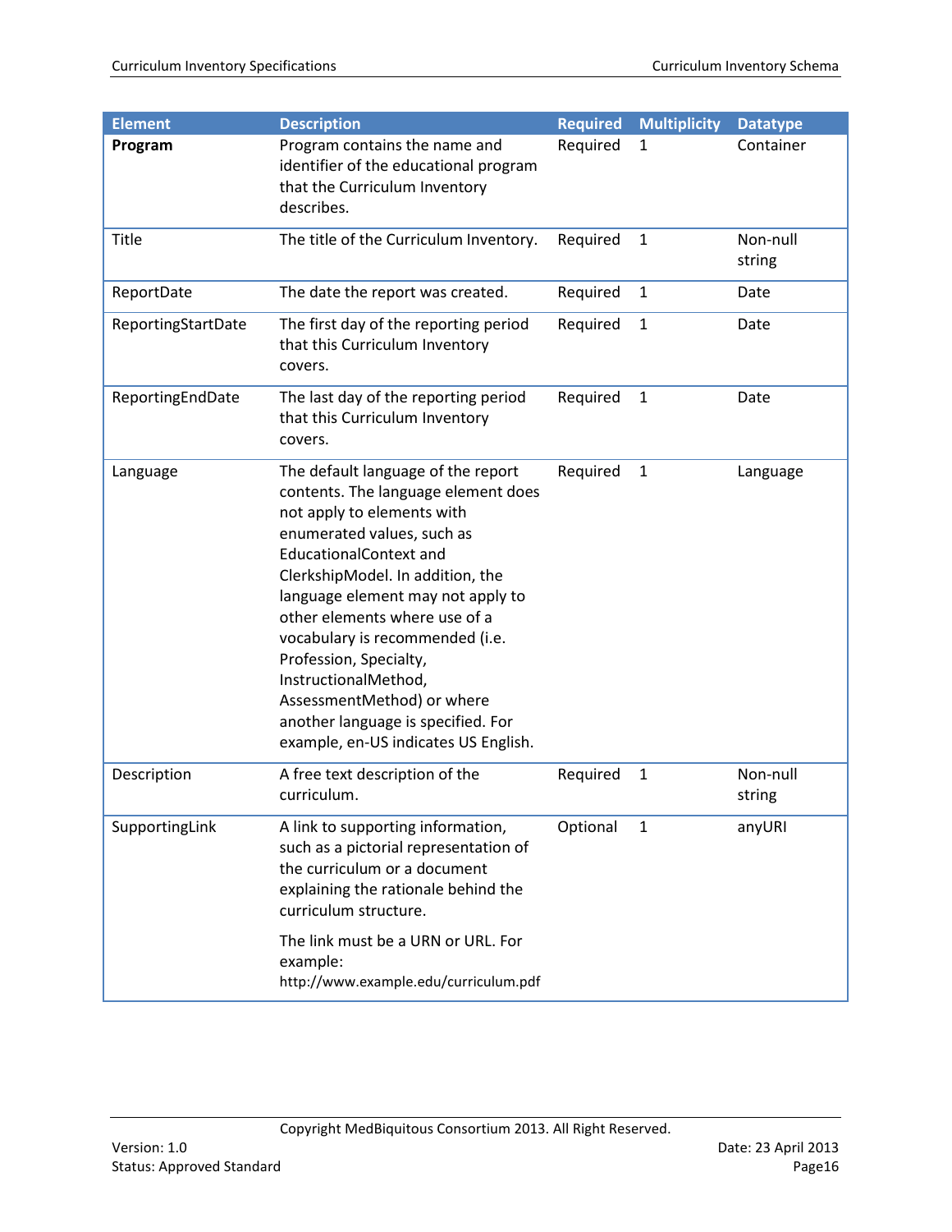| Element | Description | Required | Multiplicity | Datatype |
|---|---|---|---|---|
| **Program** | Program contains the name and identifier of the educational program that the Curriculum Inventory describes. | Required | 1 | Container |
| Title | The title of the Curriculum Inventory. | Required | 1 | Non-null string |
| ReportDate | The date the report was created. | Required | 1 | Date |
| ReportingStartDate | The first day of the reporting period that this Curriculum Inventory covers. | Required | 1 | Date |
| ReportingEndDate | The last day of the reporting period that this Curriculum Inventory covers. | Required | 1 | Date |
| Language | The default language of the report contents. The language element does not apply to elements with enumerated values, such as EducationalContext and ClerkshipModel. In addition, the language element may not apply to other elements where use of a vocabulary is recommended (i.e. Profession, Specialty, InstructionalMethod, AssessmentMethod) or where another language is specified. For example, en-US indicates US English. | Required | 1 | Language |
| Description | A free text description of the curriculum. | Required | 1 | Non-null string |
| SupportingLink | A link to supporting information, such as a pictorial representation of the curriculum or a document explaining the rationale behind the curriculum structure. The link must be a URN or URL. For example: http://www.example.edu/curriculum.pdf | Optional | 1 | anyURI |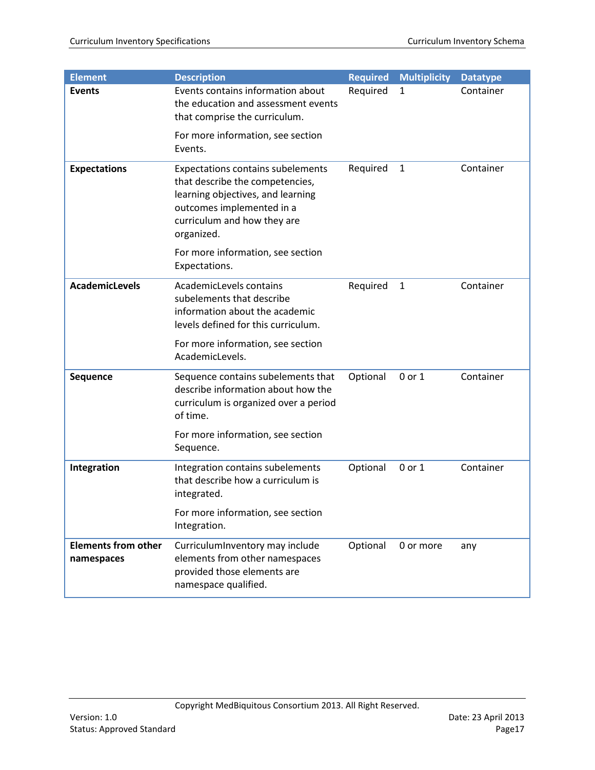| Element | Description | Required | Multiplicity | Datatype |
|---|---|---|---|---|
| **Events** | Events contains information about the education and assessment events that comprise the curriculum.<br><br>For more information, see section Events. | Required | 1 | Container |
| **Expectations** | Expectations contains subelements that describe the competencies, learning objectives, and learning outcomes implemented in a curriculum and how they are organized.<br><br>For more information, see section Expectations. | Required | 1 | Container |
| **AcademicLevels** | AcademicLevels contains subelements that describe information about the academic levels defined for this curriculum.<br><br>For more information, see section AcademicLevels. | Required | 1 | Container |
| **Sequence** | Sequence contains subelements that describe information about how the curriculum is organized over a period of time.<br><br>For more information, see section Sequence. | Optional | 0 or 1 | Container |
| **Integration** | Integration contains subelements that describe how a curriculum is integrated.<br><br>For more information, see section Integration. | Optional | 0 or 1 | Container |
| **Elements from other namespaces** | CurriculumInventory may include elements from other namespaces provided those elements are namespace qualified. | Optional | 0 or more | any |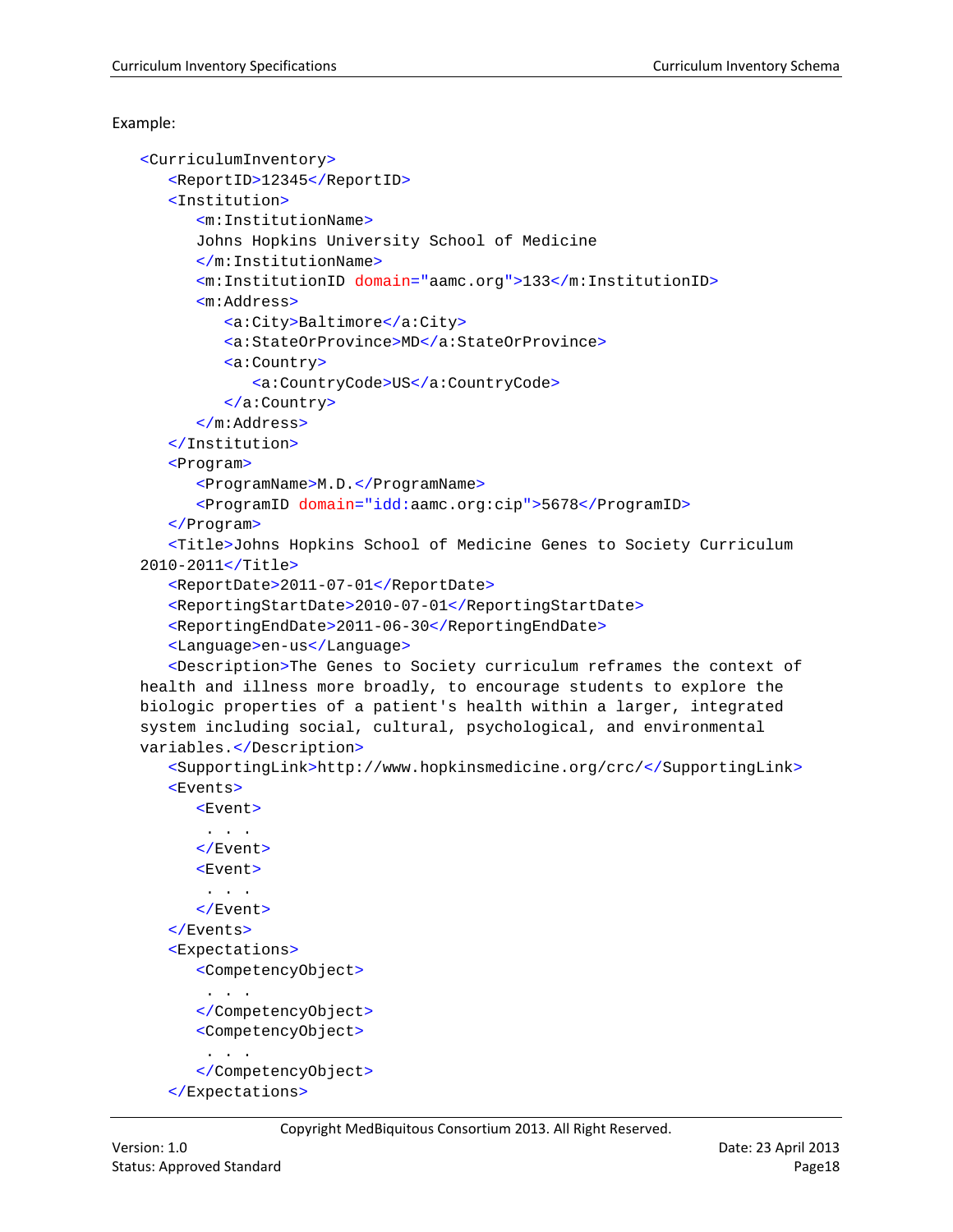Example:

```
<CurriculumInventory>
   <ReportID>12345</ReportID>
   <Institution>
      <m:InstitutionName>
      Johns Hopkins University School of Medicine
      </m:InstitutionName>
      <m:InstitutionID domain="aamc.org">133</m:InstitutionID>
      <m:Address>
         <a:City>Baltimore</a:City>
         <a:StateOrProvince>MD</a:StateOrProvince>
         <a:Country>
            <a:CountryCode>US</a:CountryCode>
         </a:Country>
      </m:Address>
   </Institution>
   <Program>
      <ProgramName>M.D.</ProgramName>
      <ProgramID domain="idd:aamc.org:cip">5678</ProgramID>
   </Program>
   <Title>Johns Hopkins School of Medicine Genes to Society Curriculum
2010-2011</Title>
   <ReportDate>2011-07-01</ReportDate>
   <ReportingStartDate>2010-07-01</ReportingStartDate>
   <ReportingEndDate>2011-06-30</ReportingEndDate>
   <Language>en-us</Language>
   <Description>The Genes to Society curriculum reframes the context of
health and illness more broadly, to encourage students to explore the
biologic properties of a patient's health within a larger, integrated
system including social, cultural, psychological, and environmental
variables.</Description>
   <SupportingLink>http://www.hopkinsmedicine.org/crc/</SupportingLink>
   <Events>
      <Event>
       . . .
      </Event>
      <Event>
       . . .
      </Event>
   </Events>
   <Expectations>
      <CompetencyObject>
       . . .
      </CompetencyObject>
      <CompetencyObject>
       . . .
      </CompetencyObject>
   </Expectations>
```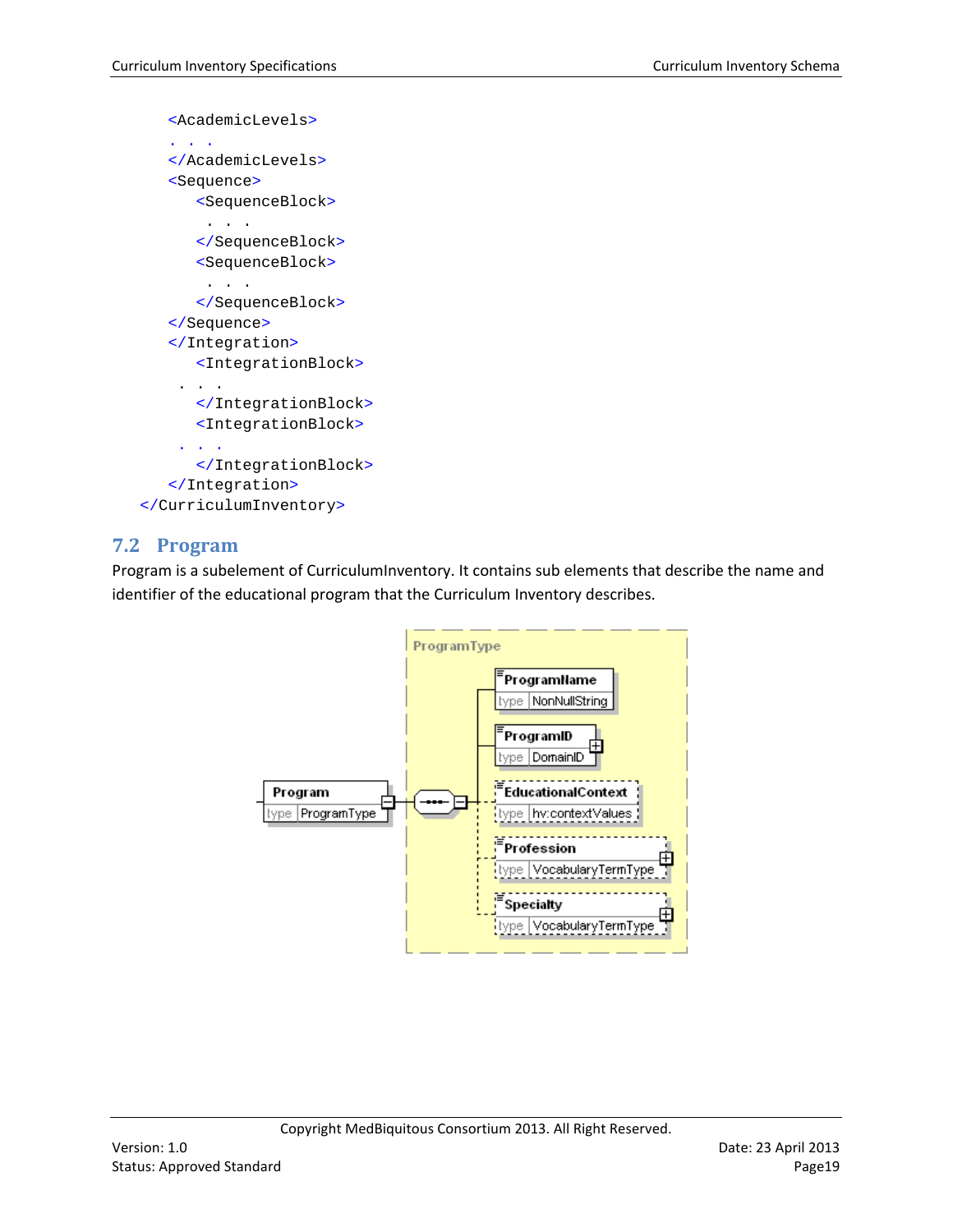```
    <AcademicLevels>
    . . .
    </AcademicLevels>
    <Sequence>
       <SequenceBlock>
        . . .
       </SequenceBlock>
       <SequenceBlock>
        . . .
       </SequenceBlock>
    </Sequence>
    </Integration>
       <IntegrationBlock>
     . . .
       </IntegrationBlock>
       <IntegrationBlock>
     . . .
       </IntegrationBlock>
    </Integration>
</CurriculumInventory>
```

## 7.2 Program

Program is a subelement of CurriculumInventory. It contains sub elements that describe the name and identifier of the educational program that the Curriculum Inventory describes.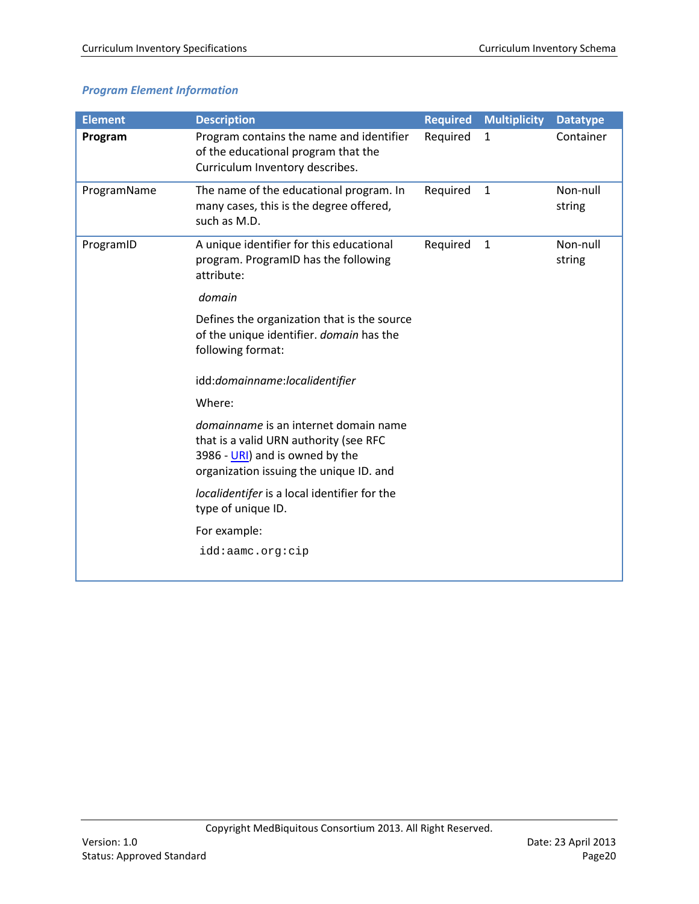### *Program Element Information*

| Element | Description | Required | Multiplicity | Datatype |
|---|---|---|---|---|
| **Program** | Program contains the name and identifier of the educational program that the Curriculum Inventory describes. | Required | 1 | Container |
| ProgramName | The name of the educational program. In many cases, this is the degree offered, such as M.D. | Required | 1 | Non-null string |
| ProgramID | A unique identifier for this educational program. ProgramID has the following attribute:<br><br>*domain*<br><br>Defines the organization that is the source of the unique identifier. *domain* has the following format:<br><br>idd:*domainname*:*localidentifier*<br><br>Where:<br><br>*domainname* is an internet domain name that is a valid URN authority (see RFC 3986 - URI) and is owned by the organization issuing the unique ID. and<br><br>*localidentifer* is a local identifier for the type of unique ID.<br><br>For example:<br><br>`idd:aamc.org:cip` | Required | 1 | Non-null string |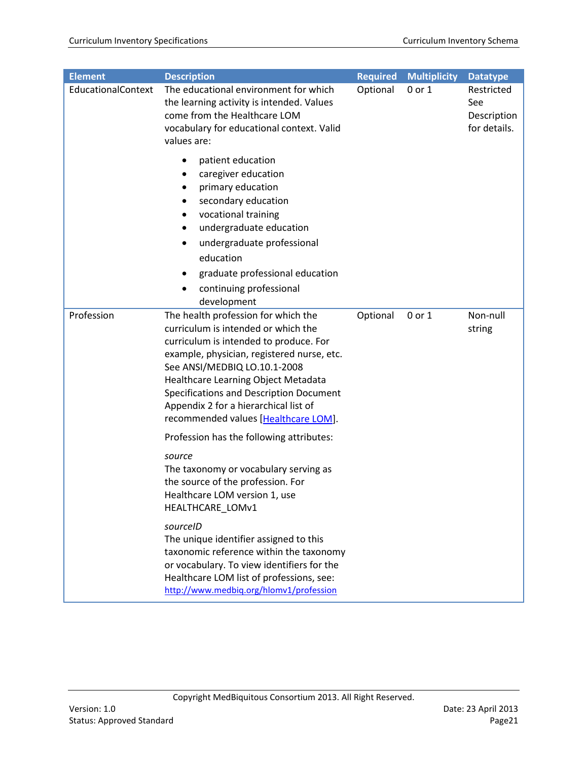| Element | Description | Required | Multiplicity | Datatype |
|---|---|---|---|---|
| EducationalContext | The educational environment for which the learning activity is intended. Values come from the Healthcare LOM vocabulary for educational context. Valid values are:<br><br>• patient education<br>• caregiver education<br>• primary education<br>• secondary education<br>• vocational training<br>• undergraduate education<br>• undergraduate professional education<br>• graduate professional education<br>• continuing professional development | Optional | 0 or 1 | Restricted See Description for details. |
| Profession | The health profession for which the curriculum is intended or which the curriculum is intended to produce. For example, physician, registered nurse, etc. See ANSI/MEDBIQ LO.10.1-2008 Healthcare Learning Object Metadata Specifications and Description Document Appendix 2 for a hierarchical list of recommended values [Healthcare LOM].<br><br>Profession has the following attributes:<br><br>*source*<br>The taxonomy or vocabulary serving as the source of the profession. For Healthcare LOM version 1, use HEALTHCARE_LOMv1<br><br>*sourceID*<br>The unique identifier assigned to this taxonomic reference within the taxonomy or vocabulary. To view identifiers for the Healthcare LOM list of professions, see: http://www.medbiq.org/hlomv1/profession | Optional | 0 or 1 | Non-null string |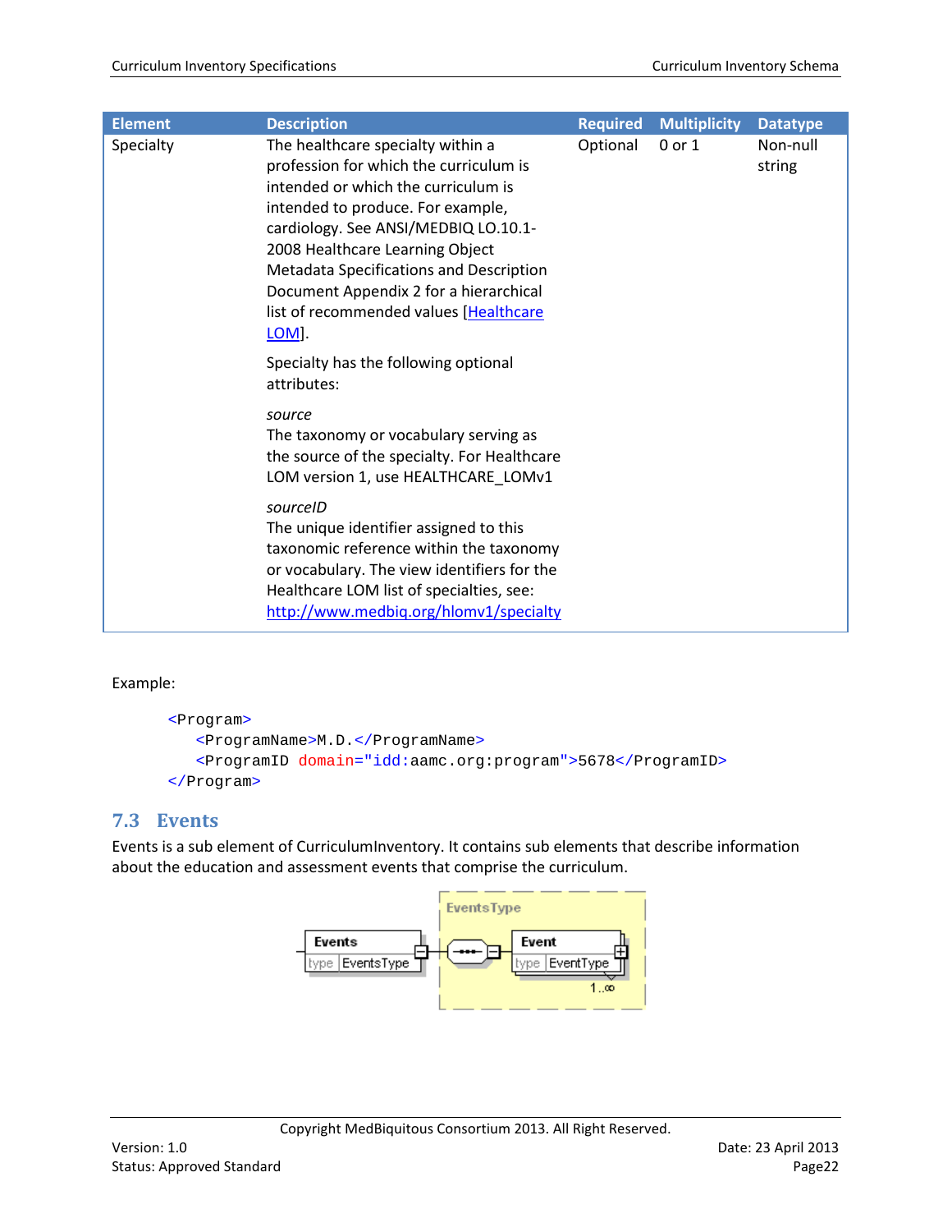| Element | Description | Required | Multiplicity | Datatype |
|---|---|---|---|---|
| Specialty | The healthcare specialty within a profession for which the curriculum is intended or which the curriculum is intended to produce. For example, cardiology. See ANSI/MEDBIQ LO.10.1-2008 Healthcare Learning Object Metadata Specifications and Description Document Appendix 2 for a hierarchical list of recommended values [Healthcare LOM].<br><br>Specialty has the following optional attributes:<br><br>*source*<br>The taxonomy or vocabulary serving as the source of the specialty. For Healthcare LOM version 1, use HEALTHCARE_LOMv1<br><br>*sourceID*<br>The unique identifier assigned to this taxonomic reference within the taxonomy or vocabulary. The view identifiers for the Healthcare LOM list of specialties, see: http://www.medbiq.org/hlomv1/specialty | Optional | 0 or 1 | Non-null string |

Example:

```
<Program>
   <ProgramName>M.D.</ProgramName>
   <ProgramID domain="idd:aamc.org:program">5678</ProgramID>
</Program>
```

## 7.3 Events

Events is a sub element of CurriculumInventory. It contains sub elements that describe information about the education and assessment events that comprise the curriculum.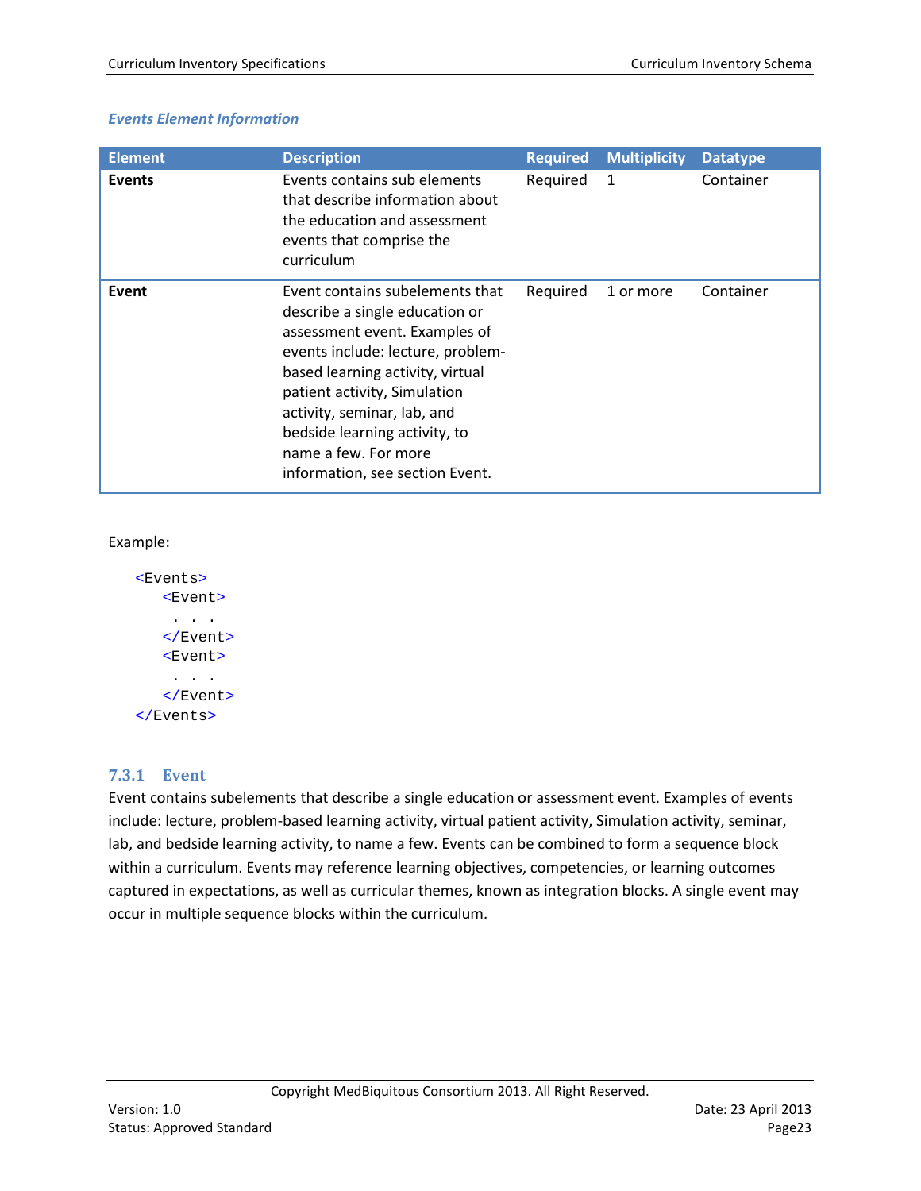*Events Element Information*

| Element | Description | Required | Multiplicity | Datatype |
|---|---|---|---|---|
| **Events** | Events contains sub elements that describe information about the education and assessment events that comprise the curriculum | Required | 1 | Container |
| **Event** | Event contains subelements that describe a single education or assessment event. Examples of events include: lecture, problem-based learning activity, virtual patient activity, Simulation activity, seminar, lab, and bedside learning activity, to name a few. For more information, see section Event. | Required | 1 or more | Container |

Example:

```
<Events>
   <Event>
    . . .
   </Event>
   <Event>
    . . .
   </Event>
</Events>
```

### 7.3.1 Event

Event contains subelements that describe a single education or assessment event. Examples of events include: lecture, problem-based learning activity, virtual patient activity, Simulation activity, seminar, lab, and bedside learning activity, to name a few. Events can be combined to form a sequence block within a curriculum. Events may reference learning objectives, competencies, or learning outcomes captured in expectations, as well as curricular themes, known as integration blocks. A single event may occur in multiple sequence blocks within the curriculum.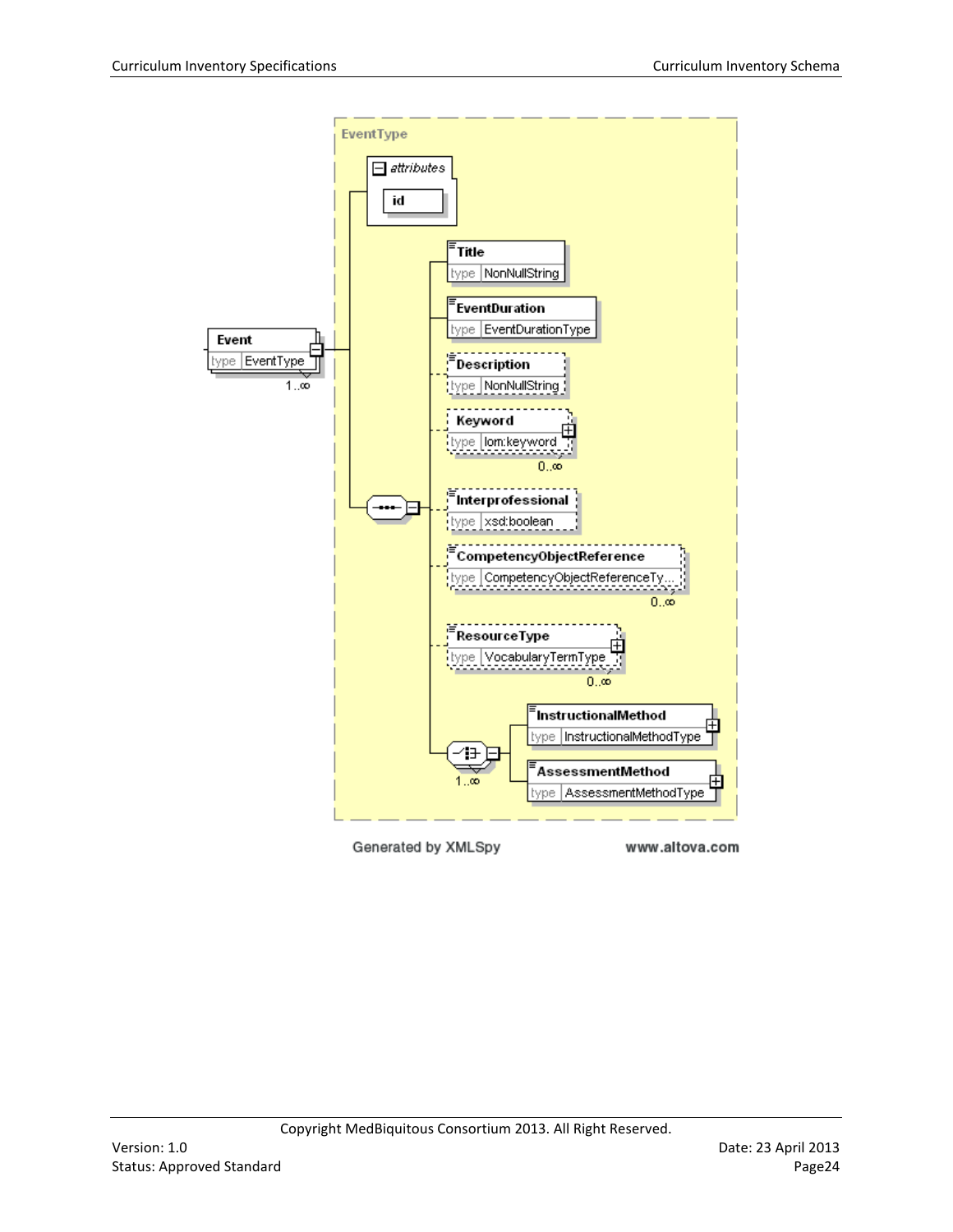EventType

attributes

- id

Event
type EventType
1..∞

- Title
  type NonNullString
- EventDuration
  type EventDurationType
- Description
  type NonNullString
- Keyword
  type lom:keyword
  0..∞
- Interprofessional
  type xsd:boolean
- CompetencyObjectReference
  type CompetencyObjectReferenceTy...
  0..∞
- ResourceType
  type VocabularyTermType
  0..∞
- 1..∞
  - InstructionalMethod
    type InstructionalMethodType
  - AssessmentMethod
    type AssessmentMethodType

Generated by XMLSpy www.altova.com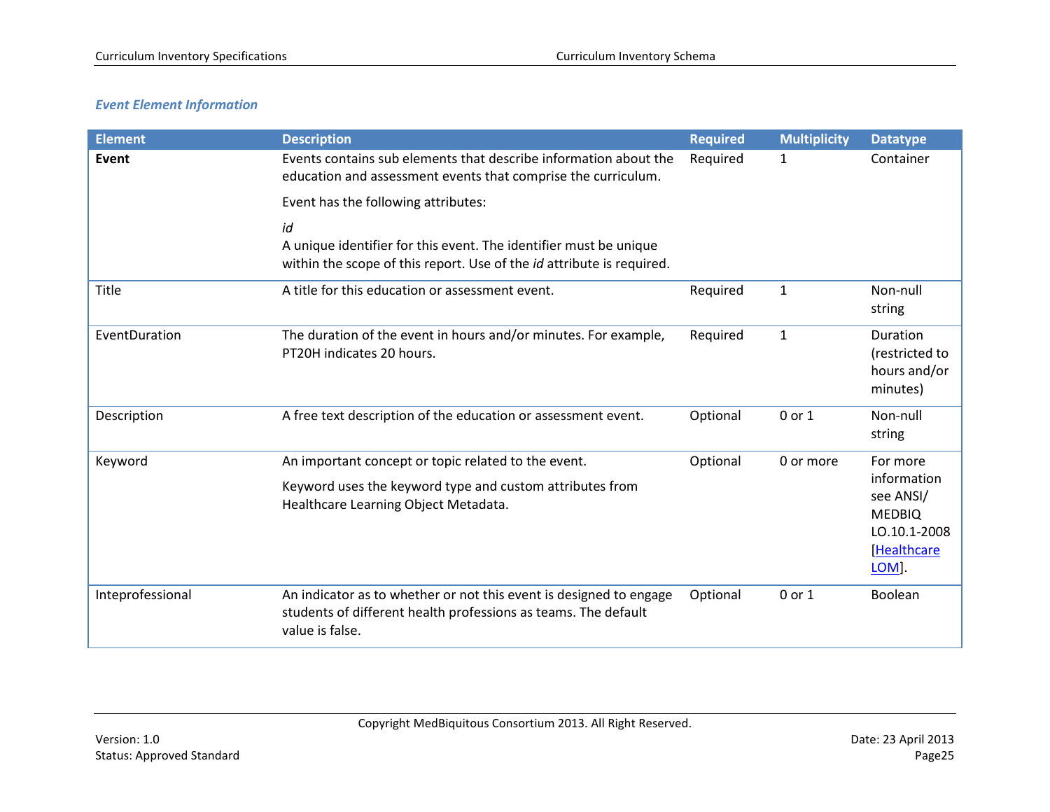### *Event Element Information*

| Element | Description | Required | Multiplicity | Datatype |
|---|---|---|---|---|
| **Event** | Events contains sub elements that describe information about the education and assessment events that comprise the curriculum.<br><br>Event has the following attributes:<br><br>*id*<br>A unique identifier for this event. The identifier must be unique within the scope of this report. Use of the *id* attribute is required. | Required | 1 | Container |
| Title | A title for this education or assessment event. | Required | 1 | Non-null string |
| EventDuration | The duration of the event in hours and/or minutes. For example, PT20H indicates 20 hours. | Required | 1 | Duration (restricted to hours and/or minutes) |
| Description | A free text description of the education or assessment event. | Optional | 0 or 1 | Non-null string |
| Keyword | An important concept or topic related to the event.<br><br>Keyword uses the keyword type and custom attributes from Healthcare Learning Object Metadata. | Optional | 0 or more | For more information see ANSI/ MEDBIQ LO.10.1-2008 [Healthcare LOM]. |
| Inteprofessional | An indicator as to whether or not this event is designed to engage students of different health professions as teams. The default value is false. | Optional | 0 or 1 | Boolean |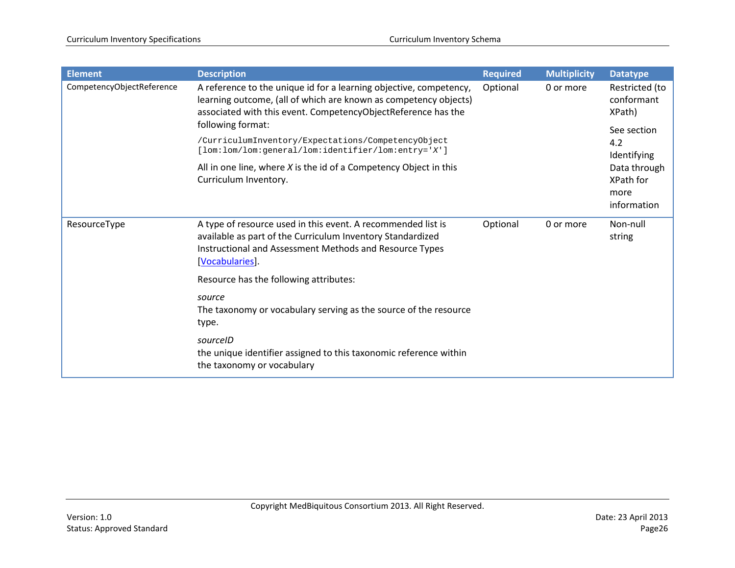| Element | Description | Required | Multiplicity | Datatype |
|---|---|---|---|---|
| CompetencyObjectReference | A reference to the unique id for a learning objective, competency, learning outcome, (all of which are known as competency objects) associated with this event. CompetencyObjectReference has the following format:<br>`/CurriculumInventory/Expectations/CompetencyObject [lom:lom/lom:general/lom:identifier/lom:entry='X']`<br>All in one line, where *X* is the id of a Competency Object in this Curriculum Inventory. | Optional | 0 or more | Restricted (to conformant XPath)<br>See section 4.2 Identifying Data through XPath for more information |
| ResourceType | A type of resource used in this event. A recommended list is available as part of the Curriculum Inventory Standardized Instructional and Assessment Methods and Resource Types [Vocabularies].<br>Resource has the following attributes:<br>*source*<br>The taxonomy or vocabulary serving as the source of the resource type.<br>*sourceID*<br>the unique identifier assigned to this taxonomic reference within the taxonomy or vocabulary | Optional | 0 or more | Non-null string |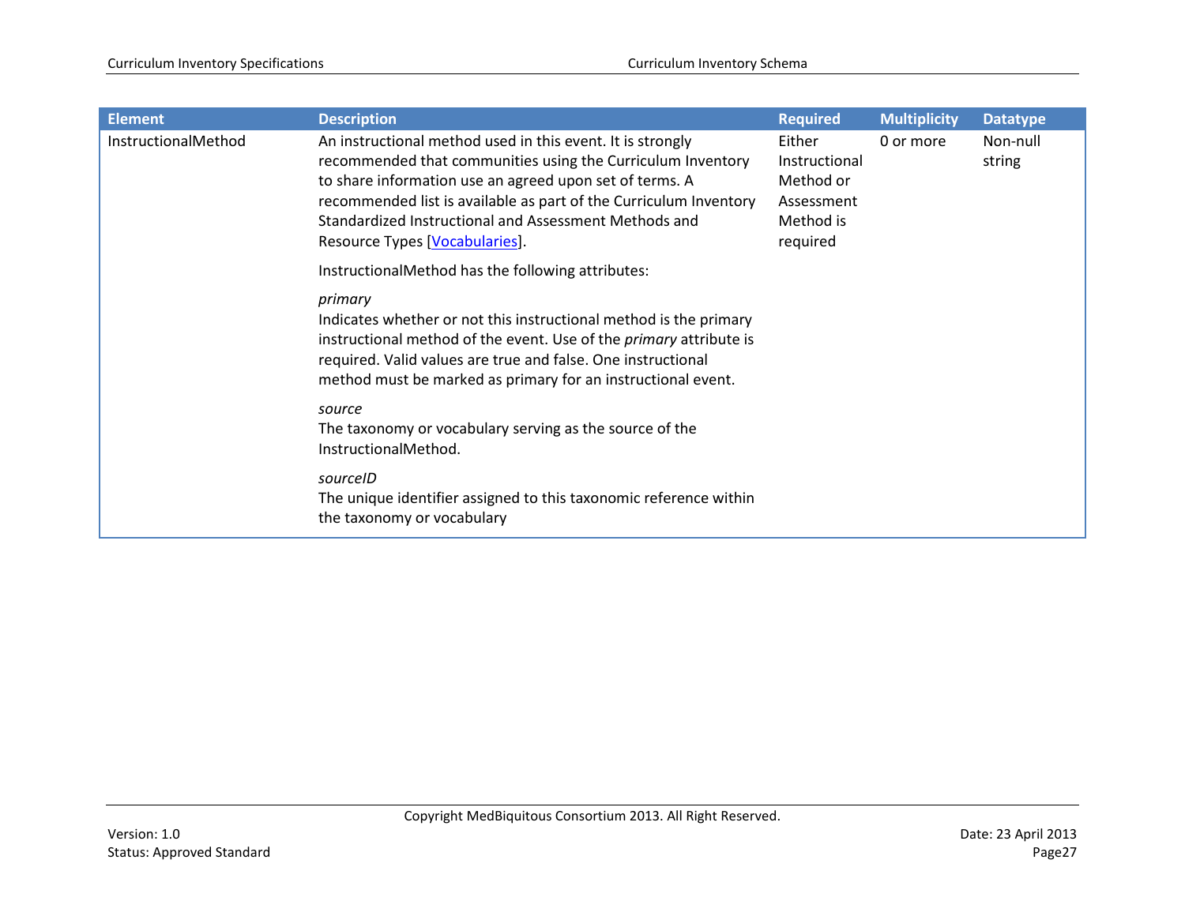| Element | Description | Required | Multiplicity | Datatype |
| --- | --- | --- | --- | --- |
| InstructionalMethod | An instructional method used in this event. It is strongly recommended that communities using the Curriculum Inventory to share information use an agreed upon set of terms. A recommended list is available as part of the Curriculum Inventory Standardized Instructional and Assessment Methods and Resource Types [Vocabularies].<br><br>InstructionalMethod has the following attributes:<br><br>*primary*<br>Indicates whether or not this instructional method is the primary instructional method of the event. Use of the *primary* attribute is required. Valid values are true and false. One instructional method must be marked as primary for an instructional event.<br><br>*source*<br>The taxonomy or vocabulary serving as the source of the InstructionalMethod.<br><br>*sourceID*<br>The unique identifier assigned to this taxonomic reference within the taxonomy or vocabulary | Either Instructional Method or Assessment Method is required | 0 or more | Non-null string |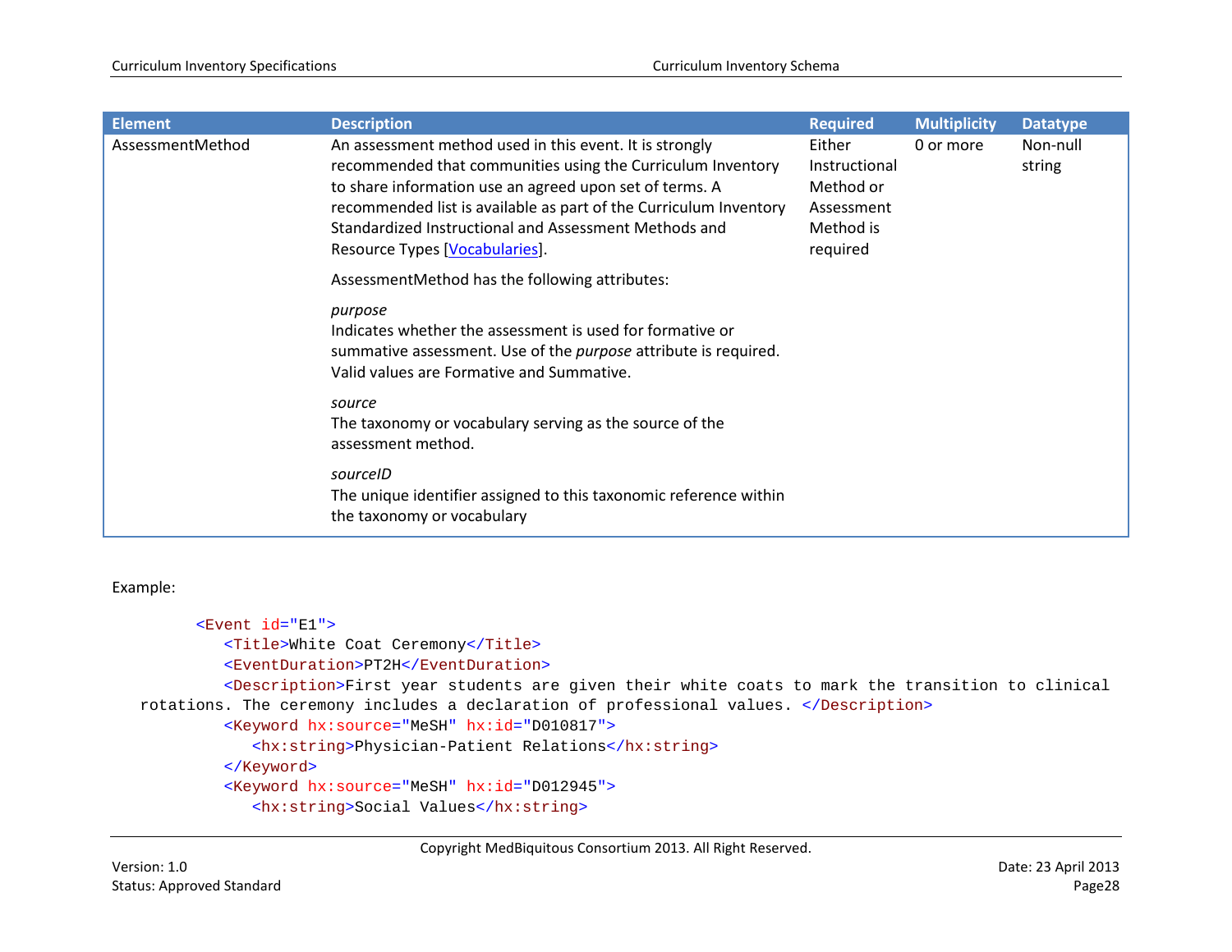| Element | Description | Required | Multiplicity | Datatype |
|---|---|---|---|---|
| AssessmentMethod | An assessment method used in this event. It is strongly recommended that communities using the Curriculum Inventory to share information use an agreed upon set of terms. A recommended list is available as part of the Curriculum Inventory Standardized Instructional and Assessment Methods and Resource Types [Vocabularies].<br><br>AssessmentMethod has the following attributes:<br><br>*purpose*<br>Indicates whether the assessment is used for formative or summative assessment. Use of the *purpose* attribute is required. Valid values are Formative and Summative.<br><br>*source*<br>The taxonomy or vocabulary serving as the source of the assessment method.<br><br>*sourceID*<br>The unique identifier assigned to this taxonomic reference within the taxonomy or vocabulary | Either Instructional Method or Assessment Method is required | 0 or more | Non-null string |

Example:

```
<Event id="E1">
   <Title>White Coat Ceremony</Title>
   <EventDuration>PT2H</EventDuration>
   <Description>First year students are given their white coats to mark the transition to clinical rotations. The ceremony includes a declaration of professional values. </Description>
   <Keyword hx:source="MeSH" hx:id="D010817">
      <hx:string>Physician-Patient Relations</hx:string>
   </Keyword>
   <Keyword hx:source="MeSH" hx:id="D012945">
      <hx:string>Social Values</hx:string>
```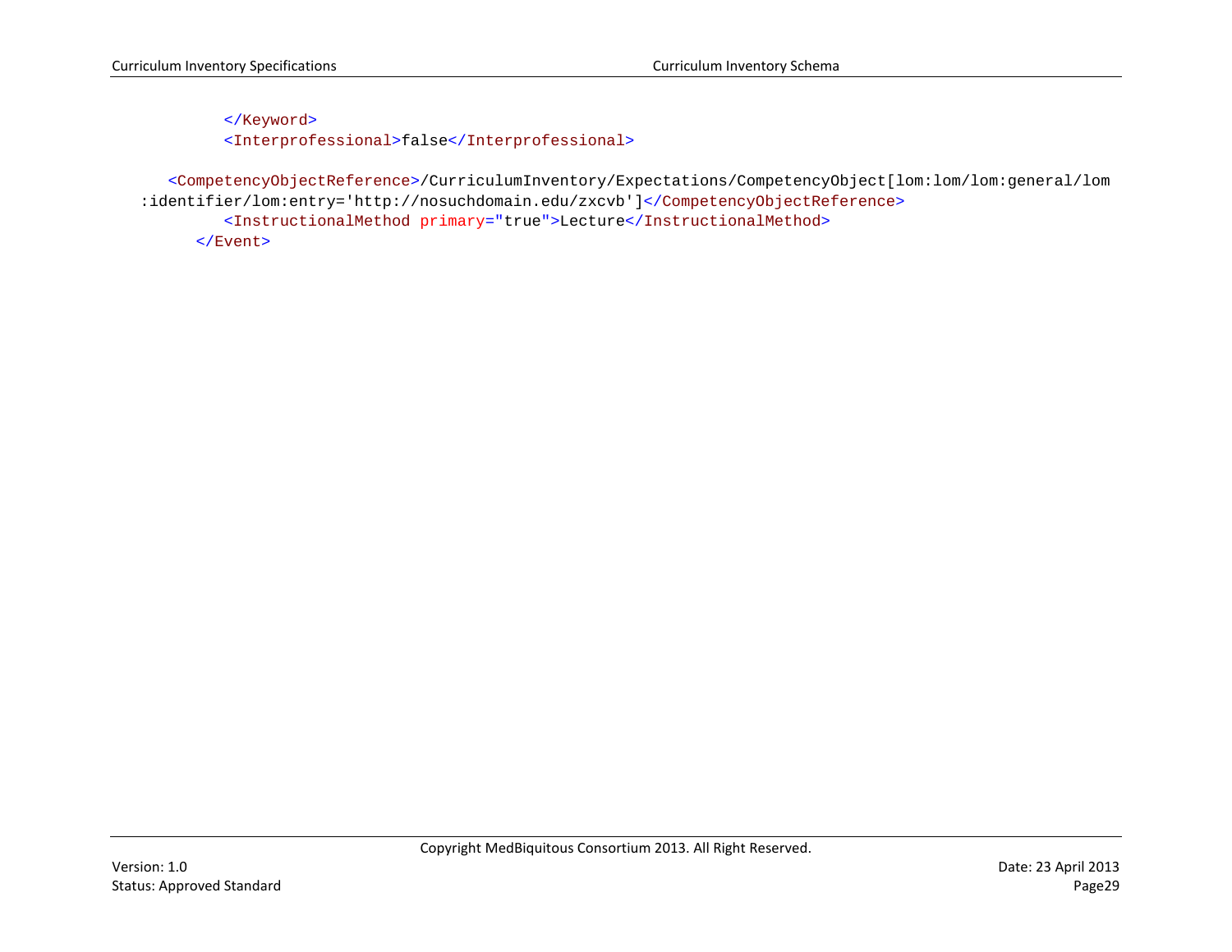```
            </Keyword>
            <Interprofessional>false</Interprofessional>

      <CompetencyObjectReference>/CurriculumInventory/Expectations/CompetencyObject[lom:lom/lom:general/lom
   :identifier/lom:entry='http://nosuchdomain.edu/zxcvb']</CompetencyObjectReference>
            <InstructionalMethod primary="true">Lecture</InstructionalMethod>
         </Event>
```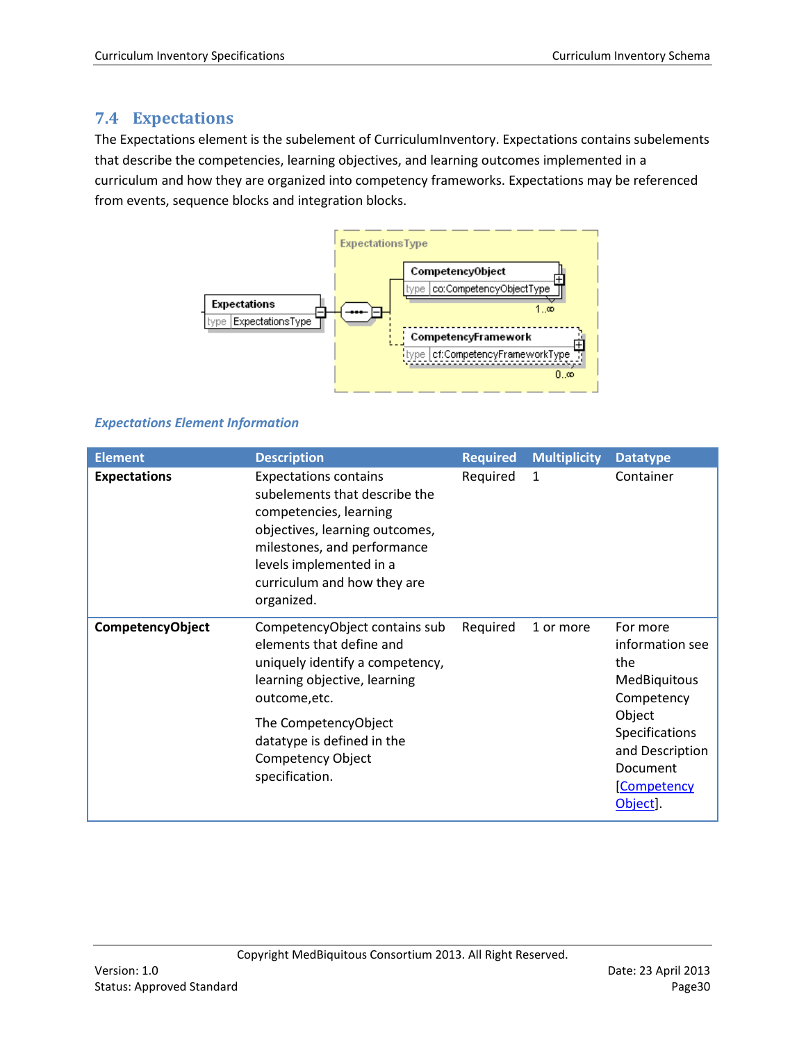## 7.4 Expectations

The Expectations element is the subelement of CurriculumInventory. Expectations contains subelements that describe the competencies, learning objectives, and learning outcomes implemented in a curriculum and how they are organized into competency frameworks. Expectations may be referenced from events, sequence blocks and integration blocks.

***Expectations Element Information***

| Element | Description | Required | Multiplicity | Datatype |
|---|---|---|---|---|
| **Expectations** | Expectations contains subelements that describe the competencies, learning objectives, learning outcomes, milestones, and performance levels implemented in a curriculum and how they are organized. | Required | 1 | Container |
| **CompetencyObject** | CompetencyObject contains sub elements that define and uniquely identify a competency, learning objective, learning outcome,etc.<br><br>The CompetencyObject datatype is defined in the Competency Object specification. | Required | 1 or more | For more information see the MedBiquitous Competency Object Specifications and Description Document [Competency Object]. |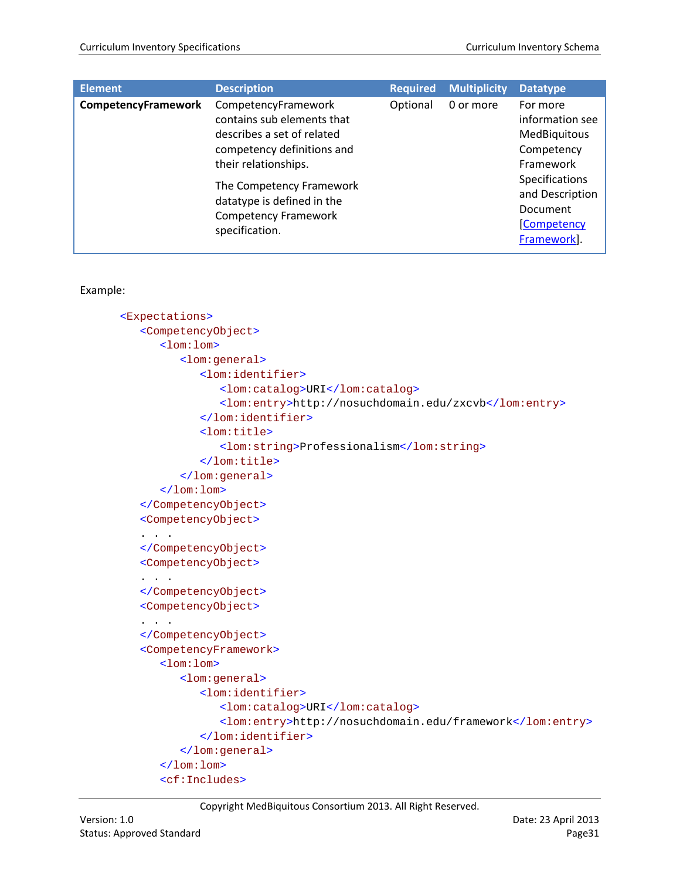| Element | Description | Required | Multiplicity | Datatype |
|---|---|---|---|---|
| **CompetencyFramework** | CompetencyFramework contains sub elements that describes a set of related competency definitions and their relationships.<br><br>The Competency Framework datatype is defined in the Competency Framework specification. | Optional | 0 or more | For more information see MedBiquitous Competency Framework Specifications and Description Document [Competency Framework]. |

Example:

```
<Expectations>
   <CompetencyObject>
      <lom:lom>
         <lom:general>
            <lom:identifier>
               <lom:catalog>URI</lom:catalog>
               <lom:entry>http://nosuchdomain.edu/zxcvb</lom:entry>
            </lom:identifier>
            <lom:title>
               <lom:string>Professionalism</lom:string>
            </lom:title>
         </lom:general>
      </lom:lom>
   </CompetencyObject>
   <CompetencyObject>
   . . .
   </CompetencyObject>
   <CompetencyObject>
   . . .
   </CompetencyObject>
   <CompetencyObject>
   . . .
   </CompetencyObject>
   <CompetencyFramework>
      <lom:lom>
         <lom:general>
            <lom:identifier>
               <lom:catalog>URI</lom:catalog>
               <lom:entry>http://nosuchdomain.edu/framework</lom:entry>
            </lom:identifier>
         </lom:general>
      </lom:lom>
      <cf:Includes>
```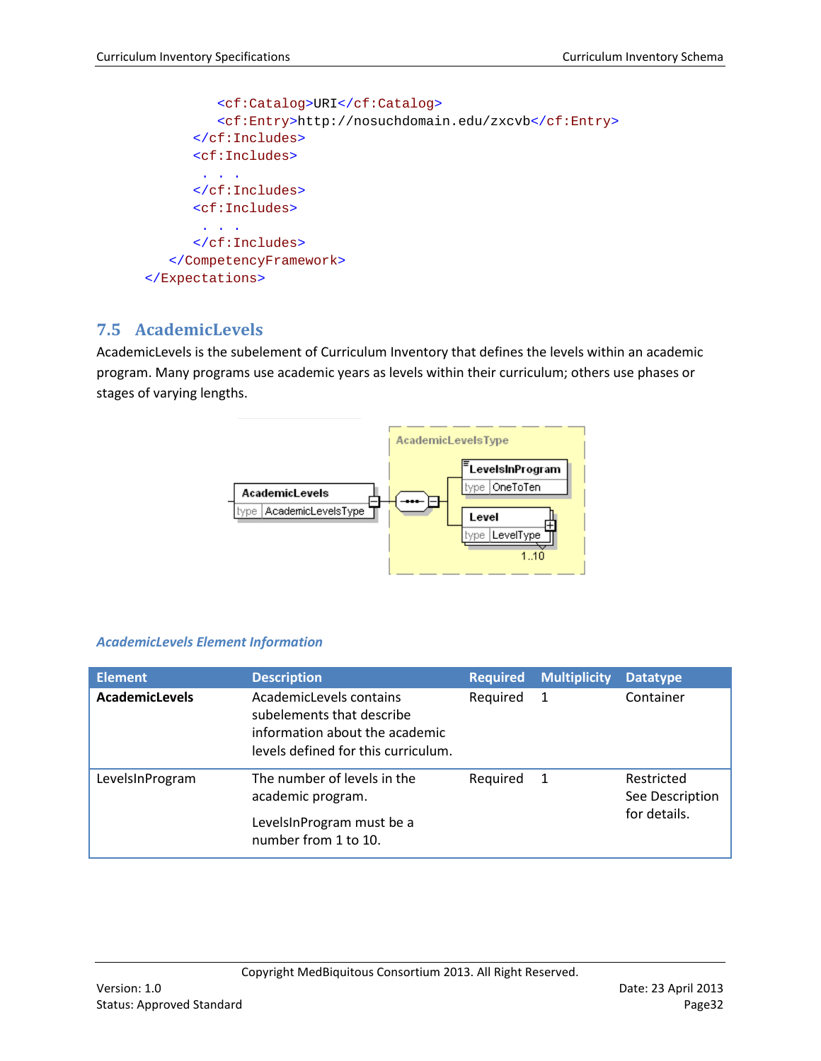```
            <cf:Catalog>URI</cf:Catalog>
            <cf:Entry>http://nosuchdomain.edu/zxcvb</cf:Entry>
         </cf:Includes>
         <cf:Includes>
          . . .
         </cf:Includes>
         <cf:Includes>
          . . .
         </cf:Includes>
      </CompetencyFramework>
   </Expectations>
```

## 7.5 AcademicLevels

AcademicLevels is the subelement of Curriculum Inventory that defines the levels within an academic program. Many programs use academic years as levels within their curriculum; others use phases or stages of varying lengths.

*AcademicLevels Element Information*

| Element | Description | Required | Multiplicity | Datatype |
|---|---|---|---|---|
| **AcademicLevels** | AcademicLevels contains subelements that describe information about the academic levels defined for this curriculum. | Required | 1 | Container |
| LevelsInProgram | The number of levels in the academic program. LevelsInProgram must be a number from 1 to 10. | Required | 1 | Restricted See Description for details. |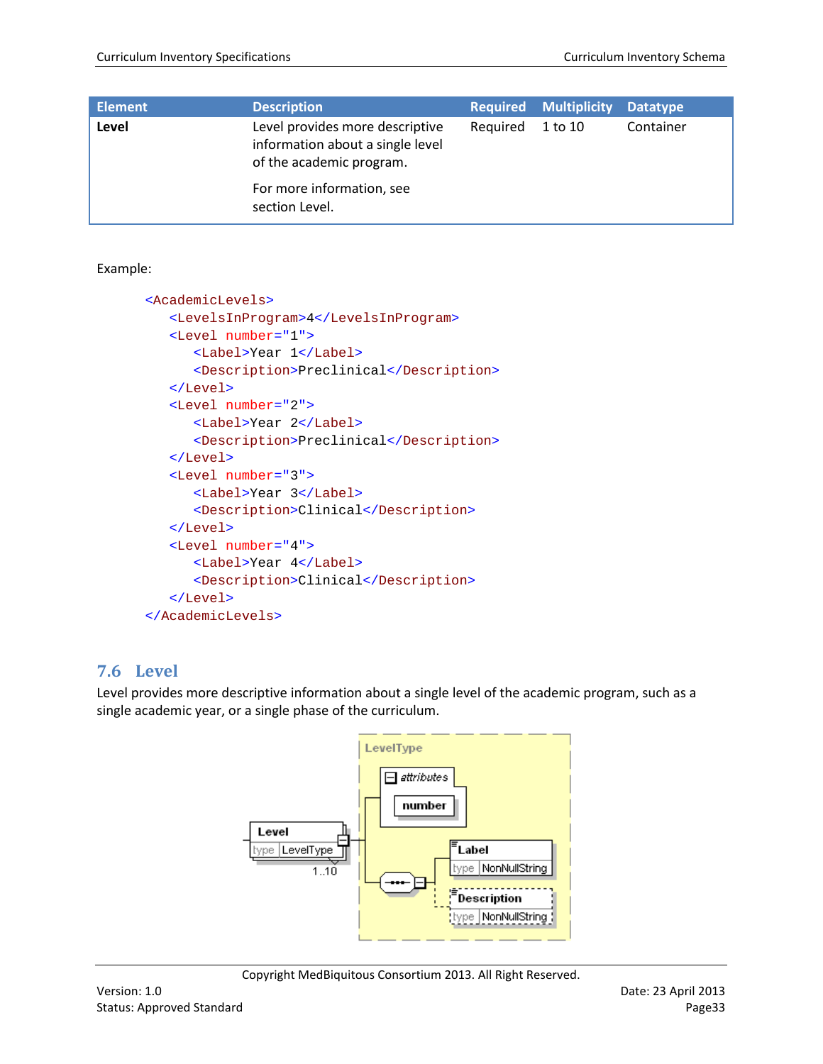| Element | Description | Required | Multiplicity | Datatype |
|---|---|---|---|---|
| **Level** | Level provides more descriptive information about a single level of the academic program.<br><br>For more information, see section Level. | Required | 1 to 10 | Container |

Example:

```
<AcademicLevels>
   <LevelsInProgram>4</LevelsInProgram>
   <Level number="1">
      <Label>Year 1</Label>
      <Description>Preclinical</Description>
   </Level>
   <Level number="2">
      <Label>Year 2</Label>
      <Description>Preclinical</Description>
   </Level>
   <Level number="3">
      <Label>Year 3</Label>
      <Description>Clinical</Description>
   </Level>
   <Level number="4">
      <Label>Year 4</Label>
      <Description>Clinical</Description>
   </Level>
</AcademicLevels>
```

## 7.6 Level

Level provides more descriptive information about a single level of the academic program, such as a single academic year, or a single phase of the curriculum.

LevelType

attributes

number

Level
type LevelType
1..10

Label
type NonNullString

Description
type NonNullString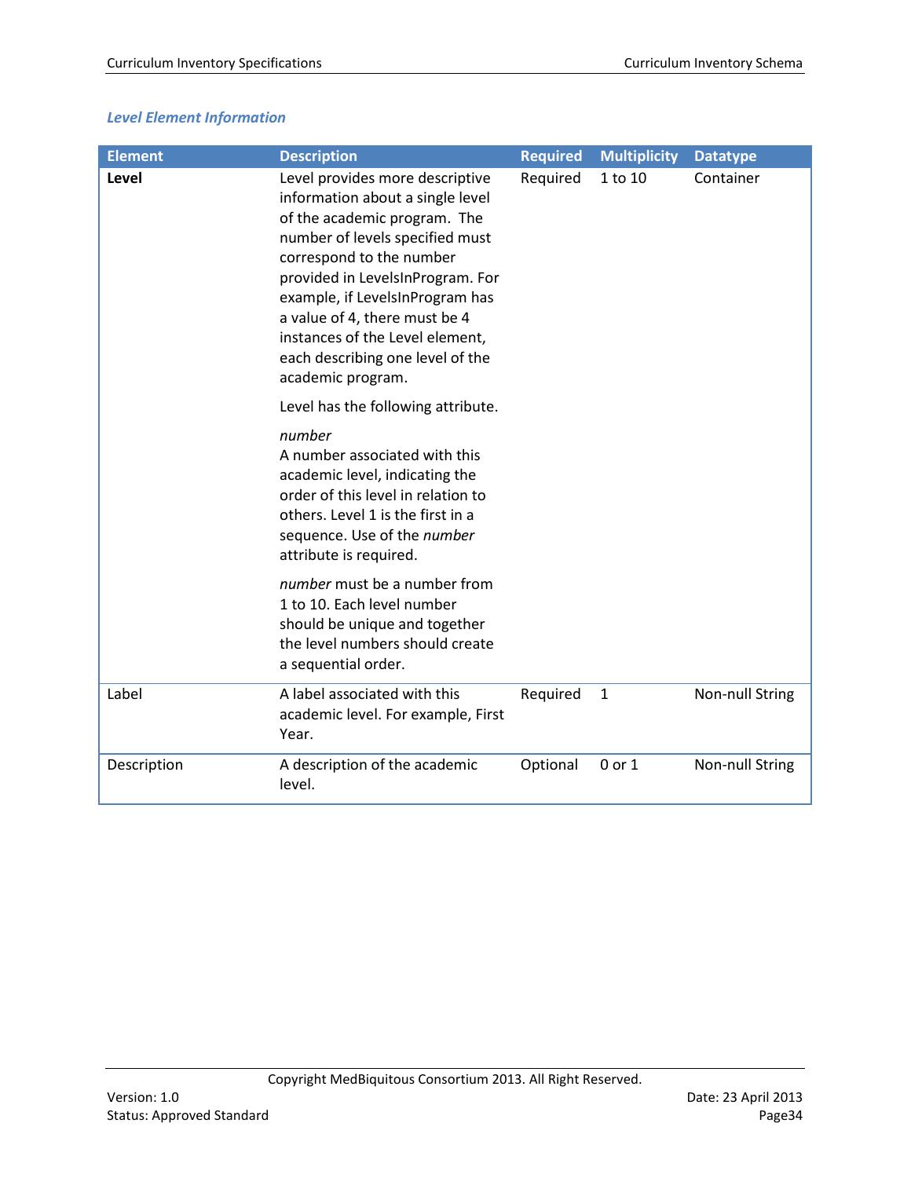### *Level Element Information*

| Element | Description | Required | Multiplicity | Datatype |
|---|---|---|---|---|
| **Level** | Level provides more descriptive information about a single level of the academic program. The number of levels specified must correspond to the number provided in LevelsInProgram. For example, if LevelsInProgram has a value of 4, there must be 4 instances of the Level element, each describing one level of the academic program.<br><br>Level has the following attribute.<br><br>*number*<br>A number associated with this academic level, indicating the order of this level in relation to others. Level 1 is the first in a sequence. Use of the *number* attribute is required.<br><br>*number* must be a number from 1 to 10. Each level number should be unique and together the level numbers should create a sequential order. | Required | 1 to 10 | Container |
| Label | A label associated with this academic level. For example, First Year. | Required | 1 | Non-null String |
| Description | A description of the academic level. | Optional | 0 or 1 | Non-null String |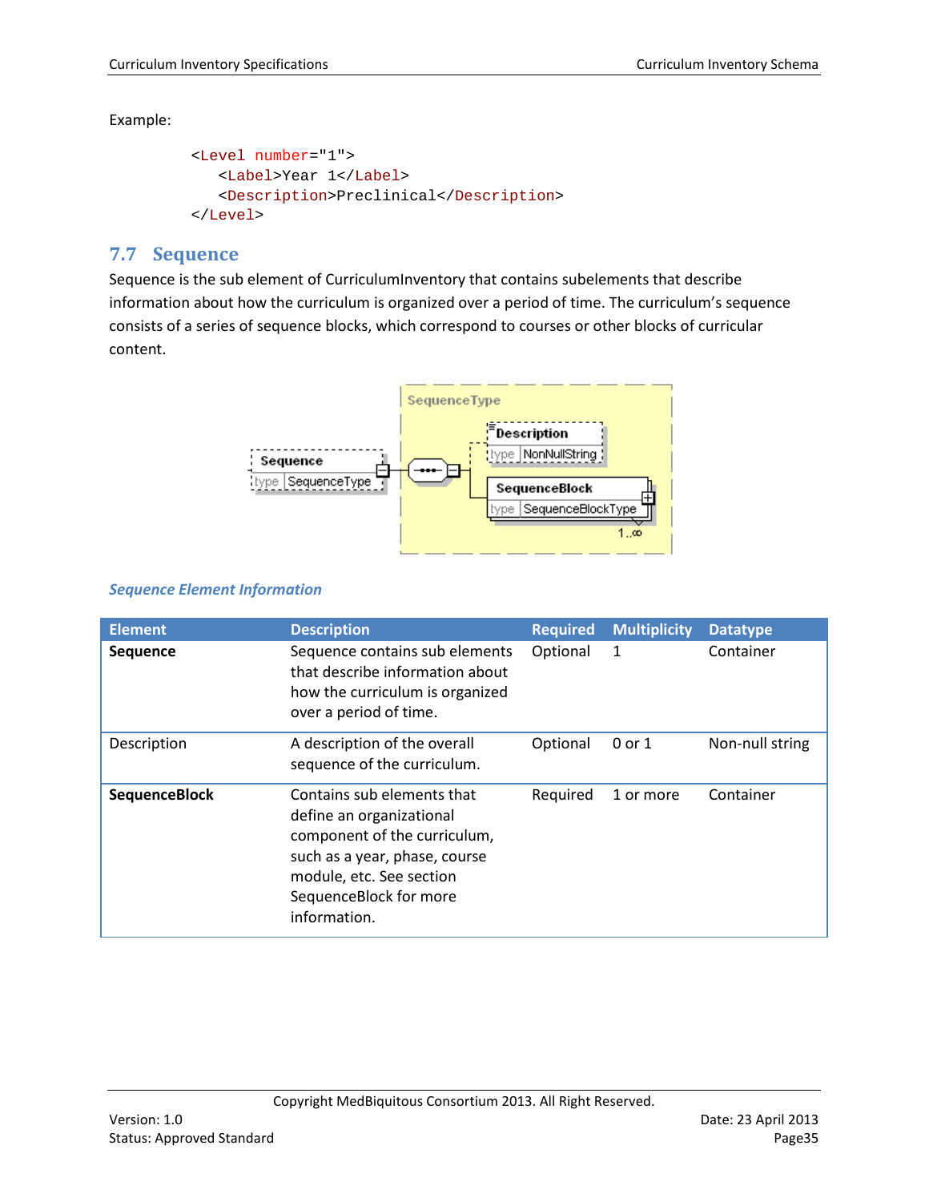Example:

```
<Level number="1">
   <Label>Year 1</Label>
   <Description>Preclinical</Description>
</Level>
```

## 7.7 Sequence

Sequence is the sub element of CurriculumInventory that contains subelements that describe information about how the curriculum is organized over a period of time. The curriculum's sequence consists of a series of sequence blocks, which correspond to courses or other blocks of curricular content.

### *Sequence Element Information*

| Element | Description | Required | Multiplicity | Datatype |
|---|---|---|---|---|
| **Sequence** | Sequence contains sub elements that describe information about how the curriculum is organized over a period of time. | Optional | 1 | Container |
| Description | A description of the overall sequence of the curriculum. | Optional | 0 or 1 | Non-null string |
| **SequenceBlock** | Contains sub elements that define an organizational component of the curriculum, such as a year, phase, course module, etc. See section SequenceBlock for more information. | Required | 1 or more | Container |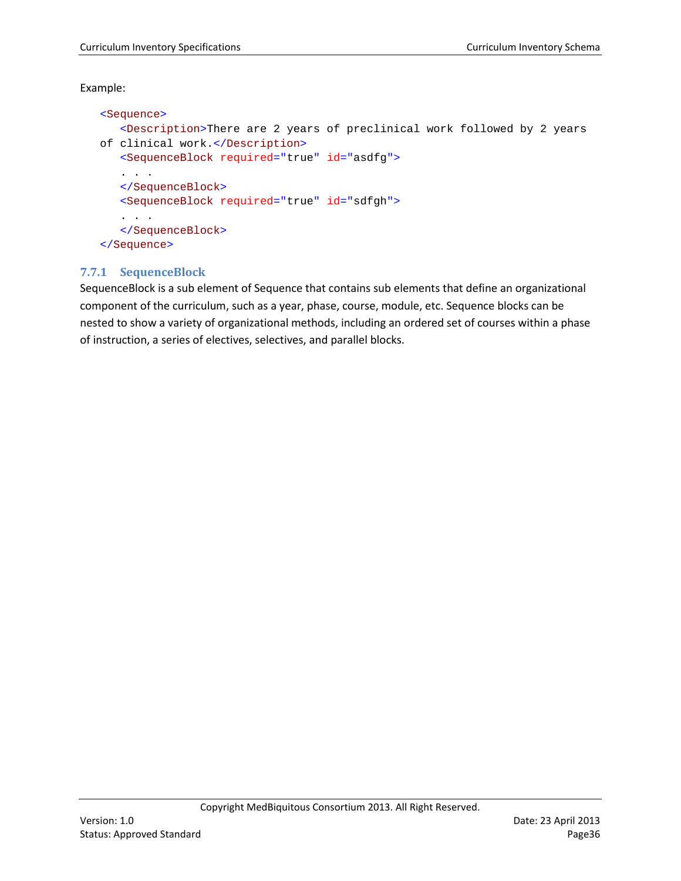Example:

```
<Sequence>
   <Description>There are 2 years of preclinical work followed by 2 years
of clinical work.</Description>
   <SequenceBlock required="true" id="asdfg">
   . . .
   </SequenceBlock>
   <SequenceBlock required="true" id="sdfgh">
   . . .
   </SequenceBlock>
</Sequence>
```

### 7.7.1 SequenceBlock

SequenceBlock is a sub element of Sequence that contains sub elements that define an organizational component of the curriculum, such as a year, phase, course, module, etc. Sequence blocks can be nested to show a variety of organizational methods, including an ordered set of courses within a phase of instruction, a series of electives, selectives, and parallel blocks.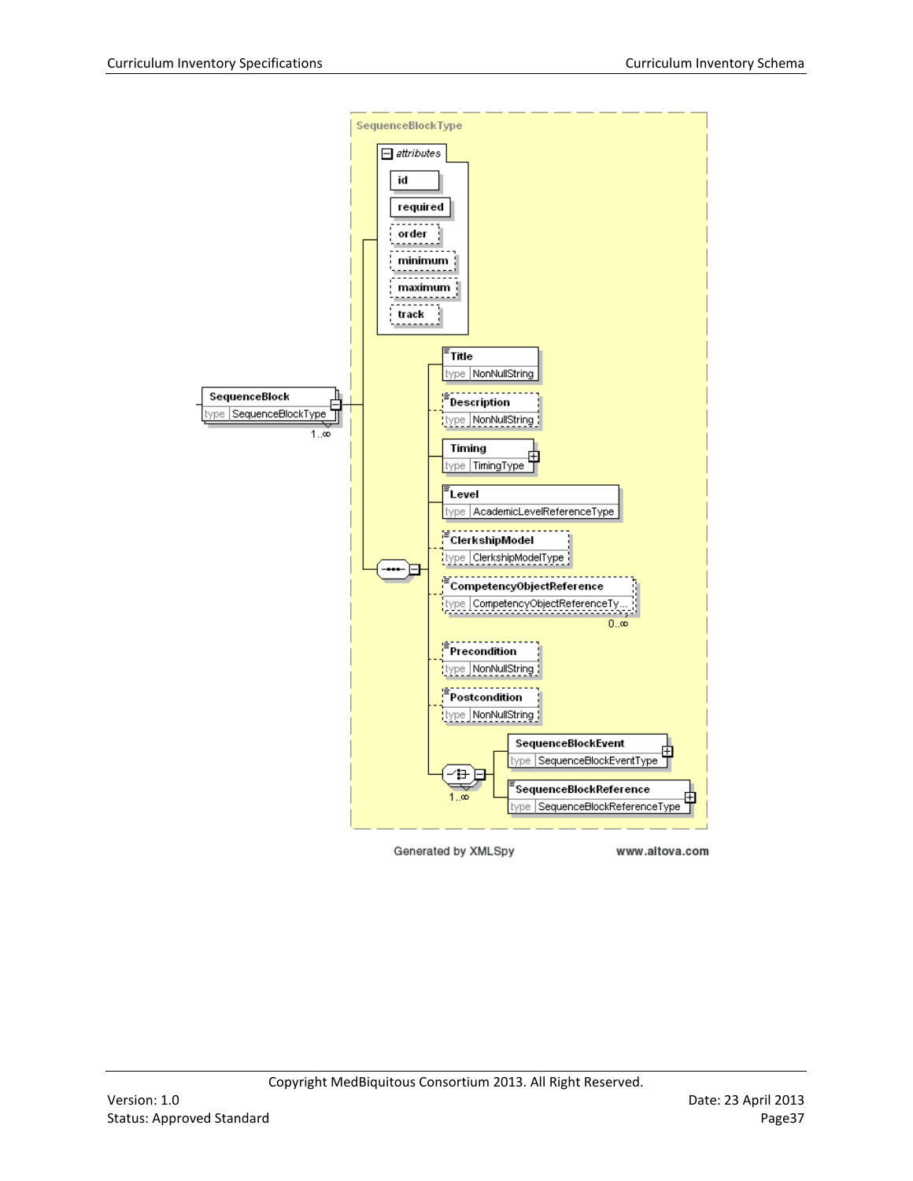SequenceBlockType

attributes

- id
- required
- order
- minimum
- maximum
- track

SequenceBlock (type SequenceBlockType) 1..∞

- Title — type NonNullString
- Description — type NonNullString
- Timing — type TimingType
- Level — type AcademicLevelReferenceType
- ClerkshipModel — type ClerkshipModelType
- CompetencyObjectReference — type CompetencyObjectReferenceTy... 0..∞
- Precondition — type NonNullString
- Postcondition — type NonNullString
- 1..∞
  - SequenceBlockEvent — type SequenceBlockEventType
  - SequenceBlockReference — type SequenceBlockReferenceType

Generated by XMLSpy www.altova.com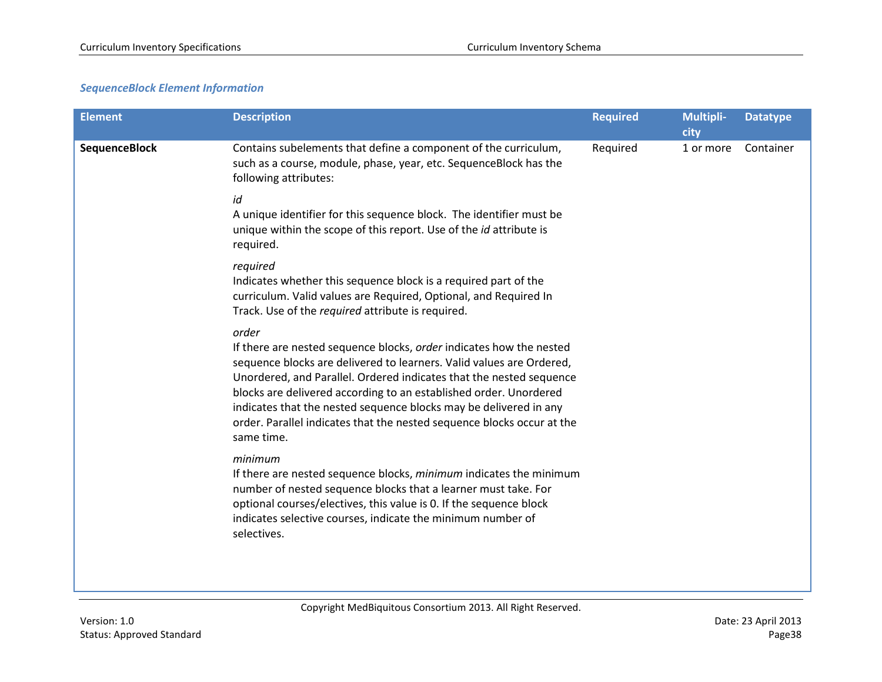### *SequenceBlock Element Information*

| Element | Description | Required | Multiplicity | Datatype |
|---|---|---|---|---|
| **SequenceBlock** | Contains subelements that define a component of the curriculum, such as a course, module, phase, year, etc. SequenceBlock has the following attributes:<br><br>*id*<br>A unique identifier for this sequence block. The identifier must be unique within the scope of this report. Use of the *id* attribute is required.<br><br>*required*<br>Indicates whether this sequence block is a required part of the curriculum. Valid values are Required, Optional, and Required In Track. Use of the *required* attribute is required.<br><br>*order*<br>If there are nested sequence blocks, *order* indicates how the nested sequence blocks are delivered to learners. Valid values are Ordered, Unordered, and Parallel. Ordered indicates that the nested sequence blocks are delivered according to an established order. Unordered indicates that the nested sequence blocks may be delivered in any order. Parallel indicates that the nested sequence blocks occur at the same time.<br><br>*minimum*<br>If there are nested sequence blocks, *minimum* indicates the minimum number of nested sequence blocks that a learner must take. For optional courses/electives, this value is 0. If the sequence block indicates selective courses, indicate the minimum number of selectives. | Required | 1 or more | Container |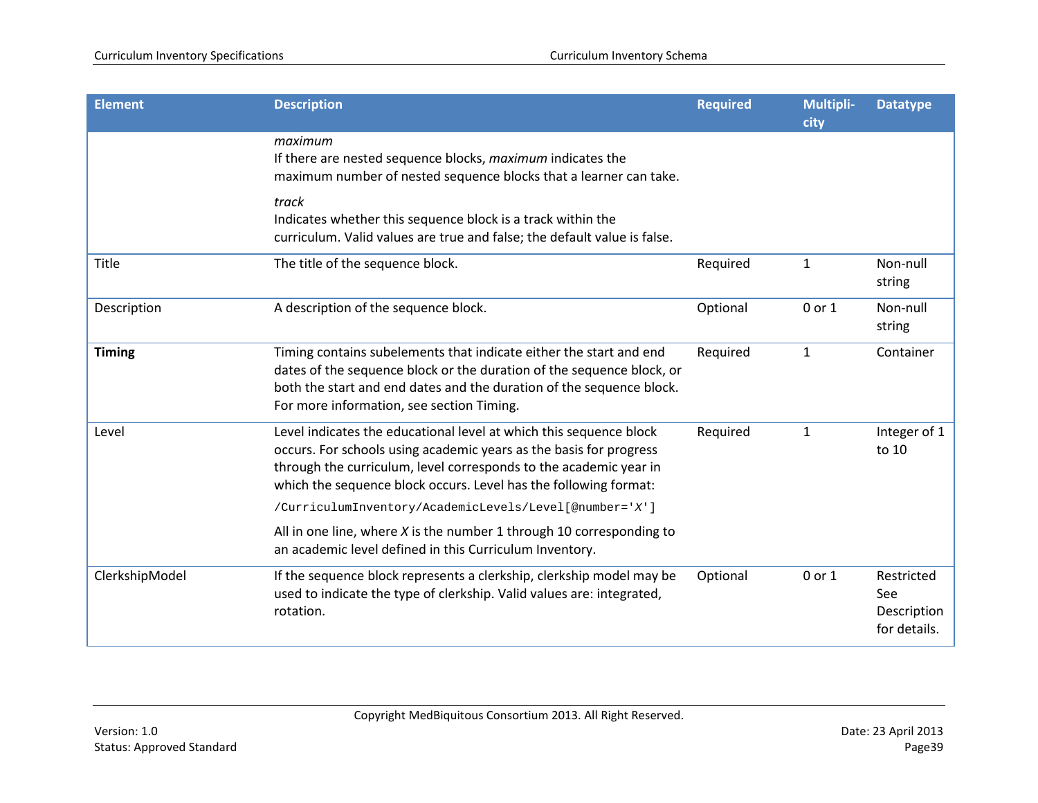| Element | Description | Required | Multipli-city | Datatype |
|---|---|---|---|---|
| | *maximum*<br>If there are nested sequence blocks, *maximum* indicates the maximum number of nested sequence blocks that a learner can take.<br><br>*track*<br>Indicates whether this sequence block is a track within the curriculum. Valid values are true and false; the default value is false. | | | |
| Title | The title of the sequence block. | Required | 1 | Non-null string |
| Description | A description of the sequence block. | Optional | 0 or 1 | Non-null string |
| **Timing** | Timing contains subelements that indicate either the start and end dates of the sequence block or the duration of the sequence block, or both the start and end dates and the duration of the sequence block. For more information, see section Timing. | Required | 1 | Container |
| Level | Level indicates the educational level at which this sequence block occurs. For schools using academic years as the basis for progress through the curriculum, level corresponds to the academic year in which the sequence block occurs. Level has the following format:<br>`/CurriculumInventory/AcademicLevels/Level[@number='X']`<br><br>All in one line, where *X* is the number 1 through 10 corresponding to an academic level defined in this Curriculum Inventory. | Required | 1 | Integer of 1 to 10 |
| ClerkshipModel | If the sequence block represents a clerkship, clerkship model may be used to indicate the type of clerkship. Valid values are: integrated, rotation. | Optional | 0 or 1 | Restricted See Description for details. |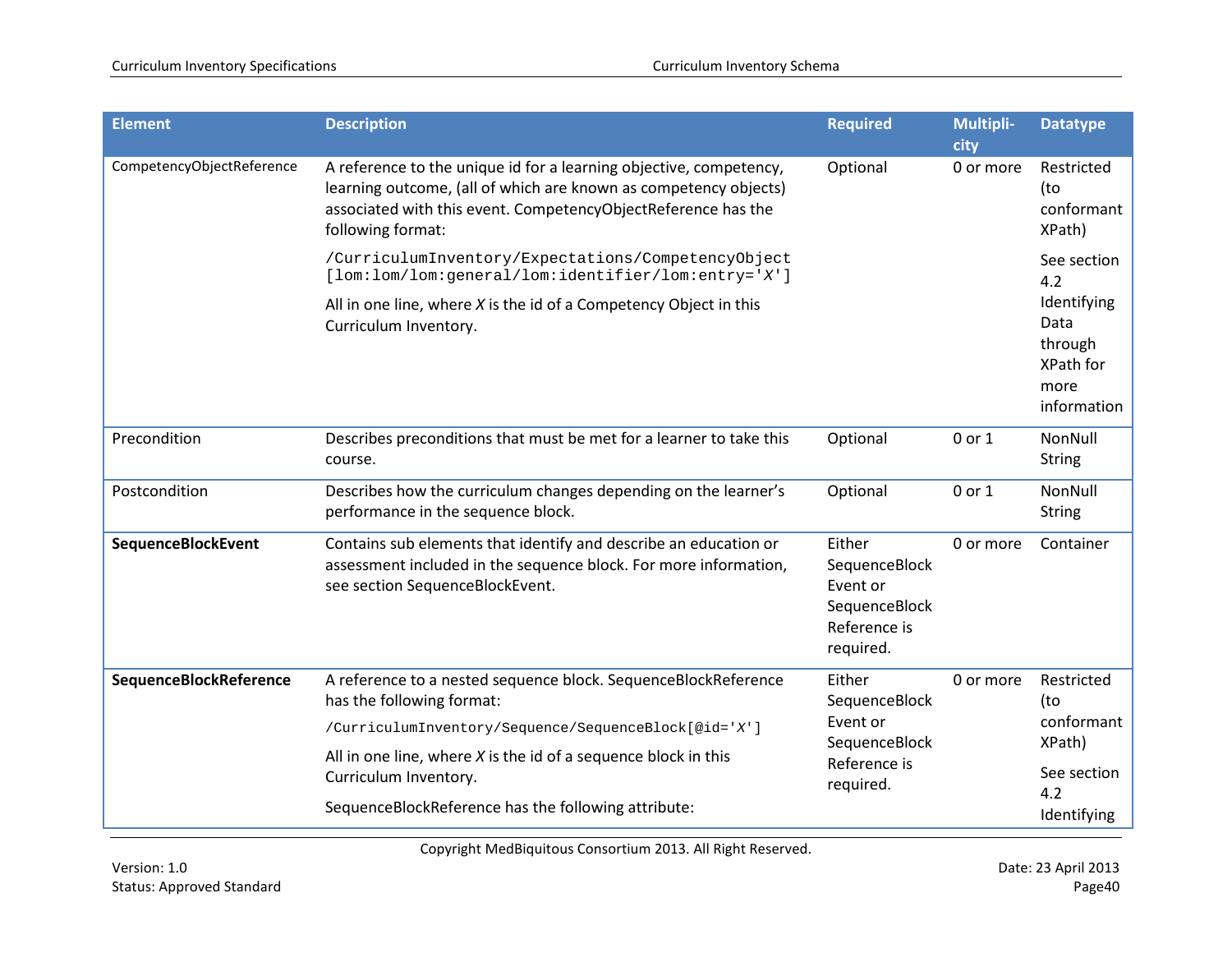| Element | Description | Required | Multipli-city | Datatype |
|---|---|---|---|---|
| CompetencyObjectReference | A reference to the unique id for a learning objective, competency, learning outcome, (all of which are known as competency objects) associated with this event. CompetencyObjectReference has the following format: `/CurriculumInventory/Expectations/CompetencyObject [lom:lom/lom:general/lom:identifier/lom:entry='X']` All in one line, where *X* is the id of a Competency Object in this Curriculum Inventory. | Optional | 0 or more | Restricted (to conformant XPath) See section 4.2 Identifying Data through XPath for more information |
| Precondition | Describes preconditions that must be met for a learner to take this course. | Optional | 0 or 1 | NonNull String |
| Postcondition | Describes how the curriculum changes depending on the learner's performance in the sequence block. | Optional | 0 or 1 | NonNull String |
| **SequenceBlockEvent** | Contains sub elements that identify and describe an education or assessment included in the sequence block. For more information, see section SequenceBlockEvent. | Either SequenceBlock Event or SequenceBlock Reference is required. | 0 or more | Container |
| **SequenceBlockReference** | A reference to a nested sequence block. SequenceBlockReference has the following format: `/CurriculumInventory/Sequence/SequenceBlock[@id='X']` All in one line, where *X* is the id of a sequence block in this Curriculum Inventory. SequenceBlockReference has the following attribute: | Either SequenceBlock Event or SequenceBlock Reference is required. | 0 or more | Restricted (to conformant XPath) See section 4.2 Identifying |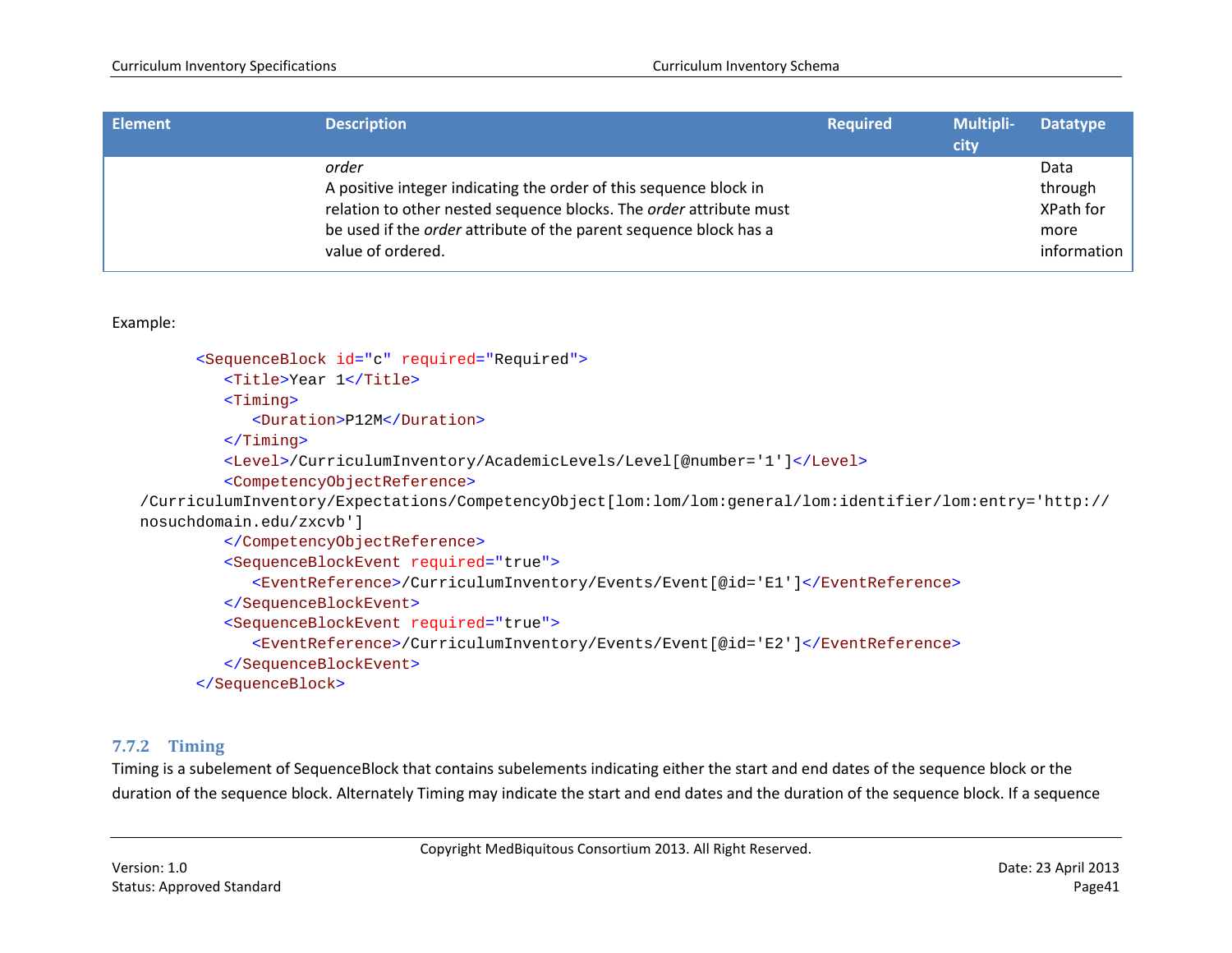| Element | Description | Required | Multipli-city | Datatype |
|---|---|---|---|---|
| | *order*<br>A positive integer indicating the order of this sequence block in relation to other nested sequence blocks. The *order* attribute must be used if the *order* attribute of the parent sequence block has a value of ordered. | | | Data through XPath for more information |

Example:

```
<SequenceBlock id="c" required="Required">
   <Title>Year 1</Title>
   <Timing>
      <Duration>P12M</Duration>
   </Timing>
   <Level>/CurriculumInventory/AcademicLevels/Level[@number='1']</Level>
   <CompetencyObjectReference>
/CurriculumInventory/Expectations/CompetencyObject[lom:lom/lom:general/lom:identifier/lom:entry='http://
nosuchdomain.edu/zxcvb']
   </CompetencyObjectReference>
   <SequenceBlockEvent required="true">
      <EventReference>/CurriculumInventory/Events/Event[@id='E1']</EventReference>
   </SequenceBlockEvent>
   <SequenceBlockEvent required="true">
      <EventReference>/CurriculumInventory/Events/Event[@id='E2']</EventReference>
   </SequenceBlockEvent>
</SequenceBlock>
```

### 7.7.2 Timing

Timing is a subelement of SequenceBlock that contains subelements indicating either the start and end dates of the sequence block or the duration of the sequence block. Alternately Timing may indicate the start and end dates and the duration of the sequence block. If a sequence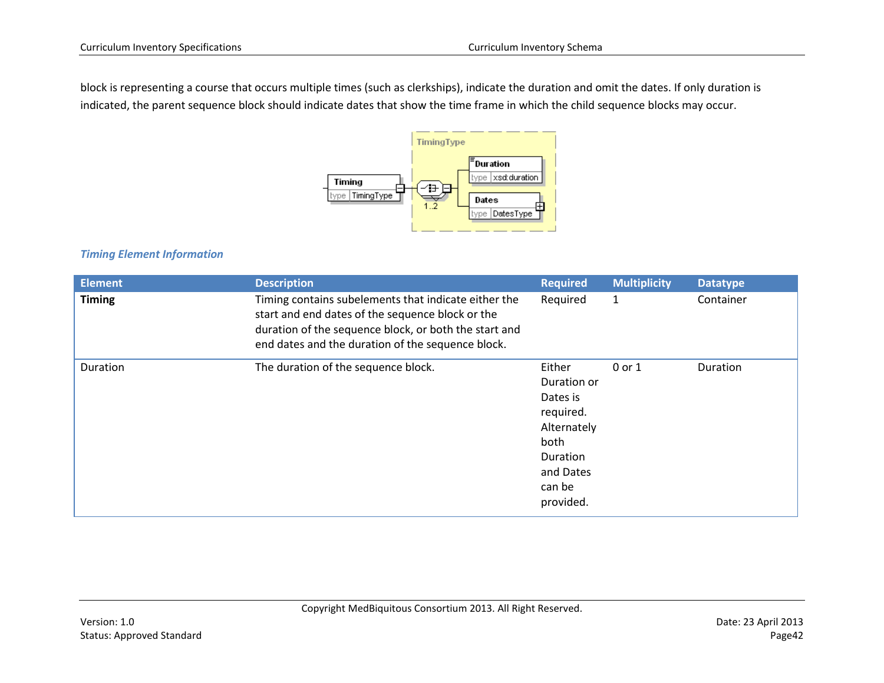block is representing a course that occurs multiple times (such as clerkships), indicate the duration and omit the dates. If only duration is indicated, the parent sequence block should indicate dates that show the time frame in which the child sequence blocks may occur.

### *Timing Element Information*

| Element | Description | Required | Multiplicity | Datatype |
|---|---|---|---|---|
| **Timing** | Timing contains subelements that indicate either the start and end dates of the sequence block or the duration of the sequence block, or both the start and end dates and the duration of the sequence block. | Required | 1 | Container |
| Duration | The duration of the sequence block. | Either Duration or Dates is required. Alternately both Duration and Dates can be provided. | 0 or 1 | Duration |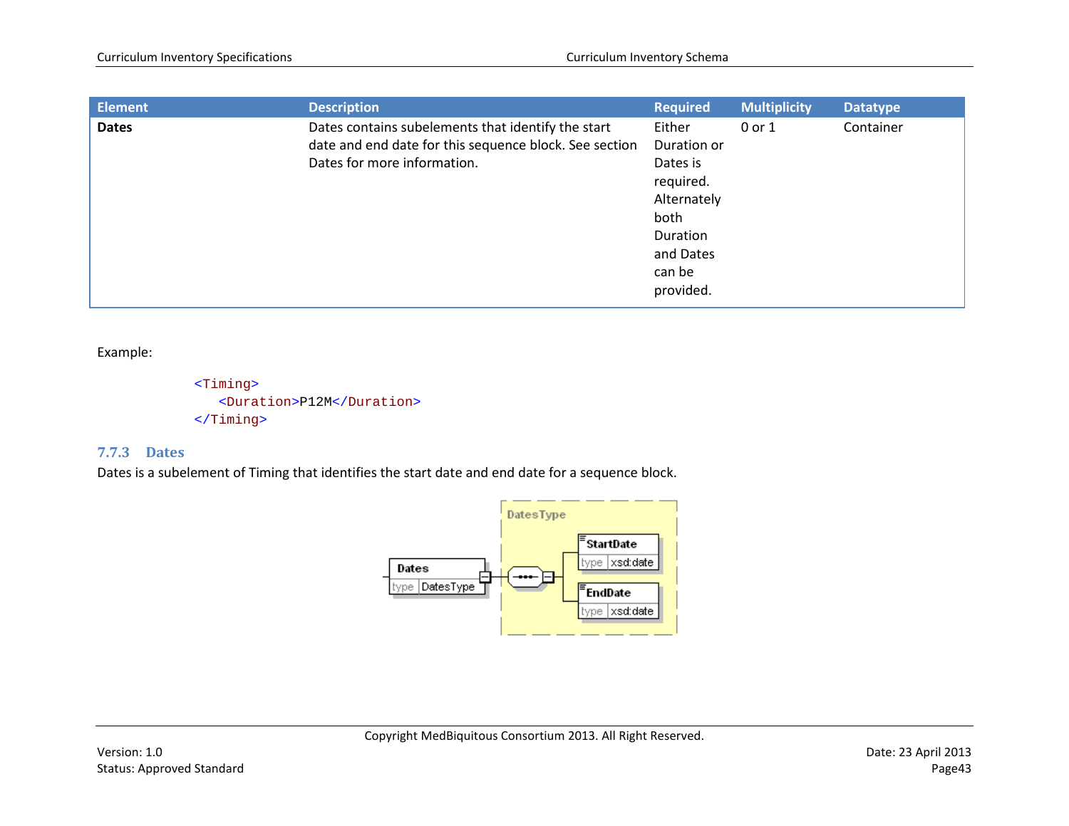| Element | Description | Required | Multiplicity | Datatype |
|---|---|---|---|---|
| **Dates** | Dates contains subelements that identify the start date and end date for this sequence block. See section Dates for more information. | Either Duration or Dates is required. Alternately both Duration and Dates can be provided. | 0 or 1 | Container |

Example:

```
<Timing>
   <Duration>P12M</Duration>
</Timing>
```

### 7.7.3 Dates

Dates is a subelement of Timing that identifies the start date and end date for a sequence block.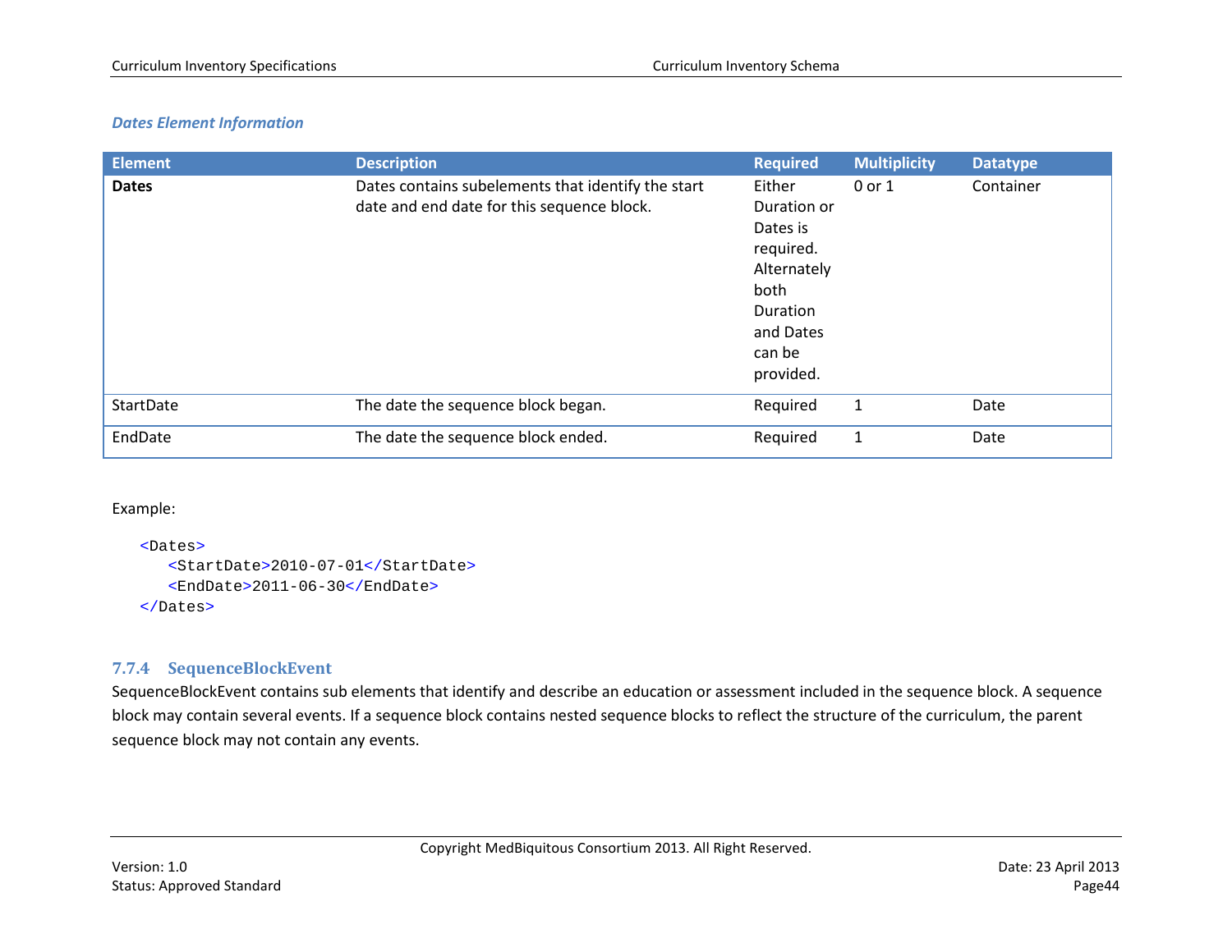*Dates Element Information*

| Element | Description | Required | Multiplicity | Datatype |
|---|---|---|---|---|
| **Dates** | Dates contains subelements that identify the start date and end date for this sequence block. | Either Duration or Dates is required. Alternately both Duration and Dates can be provided. | 0 or 1 | Container |
| StartDate | The date the sequence block began. | Required | 1 | Date |
| EndDate | The date the sequence block ended. | Required | 1 | Date |

Example:

```
<Dates>
   <StartDate>2010-07-01</StartDate>
   <EndDate>2011-06-30</EndDate>
</Dates>
```

### 7.7.4 SequenceBlockEvent

SequenceBlockEvent contains sub elements that identify and describe an education or assessment included in the sequence block. A sequence block may contain several events. If a sequence block contains nested sequence blocks to reflect the structure of the curriculum, the parent sequence block may not contain any events.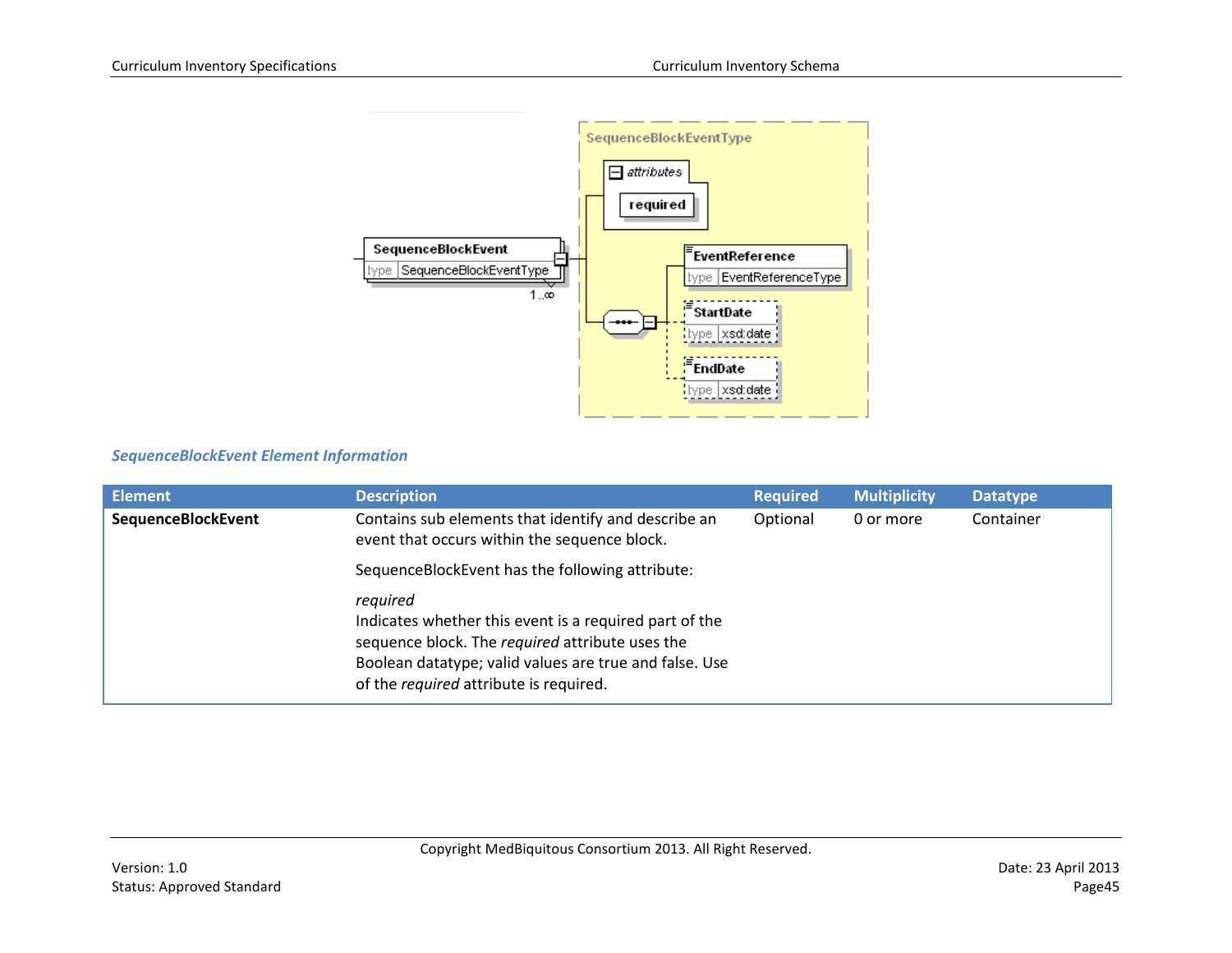### *SequenceBlockEvent Element Information*

| Element | Description | Required | Multiplicity | Datatype |
|---|---|---|---|---|
| **SequenceBlockEvent** | Contains sub elements that identify and describe an event that occurs within the sequence block.<br><br>SequenceBlockEvent has the following attribute:<br><br>*required*<br>Indicates whether this event is a required part of the sequence block. The *required* attribute uses the Boolean datatype; valid values are true and false. Use of the *required* attribute is required. | Optional | 0 or more | Container |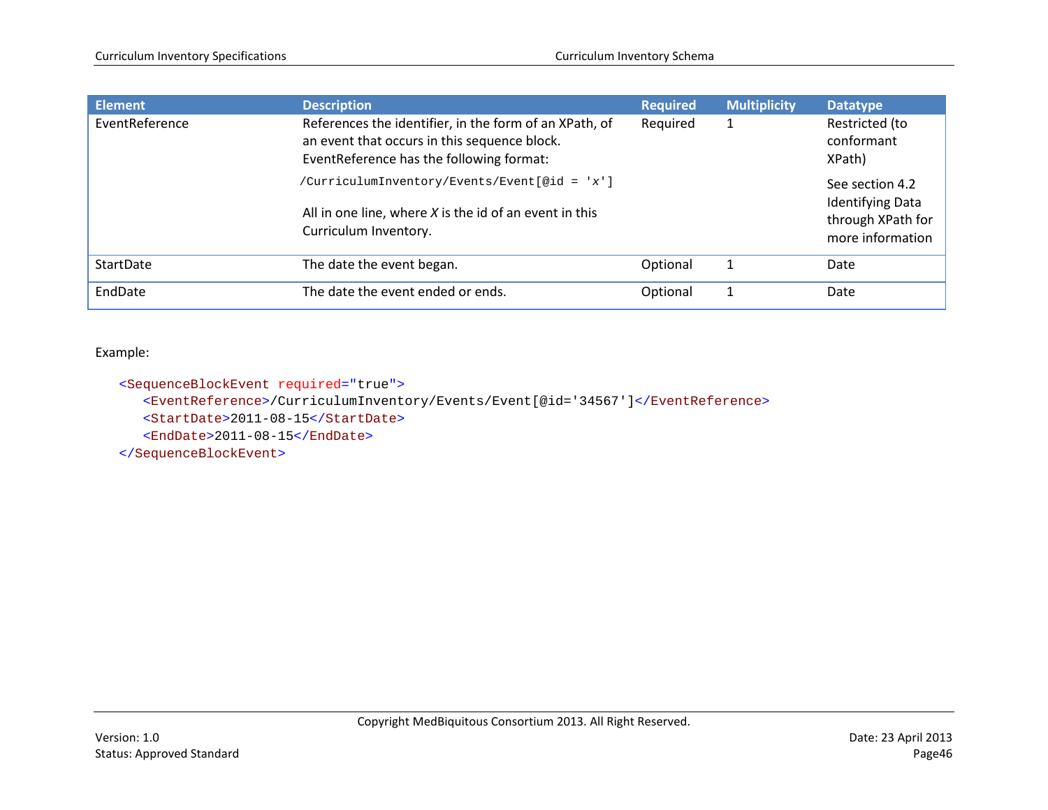| Element | Description | Required | Multiplicity | Datatype |
| --- | --- | --- | --- | --- |
| EventReference | References the identifier, in the form of an XPath, of an event that occurs in this sequence block. EventReference has the following format: `/CurriculumInventory/Events/Event[@id = 'x']` All in one line, where *X* is the id of an event in this Curriculum Inventory. | Required | 1 | Restricted (to conformant XPath) See section 4.2 Identifying Data through XPath for more information |
| StartDate | The date the event began. | Optional | 1 | Date |
| EndDate | The date the event ended or ends. | Optional | 1 | Date |

Example:

```
<SequenceBlockEvent required="true">
   <EventReference>/CurriculumInventory/Events/Event[@id='34567']</EventReference>
   <StartDate>2011-08-15</StartDate>
   <EndDate>2011-08-15</EndDate>
</SequenceBlockEvent>
```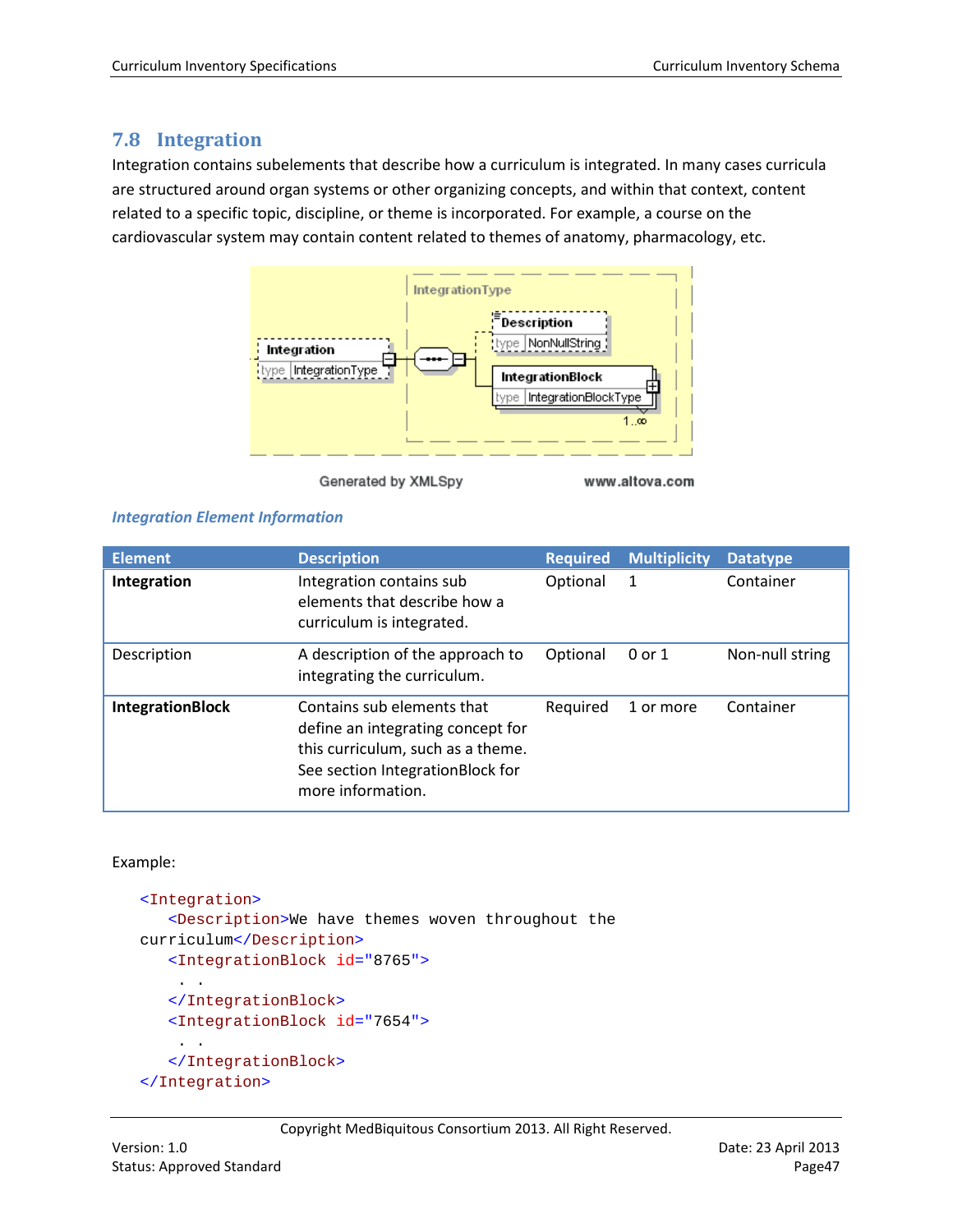## 7.8 Integration

Integration contains subelements that describe how a curriculum is integrated. In many cases curricula are structured around organ systems or other organizing concepts, and within that context, content related to a specific topic, discipline, or theme is incorporated. For example, a course on the cardiovascular system may contain content related to themes of anatomy, pharmacology, etc.

*Integration Element Information*

| Element | Description | Required | Multiplicity | Datatype |
|---|---|---|---|---|
| **Integration** | Integration contains sub elements that describe how a curriculum is integrated. | Optional | 1 | Container |
| Description | A description of the approach to integrating the curriculum. | Optional | 0 or 1 | Non-null string |
| **IntegrationBlock** | Contains sub elements that define an integrating concept for this curriculum, such as a theme. See section IntegrationBlock for more information. | Required | 1 or more | Container |

Example:

```
<Integration>
   <Description>We have themes woven throughout the
curriculum</Description>
   <IntegrationBlock id="8765">
    . .
   </IntegrationBlock>
   <IntegrationBlock id="7654">
    . .
   </IntegrationBlock>
</Integration>
```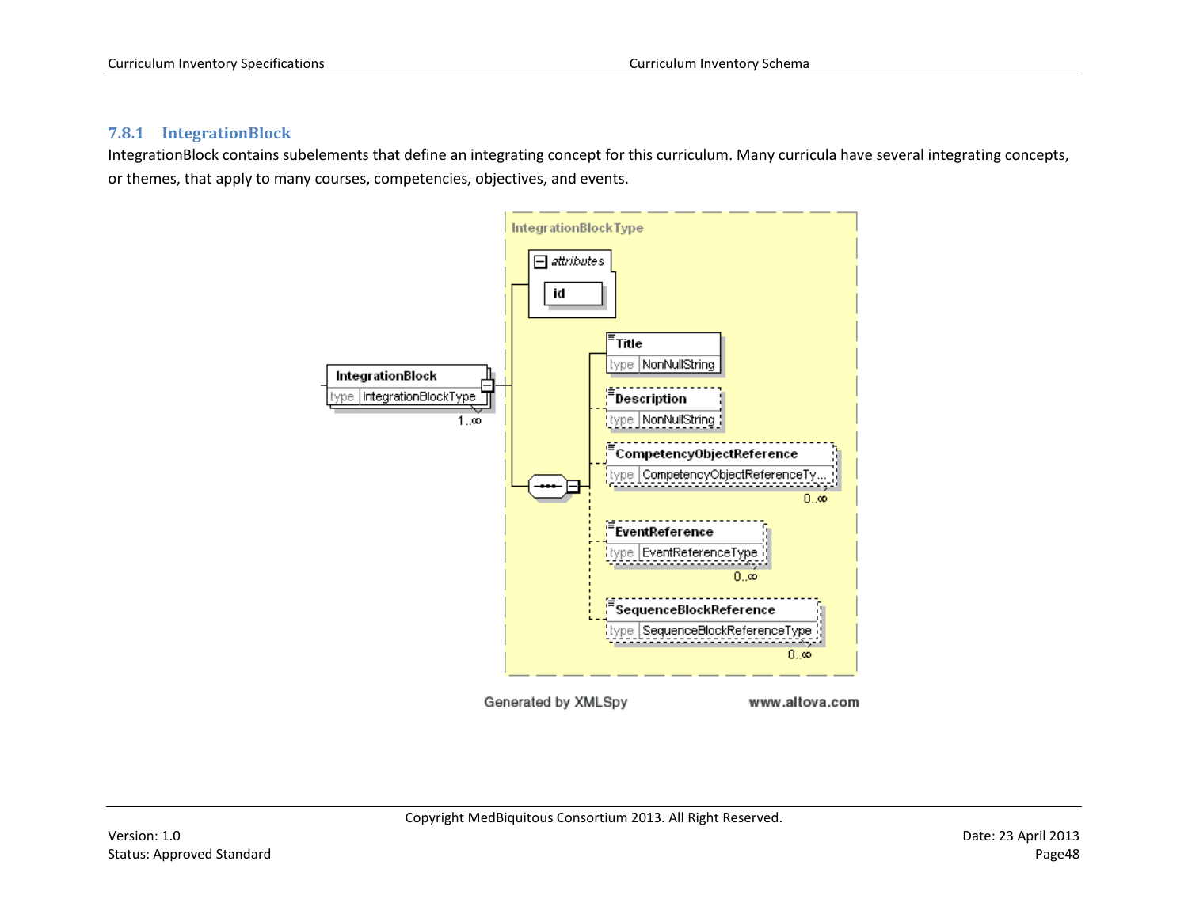### 7.8.1 IntegrationBlock

IntegrationBlock contains subelements that define an integrating concept for this curriculum. Many curricula have several integrating concepts, or themes, that apply to many courses, competencies, objectives, and events.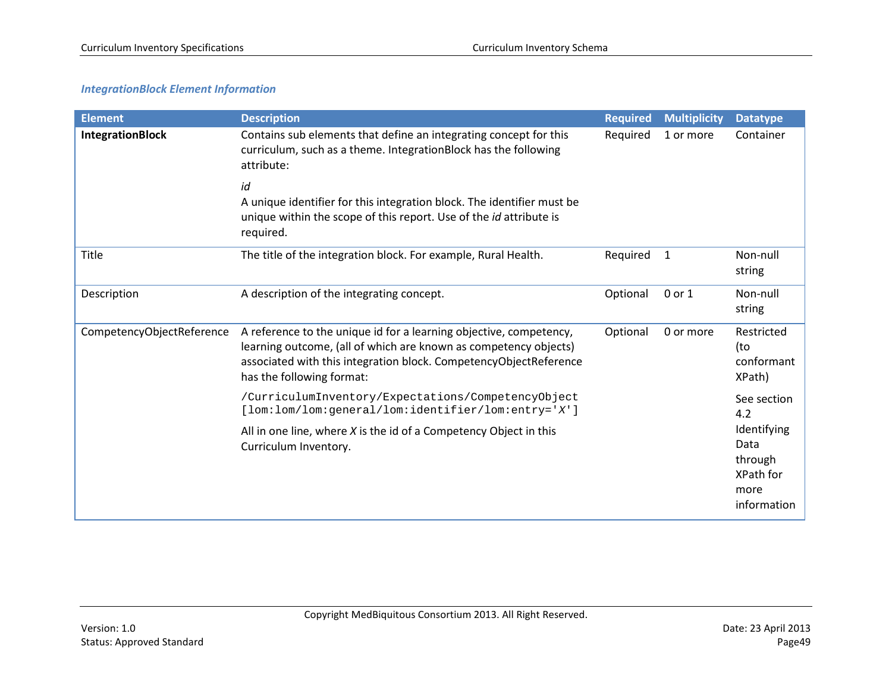### *IntegrationBlock Element Information*

| Element | Description | Required | Multiplicity | Datatype |
|---|---|---|---|---|
| **IntegrationBlock** | Contains sub elements that define an integrating concept for this curriculum, such as a theme. IntegrationBlock has the following attribute:<br><br>*id*<br>A unique identifier for this integration block. The identifier must be unique within the scope of this report. Use of the *id* attribute is required. | Required | 1 or more | Container |
| Title | The title of the integration block. For example, Rural Health. | Required | 1 | Non-null string |
| Description | A description of the integrating concept. | Optional | 0 or 1 | Non-null string |
| CompetencyObjectReference | A reference to the unique id for a learning objective, competency, learning outcome, (all of which are known as competency objects) associated with this integration block. CompetencyObjectReference has the following format:<br><br>`/CurriculumInventory/Expectations/CompetencyObject [lom:lom/lom:general/lom:identifier/lom:entry='X']`<br><br>All in one line, where *X* is the id of a Competency Object in this Curriculum Inventory. | Optional | 0 or more | Restricted (to conformant XPath)<br><br>See section 4.2 Identifying Data through XPath for more information |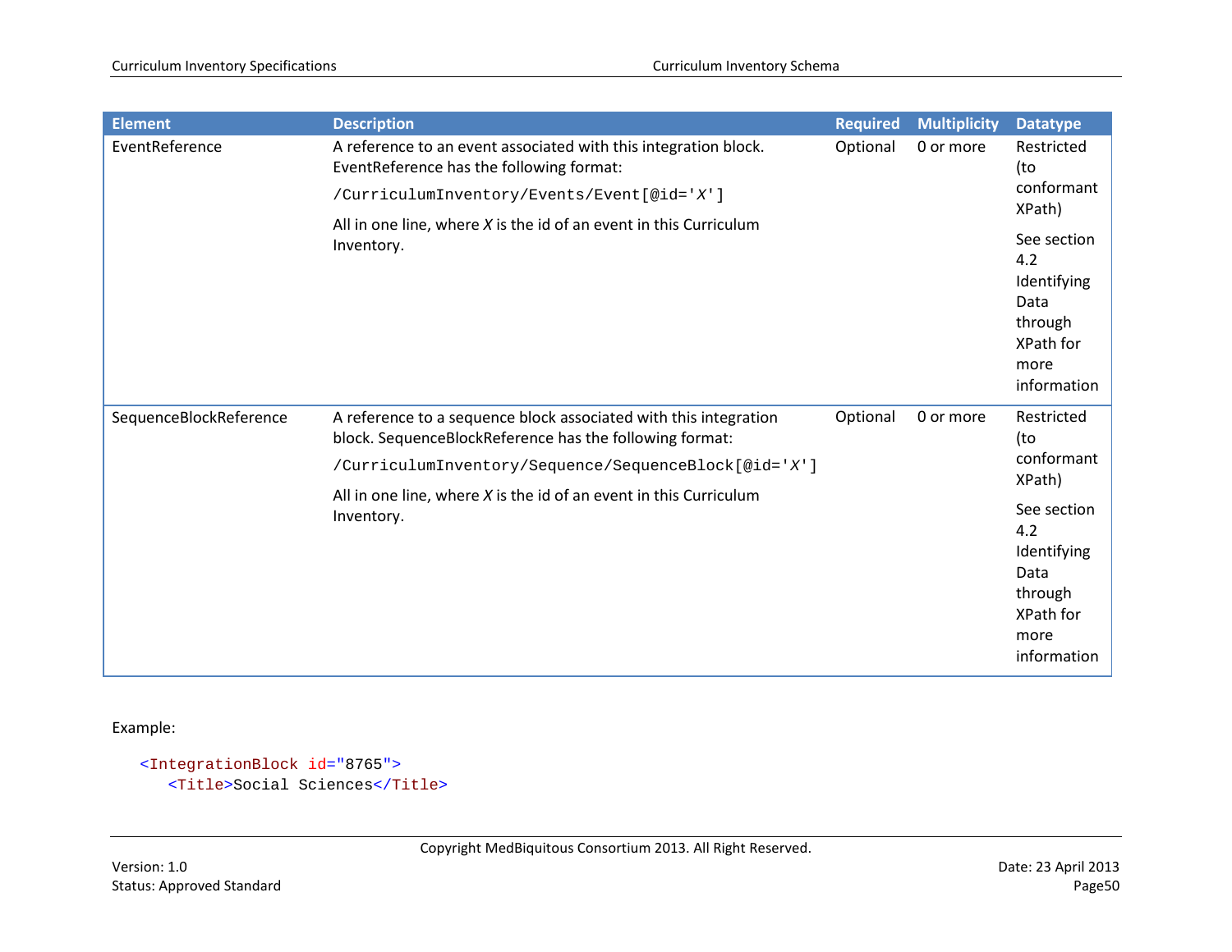| Element | Description | Required | Multiplicity | Datatype |
|---|---|---|---|---|
| EventReference | A reference to an event associated with this integration block. EventReference has the following format: `/CurriculumInventory/Events/Event[@id='X']` All in one line, where *X* is the id of an event in this Curriculum Inventory. | Optional | 0 or more | Restricted (to conformant XPath) See section 4.2 Identifying Data through XPath for more information |
| SequenceBlockReference | A reference to a sequence block associated with this integration block. SequenceBlockReference has the following format: `/CurriculumInventory/Sequence/SequenceBlock[@id='X']` All in one line, where *X* is the id of an event in this Curriculum Inventory. | Optional | 0 or more | Restricted (to conformant XPath) See section 4.2 Identifying Data through XPath for more information |

Example:

```
<IntegrationBlock id="8765">
   <Title>Social Sciences</Title>
```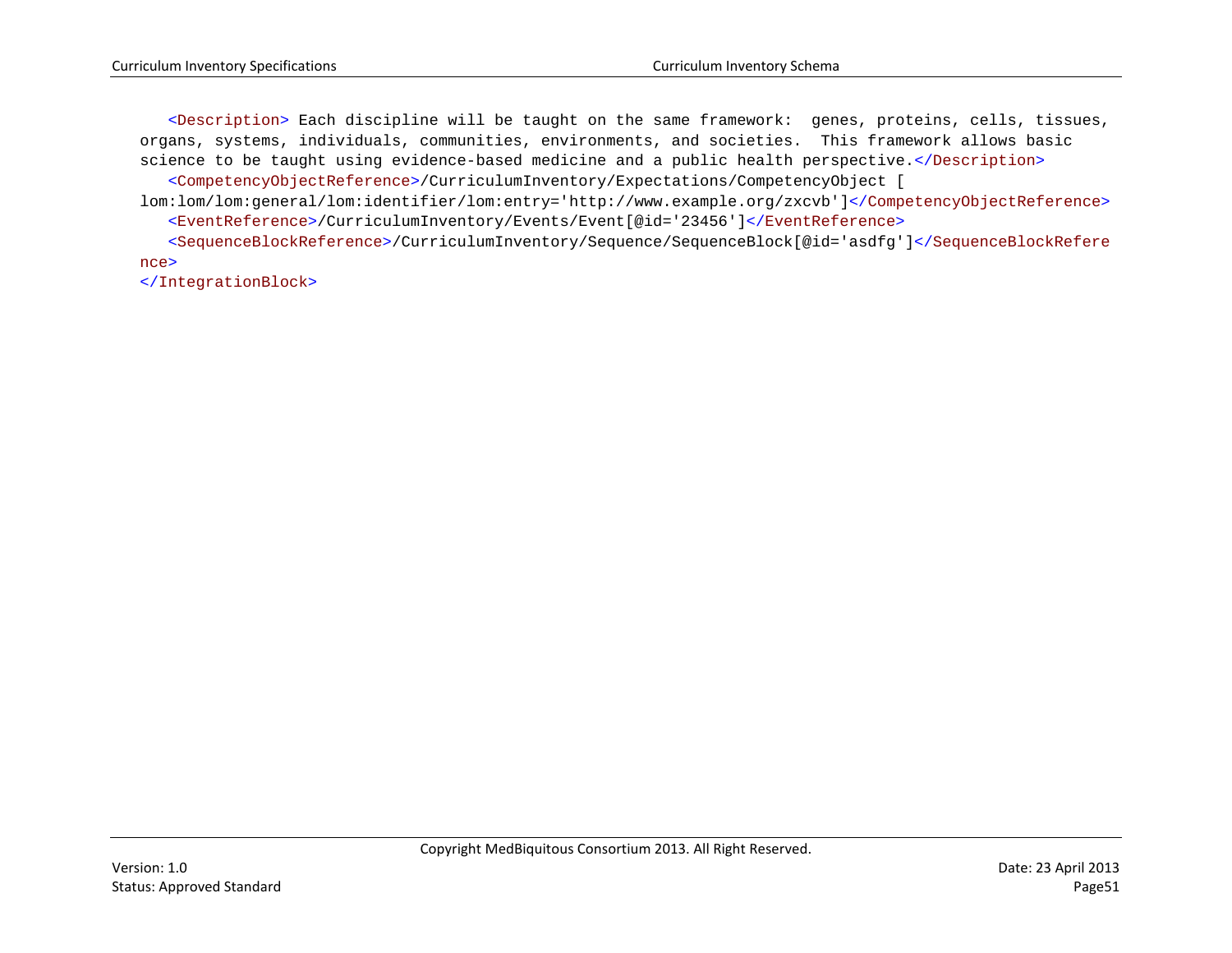```
   <Description> Each discipline will be taught on the same framework:  genes, proteins, cells, tissues,
organs, systems, individuals, communities, environments, and societies.  This framework allows basic
science to be taught using evidence-based medicine and a public health perspective.</Description>
   <CompetencyObjectReference>/CurriculumInventory/Expectations/CompetencyObject [
lom:lom/lom:general/lom:identifier/lom:entry='http://www.example.org/zxcvb']</CompetencyObjectReference>
   <EventReference>/CurriculumInventory/Events/Event[@id='23456']</EventReference>
   <SequenceBlockReference>/CurriculumInventory/Sequence/SequenceBlock[@id='asdfg']</SequenceBlockReference>
</IntegrationBlock>
```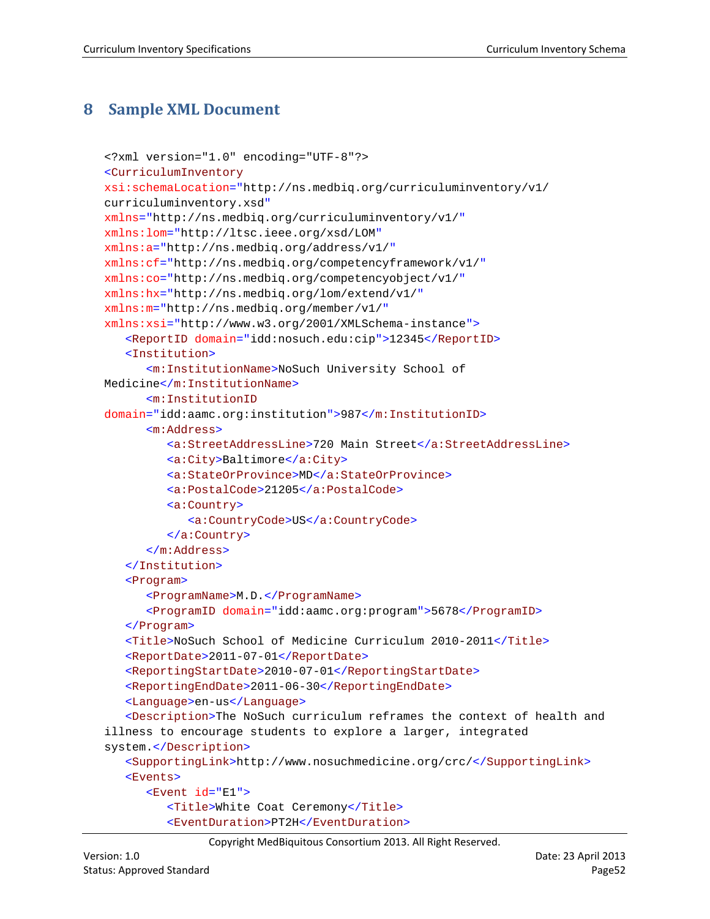# 8 Sample XML Document

```
<?xml version="1.0" encoding="UTF-8"?>
<CurriculumInventory
xsi:schemaLocation="http://ns.medbiq.org/curriculuminventory/v1/
curriculuminventory.xsd"
xmlns="http://ns.medbiq.org/curriculuminventory/v1/"
xmlns:lom="http://ltsc.ieee.org/xsd/LOM"
xmlns:a="http://ns.medbiq.org/address/v1/"
xmlns:cf="http://ns.medbiq.org/competencyframework/v1/"
xmlns:co="http://ns.medbiq.org/competencyobject/v1/"
xmlns:hx="http://ns.medbiq.org/lom/extend/v1/"
xmlns:m="http://ns.medbiq.org/member/v1/"
xmlns:xsi="http://www.w3.org/2001/XMLSchema-instance">
   <ReportID domain="idd:nosuch.edu:cip">12345</ReportID>
   <Institution>
      <m:InstitutionName>NoSuch University School of
Medicine</m:InstitutionName>
      <m:InstitutionID
domain="idd:aamc.org:institution">987</m:InstitutionID>
      <m:Address>
         <a:StreetAddressLine>720 Main Street</a:StreetAddressLine>
         <a:City>Baltimore</a:City>
         <a:StateOrProvince>MD</a:StateOrProvince>
         <a:PostalCode>21205</a:PostalCode>
         <a:Country>
            <a:CountryCode>US</a:CountryCode>
         </a:Country>
      </m:Address>
   </Institution>
   <Program>
      <ProgramName>M.D.</ProgramName>
      <ProgramID domain="idd:aamc.org:program">5678</ProgramID>
   </Program>
   <Title>NoSuch School of Medicine Curriculum 2010-2011</Title>
   <ReportDate>2011-07-01</ReportDate>
   <ReportingStartDate>2010-07-01</ReportingStartDate>
   <ReportingEndDate>2011-06-30</ReportingEndDate>
   <Language>en-us</Language>
   <Description>The NoSuch curriculum reframes the context of health and
illness to encourage students to explore a larger, integrated
system.</Description>
   <SupportingLink>http://www.nosuchmedicine.org/crc/</SupportingLink>
   <Events>
      <Event id="E1">
         <Title>White Coat Ceremony</Title>
         <EventDuration>PT2H</EventDuration>
```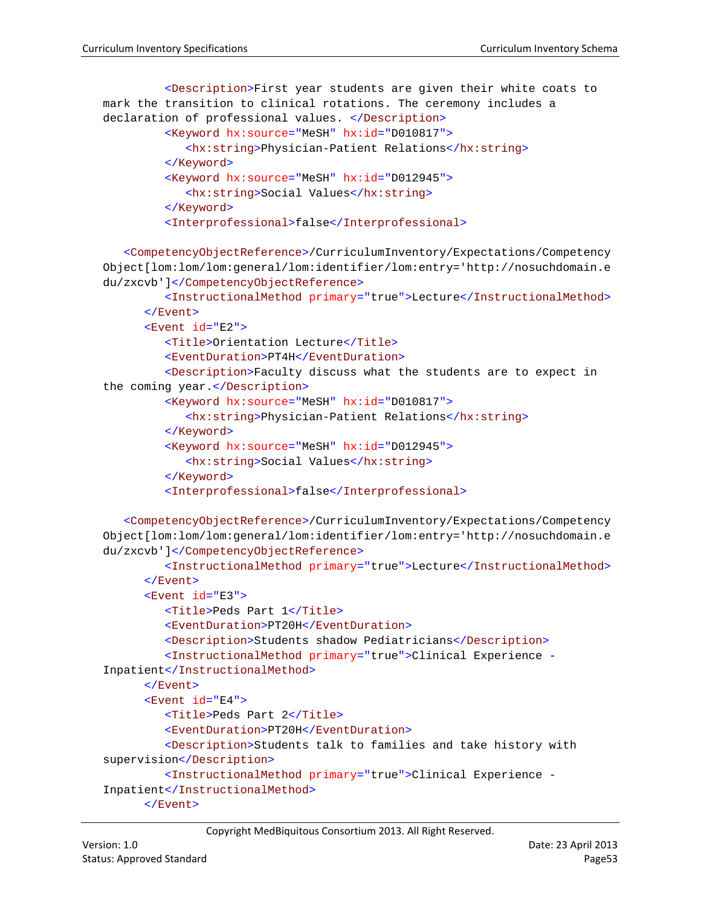```
         <Description>First year students are given their white coats to
mark the transition to clinical rotations. The ceremony includes a
declaration of professional values. </Description>
         <Keyword hx:source="MeSH" hx:id="D010817">
            <hx:string>Physician-Patient Relations</hx:string>
         </Keyword>
         <Keyword hx:source="MeSH" hx:id="D012945">
            <hx:string>Social Values</hx:string>
         </Keyword>
         <Interprofessional>false</Interprofessional>

   <CompetencyObjectReference>/CurriculumInventory/Expectations/Competency
Object[lom:lom/lom:general/lom:identifier/lom:entry='http://nosuchdomain.e
du/zxcvb']</CompetencyObjectReference>
         <InstructionalMethod primary="true">Lecture</InstructionalMethod>
      </Event>
      <Event id="E2">
         <Title>Orientation Lecture</Title>
         <EventDuration>PT4H</EventDuration>
         <Description>Faculty discuss what the students are to expect in
the coming year.</Description>
         <Keyword hx:source="MeSH" hx:id="D010817">
            <hx:string>Physician-Patient Relations</hx:string>
         </Keyword>
         <Keyword hx:source="MeSH" hx:id="D012945">
            <hx:string>Social Values</hx:string>
         </Keyword>
         <Interprofessional>false</Interprofessional>

   <CompetencyObjectReference>/CurriculumInventory/Expectations/Competency
Object[lom:lom/lom:general/lom:identifier/lom:entry='http://nosuchdomain.e
du/zxcvb']</CompetencyObjectReference>
         <InstructionalMethod primary="true">Lecture</InstructionalMethod>
      </Event>
      <Event id="E3">
         <Title>Peds Part 1</Title>
         <EventDuration>PT20H</EventDuration>
         <Description>Students shadow Pediatricians</Description>
         <InstructionalMethod primary="true">Clinical Experience -
Inpatient</InstructionalMethod>
      </Event>
      <Event id="E4">
         <Title>Peds Part 2</Title>
         <EventDuration>PT20H</EventDuration>
         <Description>Students talk to families and take history with
supervision</Description>
         <InstructionalMethod primary="true">Clinical Experience -
Inpatient</InstructionalMethod>
      </Event>
```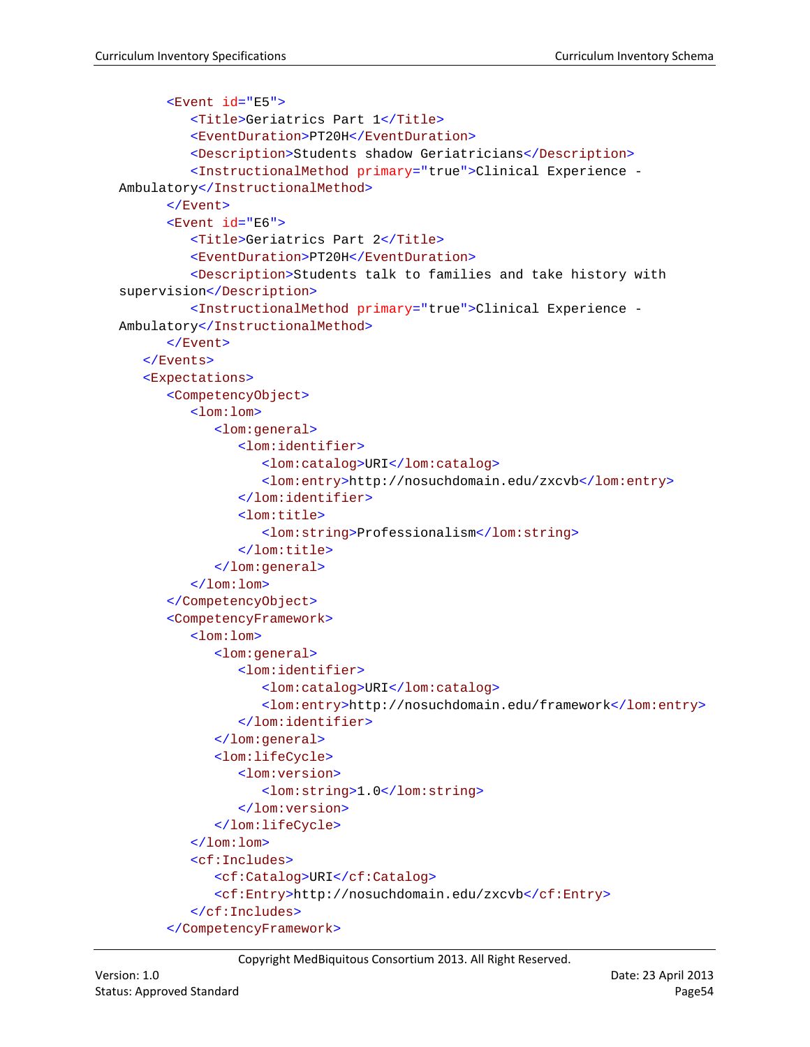```
      <Event id="E5">
         <Title>Geriatrics Part 1</Title>
         <EventDuration>PT20H</EventDuration>
         <Description>Students shadow Geriatricians</Description>
         <InstructionalMethod primary="true">Clinical Experience -
Ambulatory</InstructionalMethod>
      </Event>
      <Event id="E6">
         <Title>Geriatrics Part 2</Title>
         <EventDuration>PT20H</EventDuration>
         <Description>Students talk to families and take history with
supervision</Description>
         <InstructionalMethod primary="true">Clinical Experience -
Ambulatory</InstructionalMethod>
      </Event>
   </Events>
   <Expectations>
      <CompetencyObject>
         <lom:lom>
            <lom:general>
               <lom:identifier>
                  <lom:catalog>URI</lom:catalog>
                  <lom:entry>http://nosuchdomain.edu/zxcvb</lom:entry>
               </lom:identifier>
               <lom:title>
                  <lom:string>Professionalism</lom:string>
               </lom:title>
            </lom:general>
         </lom:lom>
      </CompetencyObject>
      <CompetencyFramework>
         <lom:lom>
            <lom:general>
               <lom:identifier>
                  <lom:catalog>URI</lom:catalog>
                  <lom:entry>http://nosuchdomain.edu/framework</lom:entry>
               </lom:identifier>
            </lom:general>
            <lom:lifeCycle>
               <lom:version>
                  <lom:string>1.0</lom:string>
               </lom:version>
            </lom:lifeCycle>
         </lom:lom>
         <cf:Includes>
            <cf:Catalog>URI</cf:Catalog>
            <cf:Entry>http://nosuchdomain.edu/zxcvb</cf:Entry>
         </cf:Includes>
      </CompetencyFramework>
```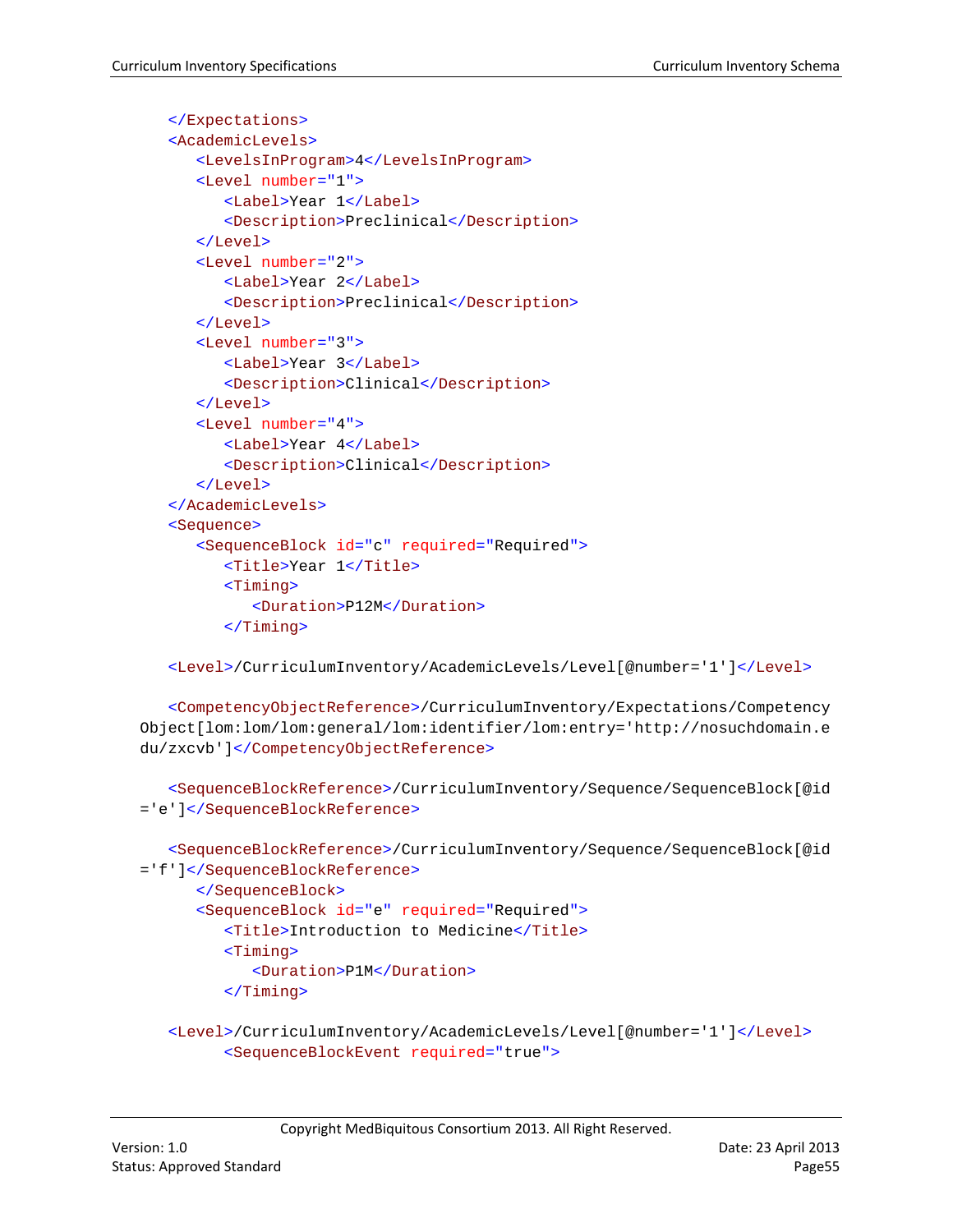```xml
    </Expectations>
    <AcademicLevels>
       <LevelsInProgram>4</LevelsInProgram>
       <Level number="1">
          <Label>Year 1</Label>
          <Description>Preclinical</Description>
       </Level>
       <Level number="2">
          <Label>Year 2</Label>
          <Description>Preclinical</Description>
       </Level>
       <Level number="3">
          <Label>Year 3</Label>
          <Description>Clinical</Description>
       </Level>
       <Level number="4">
          <Label>Year 4</Label>
          <Description>Clinical</Description>
       </Level>
    </AcademicLevels>
    <Sequence>
       <SequenceBlock id="c" required="Required">
          <Title>Year 1</Title>
          <Timing>
             <Duration>P12M</Duration>
          </Timing>

    <Level>/CurriculumInventory/AcademicLevels/Level[@number='1']</Level>

    <CompetencyObjectReference>/CurriculumInventory/Expectations/Competency
 Object[lom:lom/lom:general/lom:identifier/lom:entry='http://nosuchdomain.e
 du/zxcvb']</CompetencyObjectReference>

    <SequenceBlockReference>/CurriculumInventory/Sequence/SequenceBlock[@id
 ='e']</SequenceBlockReference>

    <SequenceBlockReference>/CurriculumInventory/Sequence/SequenceBlock[@id
 ='f']</SequenceBlockReference>
       </SequenceBlock>
       <SequenceBlock id="e" required="Required">
          <Title>Introduction to Medicine</Title>
          <Timing>
             <Duration>P1M</Duration>
          </Timing>

    <Level>/CurriculumInventory/AcademicLevels/Level[@number='1']</Level>
          <SequenceBlockEvent required="true">
```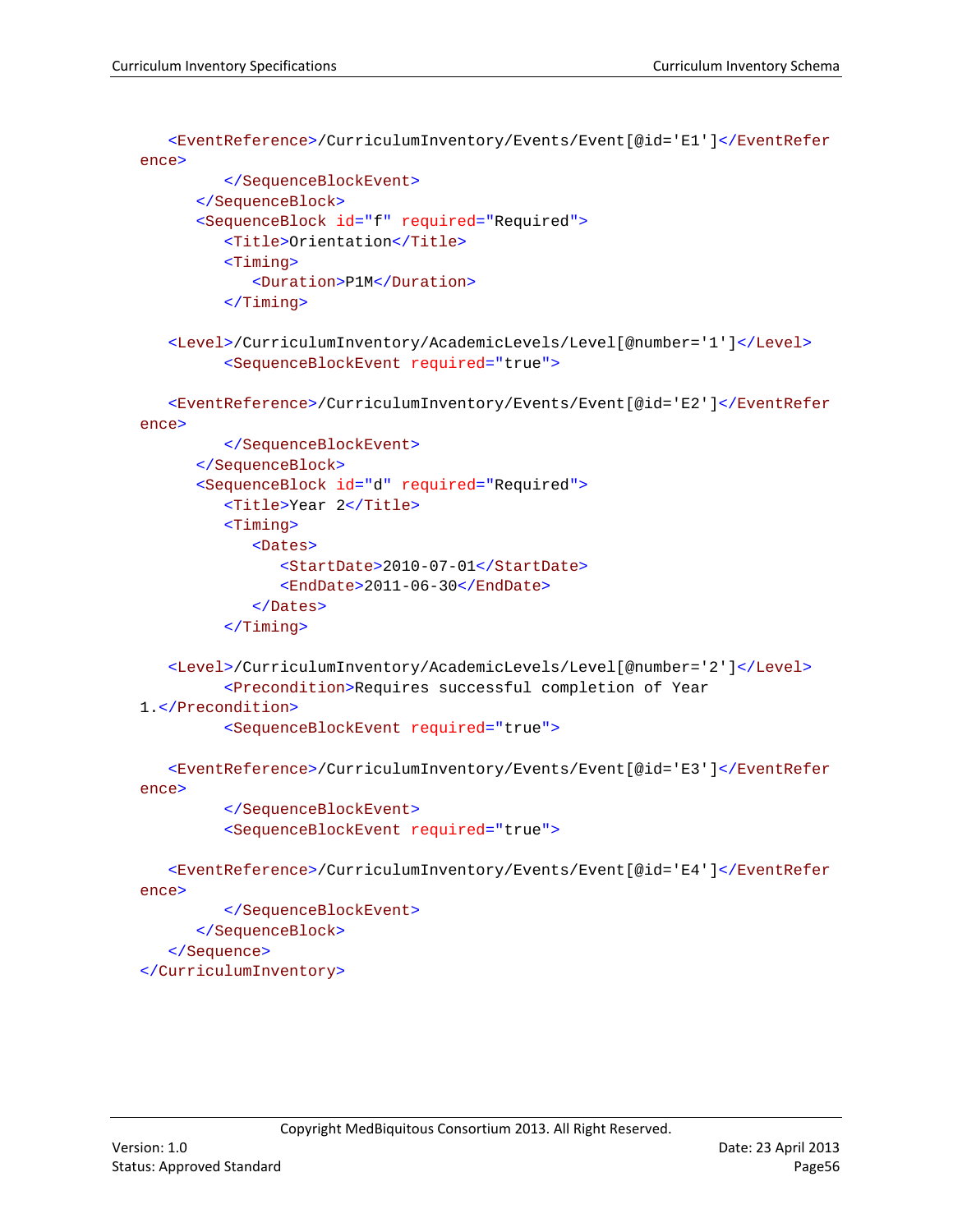```
            <EventReference>/CurriculumInventory/Events/Event[@id='E1']</EventRefer
ence>
         </SequenceBlockEvent>
      </SequenceBlock>
      <SequenceBlock id="f" required="Required">
         <Title>Orientation</Title>
         <Timing>
            <Duration>P1M</Duration>
         </Timing>

   <Level>/CurriculumInventory/AcademicLevels/Level[@number='1']</Level>
         <SequenceBlockEvent required="true">

   <EventReference>/CurriculumInventory/Events/Event[@id='E2']</EventRefer
ence>
         </SequenceBlockEvent>
      </SequenceBlock>
      <SequenceBlock id="d" required="Required">
         <Title>Year 2</Title>
         <Timing>
            <Dates>
               <StartDate>2010-07-01</StartDate>
               <EndDate>2011-06-30</EndDate>
            </Dates>
         </Timing>

   <Level>/CurriculumInventory/AcademicLevels/Level[@number='2']</Level>
         <Precondition>Requires successful completion of Year
1.</Precondition>
         <SequenceBlockEvent required="true">

   <EventReference>/CurriculumInventory/Events/Event[@id='E3']</EventRefer
ence>
         </SequenceBlockEvent>
         <SequenceBlockEvent required="true">

   <EventReference>/CurriculumInventory/Events/Event[@id='E4']</EventRefer
ence>
         </SequenceBlockEvent>
      </SequenceBlock>
   </Sequence>
</CurriculumInventory>
```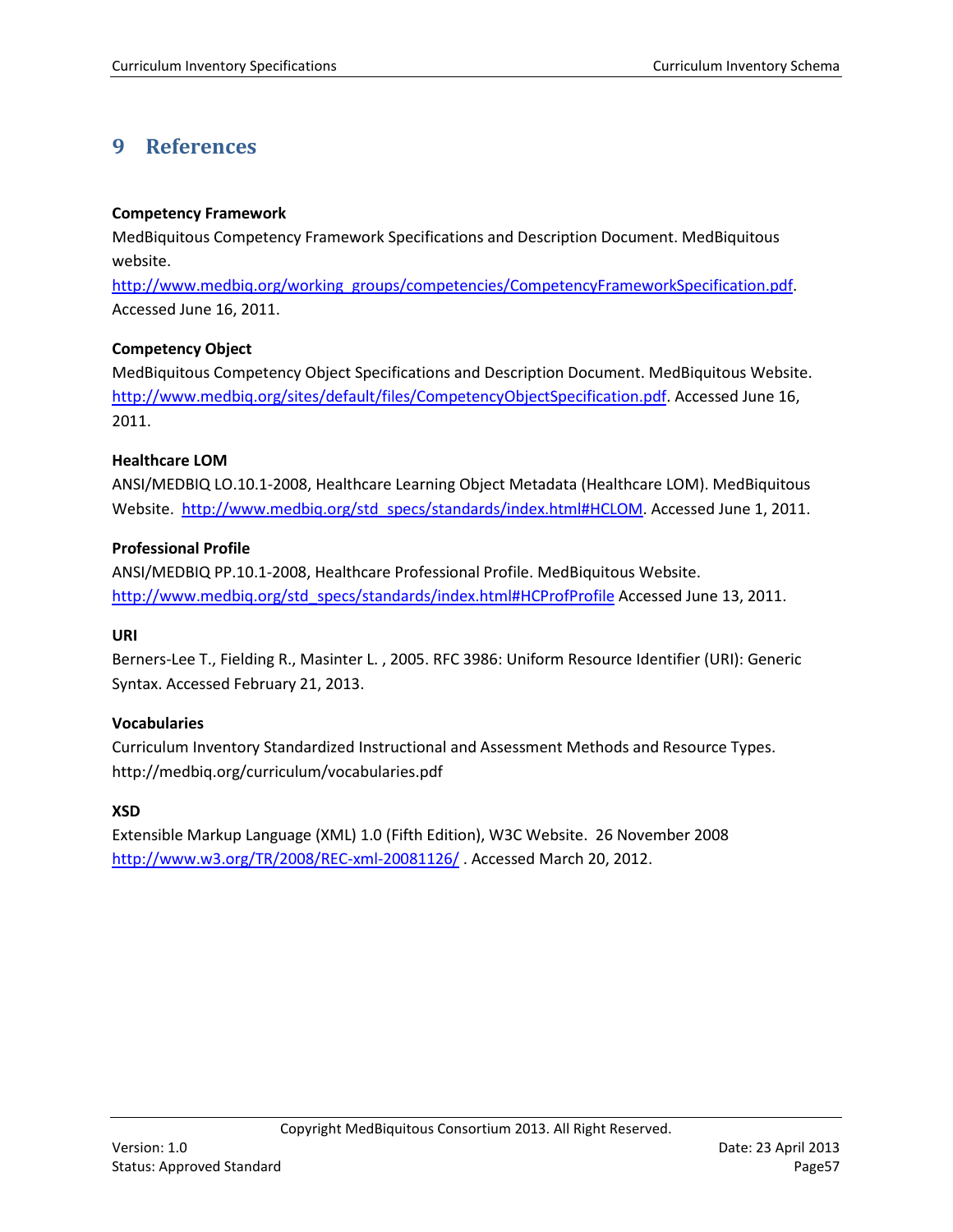# 9 References

**Competency Framework**

MedBiquitous Competency Framework Specifications and Description Document. MedBiquitous website.
http://www.medbiq.org/working_groups/competencies/CompetencyFrameworkSpecification.pdf. Accessed June 16, 2011.

**Competency Object**

MedBiquitous Competency Object Specifications and Description Document. MedBiquitous Website. http://www.medbiq.org/sites/default/files/CompetencyObjectSpecification.pdf. Accessed June 16, 2011.

**Healthcare LOM**

ANSI/MEDBIQ LO.10.1-2008, Healthcare Learning Object Metadata (Healthcare LOM). MedBiquitous Website. http://www.medbiq.org/std_specs/standards/index.html#HCLOM. Accessed June 1, 2011.

**Professional Profile**

ANSI/MEDBIQ PP.10.1-2008, Healthcare Professional Profile. MedBiquitous Website. http://www.medbiq.org/std_specs/standards/index.html#HCProfProfile Accessed June 13, 2011.

**URI**

Berners-Lee T., Fielding R., Masinter L. , 2005. RFC 3986: Uniform Resource Identifier (URI): Generic Syntax. Accessed February 21, 2013.

**Vocabularies**

Curriculum Inventory Standardized Instructional and Assessment Methods and Resource Types. http://medbiq.org/curriculum/vocabularies.pdf

**XSD**

Extensible Markup Language (XML) 1.0 (Fifth Edition), W3C Website. 26 November 2008 http://www.w3.org/TR/2008/REC-xml-20081126/ . Accessed March 20, 2012.